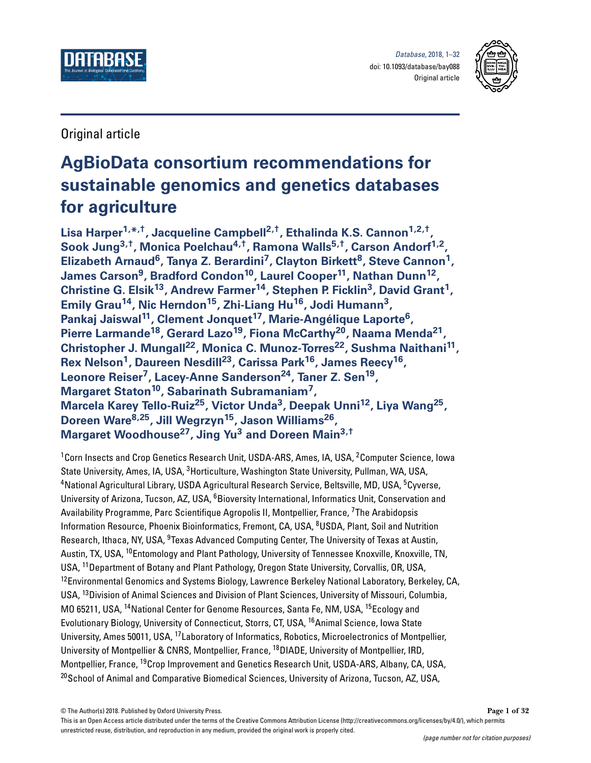Original article

# AgBioData consortium recommendations for sustainable genomics and genetics databases for agriculture

**Lisa Harper[1,*,†], Jacqueline Campbell[2,†], Ethalinda K.S. Cannon[1,2,†], Sook Jung[3,†], Monica Poelchau[4,†], Ramona Walls[5,†], Carson Andorf[1,2], Elizabeth Arnaud[6], Tanya Z. Berardini[7], Clayton Birkett[8], Steve Cannon[1], James Carson[9], Bradford Condon[10], Laurel Cooper[11], Nathan Dunn[12], Christine G. Elsik[13], Andrew Farmer[14], Stephen P. Ficklin[3], David Grant[1], Emily Grau[14], Nic Herndon[15], Zhi-Liang Hu[16], Jodi Humann[3], Pankaj Jaiswal[11], Clement Jonquet[17], Marie-Angélique Laporte[6], Pierre Larmande[18], Gerard Lazo[19], Fiona McCarthy[20], Naama Menda[21], Christopher J. Mungall[22], Monica C. Munoz-Torres[22], Sushma Naithani[11], Rex Nelson[1], Daureen Nesdill[23], Carissa Park[16], James Reecy[16], Leonore Reiser[7], Lacey-Anne Sanderson[24], Taner Z. Sen[19], Margaret Staton[10], Sabarinath Subramaniam[7], Marcela Karey Tello-Ruiz[25], Victor Unda[3], Deepak Unni[12], Liya Wang[25], Doreen Ware[8,25], Jill Wegrzyn[15], Jason Williams[26], Margaret Woodhouse[27], Jing Yu[3] and Doreen Main[3,†]**

[1]Corn Insects and Crop Genetics Research Unit, USDA-ARS, Ames, IA, USA, [2]Computer Science, Iowa State University, Ames, IA, USA, [3]Horticulture, Washington State University, Pullman, WA, USA, [4]National Agricultural Library, USDA Agricultural Research Service, Beltsville, MD, USA, [5]Cyverse, University of Arizona, Tucson, AZ, USA, [6]Bioversity International, Informatics Unit, Conservation and Availability Programme, Parc Scientifique Agropolis II, Montpellier, France, [7]The Arabidopsis Information Resource, Phoenix Bioinformatics, Fremont, CA, USA, [8]USDA, Plant, Soil and Nutrition Research, Ithaca, NY, USA, [9]Texas Advanced Computing Center, The University of Texas at Austin, Austin, TX, USA, [10]Entomology and Plant Pathology, University of Tennessee Knoxville, Knoxville, TN, USA, [11]Department of Botany and Plant Pathology, Oregon State University, Corvallis, OR, USA, [12]Environmental Genomics and Systems Biology, Lawrence Berkeley National Laboratory, Berkeley, CA, USA, [13]Division of Animal Sciences and Division of Plant Sciences, University of Missouri, Columbia, MO 65211, USA, [14]National Center for Genome Resources, Santa Fe, NM, USA, [15]Ecology and Evolutionary Biology, University of Connecticut, Storrs, CT, USA, [16]Animal Science, Iowa State University, Ames 50011, USA, [17]Laboratory of Informatics, Robotics, Microelectronics of Montpellier, University of Montpellier & CNRS, Montpellier, France, [18]DIADE, University of Montpellier, IRD, Montpellier, France, [19]Crop Improvement and Genetics Research Unit, USDA-ARS, Albany, CA, USA, [20]School of Animal and Comparative Biomedical Sciences, University of Arizona, Tucson, AZ, USA,

© The Author(s) 2018. Published by Oxford University Press.

This is an Open Access article distributed under the terms of the Creative Commons Attribution License (http://creativecommons.org/licenses/by/4.0/), which permits unrestricted reuse, distribution, and reproduction in any medium, provided the original work is properly cited.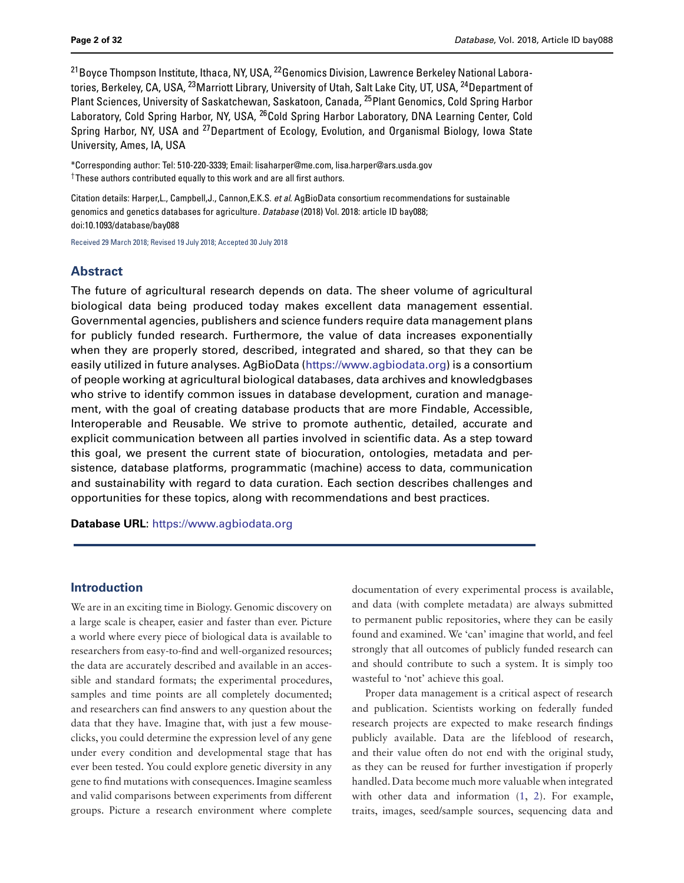[21]Boyce Thompson Institute, Ithaca, NY, USA, [22]Genomics Division, Lawrence Berkeley National Laboratories, Berkeley, CA, USA, [23]Marriott Library, University of Utah, Salt Lake City, UT, USA, [24]Department of Plant Sciences, University of Saskatchewan, Saskatoon, Canada, [25]Plant Genomics, Cold Spring Harbor Laboratory, Cold Spring Harbor, NY, USA, [26]Cold Spring Harbor Laboratory, DNA Learning Center, Cold Spring Harbor, NY, USA and [27]Department of Ecology, Evolution, and Organismal Biology, Iowa State University, Ames, IA, USA

*Corresponding author: Tel: 510-220-3339; Email: lisaharper@me.com, lisa.harper@ars.usda.gov
†These authors contributed equally to this work and are all first authors.

Citation details: Harper,L., Campbell,J., Cannon,E.K.S. *et al.* AgBioData consortium recommendations for sustainable genomics and genetics databases for agriculture. *Database* (2018) Vol. 2018: article ID bay088; doi:10.1093/database/bay088

Received 29 March 2018; Revised 19 July 2018; Accepted 30 July 2018

## Abstract

The future of agricultural research depends on data. The sheer volume of agricultural biological data being produced today makes excellent data management essential. Governmental agencies, publishers and science funders require data management plans for publicly funded research. Furthermore, the value of data increases exponentially when they are properly stored, described, integrated and shared, so that they can be easily utilized in future analyses. AgBioData (https://www.agbiodata.org) is a consortium of people working at agricultural biological databases, data archives and knowledgbases who strive to identify common issues in database development, curation and management, with the goal of creating database products that are more Findable, Accessible, Interoperable and Reusable. We strive to promote authentic, detailed, accurate and explicit communication between all parties involved in scientific data. As a step toward this goal, we present the current state of biocuration, ontologies, metadata and persistence, database platforms, programmatic (machine) access to data, communication and sustainability with regard to data curation. Each section describes challenges and opportunities for these topics, along with recommendations and best practices.

**Database URL**: https://www.agbiodata.org

## Introduction

We are in an exciting time in Biology. Genomic discovery on a large scale is cheaper, easier and faster than ever. Picture a world where every piece of biological data is available to researchers from easy-to-find and well-organized resources; the data are accurately described and available in an accessible and standard formats; the experimental procedures, samples and time points are all completely documented; and researchers can find answers to any question about the data that they have. Imagine that, with just a few mouse-clicks, you could determine the expression level of any gene under every condition and developmental stage that has ever been tested. You could explore genetic diversity in any gene to find mutations with consequences. Imagine seamless and valid comparisons between experiments from different groups. Picture a research environment where complete documentation of every experimental process is available, and data (with complete metadata) are always submitted to permanent public repositories, where they can be easily found and examined. We 'can' imagine that world, and feel strongly that all outcomes of publicly funded research can and should contribute to such a system. It is simply too wasteful to 'not' achieve this goal.

Proper data management is a critical aspect of research and publication. Scientists working on federally funded research projects are expected to make research findings publicly available. Data are the lifeblood of research, and their value often do not end with the original study, as they can be reused for further investigation if properly handled. Data become much more valuable when integrated with other data and information (1, 2). For example, traits, images, seed/sample sources, sequencing data and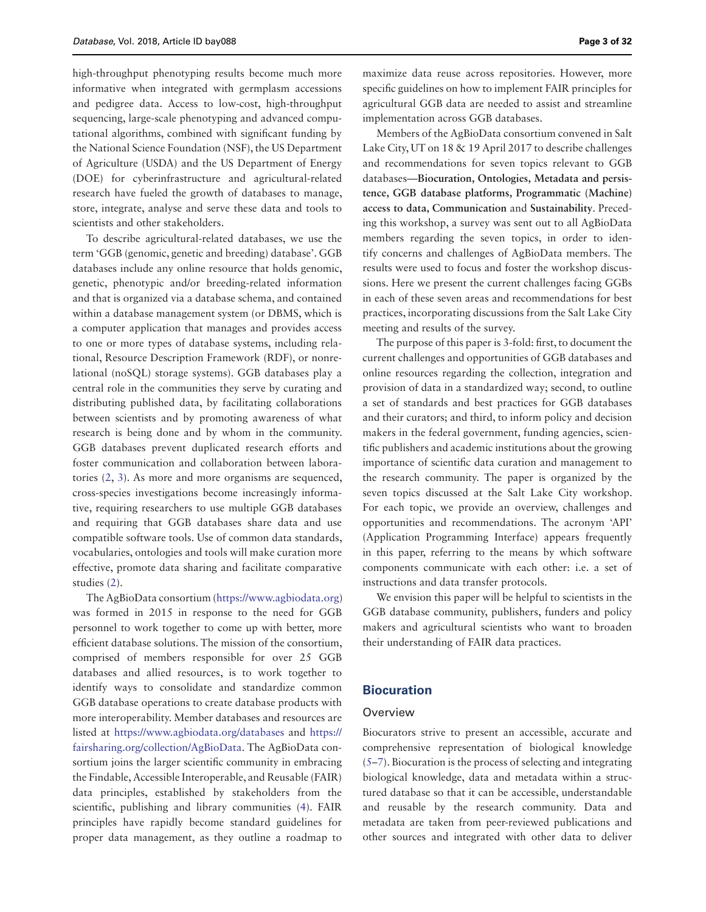high-throughput phenotyping results become much more informative when integrated with germplasm accessions and pedigree data. Access to low-cost, high-throughput sequencing, large-scale phenotyping and advanced computational algorithms, combined with significant funding by the National Science Foundation (NSF), the US Department of Agriculture (USDA) and the US Department of Energy (DOE) for cyberinfrastructure and agricultural-related research have fueled the growth of databases to manage, store, integrate, analyse and serve these data and tools to scientists and other stakeholders.

To describe agricultural-related databases, we use the term 'GGB (genomic, genetic and breeding) database'. GGB databases include any online resource that holds genomic, genetic, phenotypic and/or breeding-related information and that is organized via a database schema, and contained within a database management system (or DBMS, which is a computer application that manages and provides access to one or more types of database systems, including relational, Resource Description Framework (RDF), or nonrelational (noSQL) storage systems). GGB databases play a central role in the communities they serve by curating and distributing published data, by facilitating collaborations between scientists and by promoting awareness of what research is being done and by whom in the community. GGB databases prevent duplicated research efforts and foster communication and collaboration between laboratories (2, 3). As more and more organisms are sequenced, cross-species investigations become increasingly informative, requiring researchers to use multiple GGB databases and requiring that GGB databases share data and use compatible software tools. Use of common data standards, vocabularies, ontologies and tools will make curation more effective, promote data sharing and facilitate comparative studies (2).

The AgBioData consortium (https://www.agbiodata.org) was formed in 2015 in response to the need for GGB personnel to work together to come up with better, more efficient database solutions. The mission of the consortium, comprised of members responsible for over 25 GGB databases and allied resources, is to work together to identify ways to consolidate and standardize common GGB database operations to create database products with more interoperability. Member databases and resources are listed at https://www.agbiodata.org/databases and https://fairsharing.org/collection/AgBioData. The AgBioData consortium joins the larger scientific community in embracing the Findable, Accessible Interoperable, and Reusable (FAIR) data principles, established by stakeholders from the scientific, publishing and library communities (4). FAIR principles have rapidly become standard guidelines for proper data management, as they outline a roadmap to maximize data reuse across repositories. However, more specific guidelines on how to implement FAIR principles for agricultural GGB data are needed to assist and streamline implementation across GGB databases.

Members of the AgBioData consortium convened in Salt Lake City, UT on 18 & 19 April 2017 to describe challenges and recommendations for seven topics relevant to GGB databases—**Biocuration, Ontologies, Metadata and persistence, GGB database platforms, Programmatic (Machine) access to data, Communication** and **Sustainability**. Preceding this workshop, a survey was sent out to all AgBioData members regarding the seven topics, in order to identify concerns and challenges of AgBioData members. The results were used to focus and foster the workshop discussions. Here we present the current challenges facing GGBs in each of these seven areas and recommendations for best practices, incorporating discussions from the Salt Lake City meeting and results of the survey.

The purpose of this paper is 3-fold: first, to document the current challenges and opportunities of GGB databases and online resources regarding the collection, integration and provision of data in a standardized way; second, to outline a set of standards and best practices for GGB databases and their curators; and third, to inform policy and decision makers in the federal government, funding agencies, scientific publishers and academic institutions about the growing importance of scientific data curation and management to the research community. The paper is organized by the seven topics discussed at the Salt Lake City workshop. For each topic, we provide an overview, challenges and opportunities and recommendations. The acronym 'API' (Application Programming Interface) appears frequently in this paper, referring to the means by which software components communicate with each other: i.e. a set of instructions and data transfer protocols.

We envision this paper will be helpful to scientists in the GGB database community, publishers, funders and policy makers and agricultural scientists who want to broaden their understanding of FAIR data practices.

## Biocuration

### Overview

Biocurators strive to present an accessible, accurate and comprehensive representation of biological knowledge (5–7). Biocuration is the process of selecting and integrating biological knowledge, data and metadata within a structured database so that it can be accessible, understandable and reusable by the research community. Data and metadata are taken from peer-reviewed publications and other sources and integrated with other data to deliver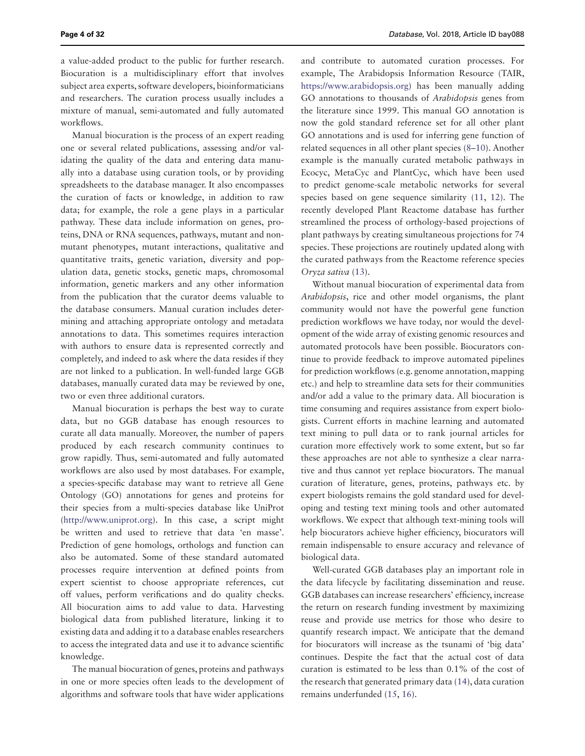a value-added product to the public for further research. Biocuration is a multidisciplinary effort that involves subject area experts, software developers, bioinformaticians and researchers. The curation process usually includes a mixture of manual, semi-automated and fully automated workflows.

Manual biocuration is the process of an expert reading one or several related publications, assessing and/or validating the quality of the data and entering data manually into a database using curation tools, or by providing spreadsheets to the database manager. It also encompasses the curation of facts or knowledge, in addition to raw data; for example, the role a gene plays in a particular pathway. These data include information on genes, proteins, DNA or RNA sequences, pathways, mutant and non-mutant phenotypes, mutant interactions, qualitative and quantitative traits, genetic variation, diversity and population data, genetic stocks, genetic maps, chromosomal information, genetic markers and any other information from the publication that the curator deems valuable to the database consumers. Manual curation includes determining and attaching appropriate ontology and metadata annotations to data. This sometimes requires interaction with authors to ensure data is represented correctly and completely, and indeed to ask where the data resides if they are not linked to a publication. In well-funded large GGB databases, manually curated data may be reviewed by one, two or even three additional curators.

Manual biocuration is perhaps the best way to curate data, but no GGB database has enough resources to curate all data manually. Moreover, the number of papers produced by each research community continues to grow rapidly. Thus, semi-automated and fully automated workflows are also used by most databases. For example, a species-specific database may want to retrieve all Gene Ontology (GO) annotations for genes and proteins for their species from a multi-species database like UniProt (http://www.uniprot.org). In this case, a script might be written and used to retrieve that data 'en masse'. Prediction of gene homologs, orthologs and function can also be automated. Some of these standard automated processes require intervention at defined points from expert scientist to choose appropriate references, cut off values, perform verifications and do quality checks. All biocuration aims to add value to data. Harvesting biological data from published literature, linking it to existing data and adding it to a database enables researchers to access the integrated data and use it to advance scientific knowledge.

The manual biocuration of genes, proteins and pathways in one or more species often leads to the development of algorithms and software tools that have wider applications and contribute to automated curation processes. For example, The Arabidopsis Information Resource (TAIR, https://www.arabidopsis.org) has been manually adding GO annotations to thousands of *Arabidopsis* genes from the literature since 1999. This manual GO annotation is now the gold standard reference set for all other plant GO annotations and is used for inferring gene function of related sequences in all other plant species (8–10). Another example is the manually curated metabolic pathways in Ecocyc, MetaCyc and PlantCyc, which have been used to predict genome-scale metabolic networks for several species based on gene sequence similarity (11, 12). The recently developed Plant Reactome database has further streamlined the process of orthology-based projections of plant pathways by creating simultaneous projections for 74 species. These projections are routinely updated along with the curated pathways from the Reactome reference species *Oryza sativa* (13).

Without manual biocuration of experimental data from *Arabidopsis*, rice and other model organisms, the plant community would not have the powerful gene function prediction workflows we have today, nor would the development of the wide array of existing genomic resources and automated protocols have been possible. Biocurators continue to provide feedback to improve automated pipelines for prediction workflows (e.g. genome annotation, mapping etc.) and help to streamline data sets for their communities and/or add a value to the primary data. All biocuration is time consuming and requires assistance from expert biologists. Current efforts in machine learning and automated text mining to pull data or to rank journal articles for curation more effectively work to some extent, but so far these approaches are not able to synthesize a clear narrative and thus cannot yet replace biocurators. The manual curation of literature, genes, proteins, pathways etc. by expert biologists remains the gold standard used for developing and testing text mining tools and other automated workflows. We expect that although text-mining tools will help biocurators achieve higher efficiency, biocurators will remain indispensable to ensure accuracy and relevance of biological data.

Well-curated GGB databases play an important role in the data lifecycle by facilitating dissemination and reuse. GGB databases can increase researchers' efficiency, increase the return on research funding investment by maximizing reuse and provide use metrics for those who desire to quantify research impact. We anticipate that the demand for biocurators will increase as the tsunami of 'big data' continues. Despite the fact that the actual cost of data curation is estimated to be less than 0.1% of the cost of the research that generated primary data (14), data curation remains underfunded (15, 16).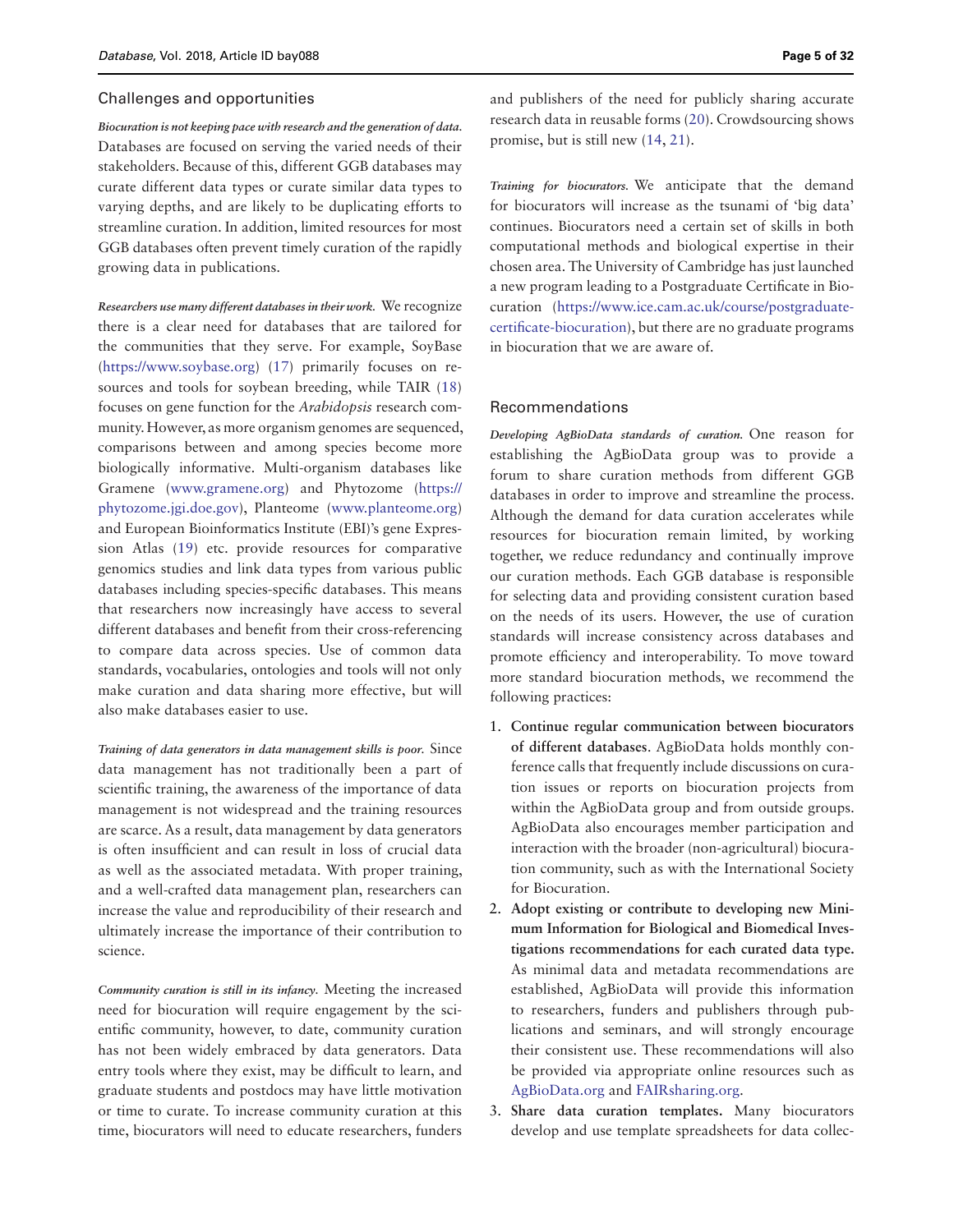## Challenges and opportunities

***Biocuration is not keeping pace with research and the generation of data.*** Databases are focused on serving the varied needs of their stakeholders. Because of this, different GGB databases may curate different data types or curate similar data types to varying depths, and are likely to be duplicating efforts to streamline curation. In addition, limited resources for most GGB databases often prevent timely curation of the rapidly growing data in publications.

***Researchers use many different databases in their work.*** We recognize there is a clear need for databases that are tailored for the communities that they serve. For example, SoyBase (https://www.soybase.org) (17) primarily focuses on resources and tools for soybean breeding, while TAIR (18) focuses on gene function for the *Arabidopsis* research community. However, as more organism genomes are sequenced, comparisons between and among species become more biologically informative. Multi-organism databases like Gramene (www.gramene.org) and Phytozome (https://phytozome.jgi.doe.gov), Planteome (www.planteome.org) and European Bioinformatics Institute (EBI)'s gene Expression Atlas (19) etc. provide resources for comparative genomics studies and link data types from various public databases including species-specific databases. This means that researchers now increasingly have access to several different databases and benefit from their cross-referencing to compare data across species. Use of common data standards, vocabularies, ontologies and tools will not only make curation and data sharing more effective, but will also make databases easier to use.

***Training of data generators in data management skills is poor.*** Since data management has not traditionally been a part of scientific training, the awareness of the importance of data management is not widespread and the training resources are scarce. As a result, data management by data generators is often insufficient and can result in loss of crucial data as well as the associated metadata. With proper training, and a well-crafted data management plan, researchers can increase the value and reproducibility of their research and ultimately increase the importance of their contribution to science.

***Community curation is still in its infancy.*** Meeting the increased need for biocuration will require engagement by the scientific community, however, to date, community curation has not been widely embraced by data generators. Data entry tools where they exist, may be difficult to learn, and graduate students and postdocs may have little motivation or time to curate. To increase community curation at this time, biocurators will need to educate researchers, funders and publishers of the need for publicly sharing accurate research data in reusable forms (20). Crowdsourcing shows promise, but is still new (14, 21).

***Training for biocurators.*** We anticipate that the demand for biocurators will increase as the tsunami of 'big data' continues. Biocurators need a certain set of skills in both computational methods and biological expertise in their chosen area. The University of Cambridge has just launched a new program leading to a Postgraduate Certificate in Biocuration (https://www.ice.cam.ac.uk/course/postgraduate-certificate-biocuration), but there are no graduate programs in biocuration that we are aware of.

## Recommendations

***Developing AgBioData standards of curation.*** One reason for establishing the AgBioData group was to provide a forum to share curation methods from different GGB databases in order to improve and streamline the process. Although the demand for data curation accelerates while resources for biocuration remain limited, by working together, we reduce redundancy and continually improve our curation methods. Each GGB database is responsible for selecting data and providing consistent curation based on the needs of its users. However, the use of curation standards will increase consistency across databases and promote efficiency and interoperability. To move toward more standard biocuration methods, we recommend the following practices:

1. **Continue regular communication between biocurators of different databases**. AgBioData holds monthly conference calls that frequently include discussions on curation issues or reports on biocuration projects from within the AgBioData group and from outside groups. AgBioData also encourages member participation and interaction with the broader (non-agricultural) biocuration community, such as with the International Society for Biocuration.
2. **Adopt existing or contribute to developing new Minimum Information for Biological and Biomedical Investigations recommendations for each curated data type.** As minimal data and metadata recommendations are established, AgBioData will provide this information to researchers, funders and publishers through publications and seminars, and will strongly encourage their consistent use. These recommendations will also be provided via appropriate online resources such as AgBioData.org and FAIRsharing.org.
3. **Share data curation templates.** Many biocurators develop and use template spreadsheets for data collec-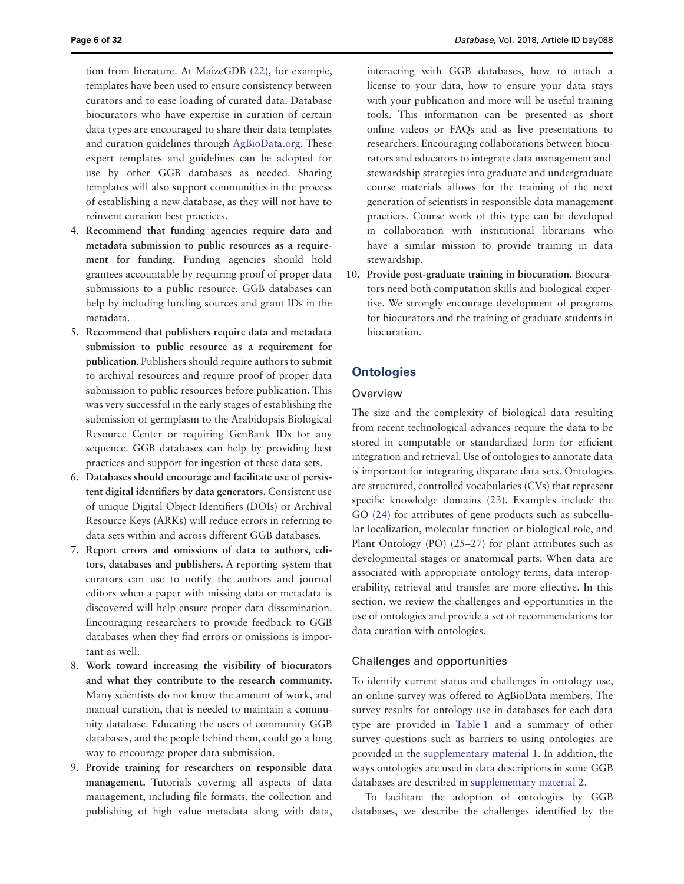tion from literature. At MaizeGDB (22), for example, templates have been used to ensure consistency between curators and to ease loading of curated data. Database biocurators who have expertise in curation of certain data types are encouraged to share their data templates and curation guidelines through AgBioData.org. These expert templates and guidelines can be adopted for use by other GGB databases as needed. Sharing templates will also support communities in the process of establishing a new database, as they will not have to reinvent curation best practices.

4. **Recommend that funding agencies require data and metadata submission to public resources as a requirement for funding.** Funding agencies should hold grantees accountable by requiring proof of proper data submissions to a public resource. GGB databases can help by including funding sources and grant IDs in the metadata.
5. **Recommend that publishers require data and metadata submission to public resource as a requirement for publication**. Publishers should require authors to submit to archival resources and require proof of proper data submission to public resources before publication. This was very successful in the early stages of establishing the submission of germplasm to the Arabidopsis Biological Resource Center or requiring GenBank IDs for any sequence. GGB databases can help by providing best practices and support for ingestion of these data sets.
6. **Databases should encourage and facilitate use of persistent digital identifiers by data generators.** Consistent use of unique Digital Object Identifiers (DOIs) or Archival Resource Keys (ARKs) will reduce errors in referring to data sets within and across different GGB databases.
7. **Report errors and omissions of data to authors, editors, databases and publishers.** A reporting system that curators can use to notify the authors and journal editors when a paper with missing data or metadata is discovered will help ensure proper data dissemination. Encouraging researchers to provide feedback to GGB databases when they find errors or omissions is important as well.
8. **Work toward increasing the visibility of biocurators and what they contribute to the research community.** Many scientists do not know the amount of work, and manual curation, that is needed to maintain a community database. Educating the users of community GGB databases, and the people behind them, could go a long way to encourage proper data submission.
9. **Provide training for researchers on responsible data management.** Tutorials covering all aspects of data management, including file formats, the collection and publishing of high value metadata along with data, interacting with GGB databases, how to attach a license to your data, how to ensure your data stays with your publication and more will be useful training tools. This information can be presented as short online videos or FAQs and as live presentations to researchers. Encouraging collaborations between biocurators and educators to integrate data management and stewardship strategies into graduate and undergraduate course materials allows for the training of the next generation of scientists in responsible data management practices. Course work of this type can be developed in collaboration with institutional librarians who have a similar mission to provide training in data stewardship.
10. **Provide post-graduate training in biocuration.** Biocurators need both computation skills and biological expertise. We strongly encourage development of programs for biocurators and the training of graduate students in biocuration.

## Ontologies

### Overview

The size and the complexity of biological data resulting from recent technological advances require the data to be stored in computable or standardized form for efficient integration and retrieval. Use of ontologies to annotate data is important for integrating disparate data sets. Ontologies are structured, controlled vocabularies (CVs) that represent specific knowledge domains (23). Examples include the GO (24) for attributes of gene products such as subcellular localization, molecular function or biological role, and Plant Ontology (PO) (25–27) for plant attributes such as developmental stages or anatomical parts. When data are associated with appropriate ontology terms, data interoperability, retrieval and transfer are more effective. In this section, we review the challenges and opportunities in the use of ontologies and provide a set of recommendations for data curation with ontologies.

### Challenges and opportunities

To identify current status and challenges in ontology use, an online survey was offered to AgBioData members. The survey results for ontology use in databases for each data type are provided in Table 1 and a summary of other survey questions such as barriers to using ontologies are provided in the supplementary material 1. In addition, the ways ontologies are used in data descriptions in some GGB databases are described in supplementary material 2.

To facilitate the adoption of ontologies by GGB databases, we describe the challenges identified by the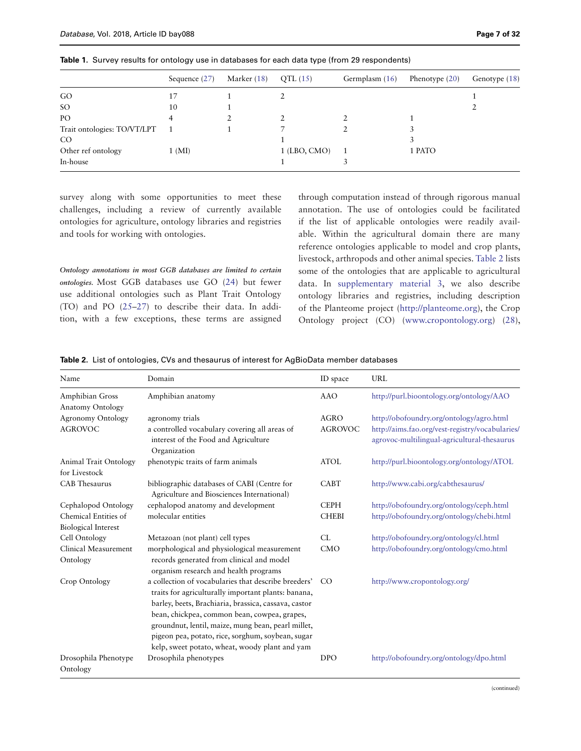**Table 1.** Survey results for ontology use in databases for each data type (from 29 respondents)

| | Sequence (27) | Marker (18) | QTL (15) | Germplasm (16) | Phenotype (20) | Genotype (18) |
|---|---|---|---|---|---|---|
| GO | 17 | 1 | 2 | | | 1 |
| SO | 10 | 1 | | | | 2 |
| PO | 4 | 2 | 2 | 2 | 1 | |
| Trait ontologies: TO/VT/LPT | 1 | 1 | 7 | 2 | 3 | |
| CO | | | 1 | | 3 | |
| Other ref ontology | 1 (MI) | | 1 (LBO, CMO) | 1 | 1 PATO | |
| In-house | | | 1 | 3 | | |

survey along with some opportunities to meet these challenges, including a review of currently available ontologies for agriculture, ontology libraries and registries and tools for working with ontologies.

*Ontology annotations in most GGB databases are limited to certain ontologies.* Most GGB databases use GO (24) but fewer use additional ontologies such as Plant Trait Ontology (TO) and PO (25–27) to describe their data. In addition, with a few exceptions, these terms are assigned through computation instead of through rigorous manual annotation. The use of ontologies could be facilitated if the list of applicable ontologies were readily available. Within the agricultural domain there are many reference ontologies applicable to model and crop plants, livestock, arthropods and other animal species. Table 2 lists some of the ontologies that are applicable to agricultural data. In supplementary material 3, we also describe ontology libraries and registries, including description of the Planteome project (http://planteome.org), the Crop Ontology project (CO) (www.cropontology.org) (28),

**Table 2.** List of ontologies, CVs and thesaurus of interest for AgBioData member databases

| Name | Domain | ID space | URL |
|---|---|---|---|
| Amphibian Gross Anatomy Ontology | Amphibian anatomy | AAO | http://purl.bioontology.org/ontology/AAO |
| Agronomy Ontology | agronomy trials | AGRO | http://obofoundry.org/ontology/agro.html |
| AGROVOC | a controlled vocabulary covering all areas of interest of the Food and Agriculture Organization | AGROVOC | http://aims.fao.org/vest-registry/vocabularies/agrovoc-multilingual-agricultural-thesaurus |
| Animal Trait Ontology for Livestock | phenotypic traits of farm animals | ATOL | http://purl.bioontology.org/ontology/ATOL |
| CAB Thesaurus | bibliographic databases of CABI (Centre for Agriculture and Biosciences International) | CABT | http://www.cabi.org/cabthesaurus/ |
| Cephalopod Ontology | cephalopod anatomy and development | CEPH | http://obofoundry.org/ontology/ceph.html |
| Chemical Entities of Biological Interest | molecular entities | CHEBI | http://obofoundry.org/ontology/chebi.html |
| Cell Ontology | Metazoan (not plant) cell types | CL | http://obofoundry.org/ontology/cl.html |
| Clinical Measurement Ontology | morphological and physiological measurement records generated from clinical and model organism research and health programs | CMO | http://obofoundry.org/ontology/cmo.html |
| Crop Ontology | a collection of vocabularies that describe breeders' traits for agriculturally important plants: banana, barley, beets, Brachiaria, brassica, cassava, castor bean, chickpea, common bean, cowpea, grapes, groundnut, lentil, maize, mung bean, pearl millet, pigeon pea, potato, rice, sorghum, soybean, sugar kelp, sweet potato, wheat, woody plant and yam | CO | http://www.cropontology.org/ |
| Drosophila Phenotype Ontology | Drosophila phenotypes | DPO | http://obofoundry.org/ontology/dpo.html |

(continued)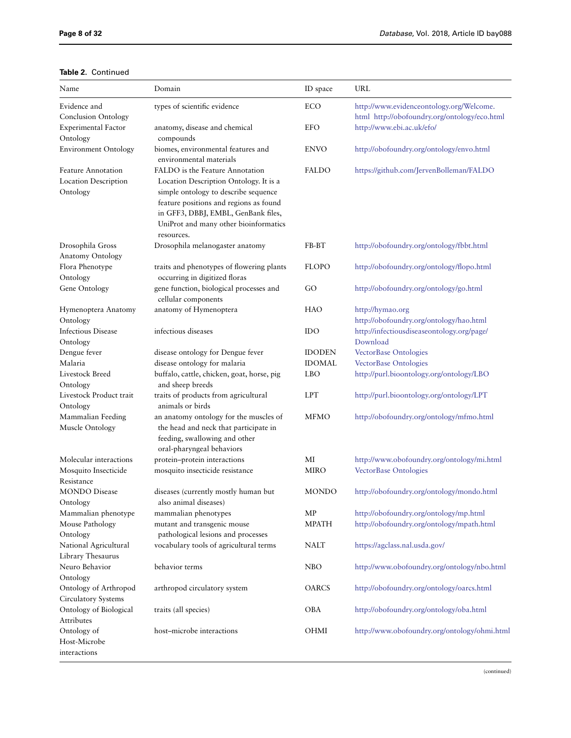**Table 2.** Continued

| Name | Domain | ID space | URL |
|---|---|---|---|
| Evidence and Conclusion Ontology | types of scientific evidence | ECO | http://www.evidenceontology.org/Welcome.html http://obofoundry.org/ontology/eco.html |
| Experimental Factor Ontology | anatomy, disease and chemical compounds | EFO | http://www.ebi.ac.uk/efo/ |
| Environment Ontology | biomes, environmental features and environmental materials | ENVO | http://obofoundry.org/ontology/envo.html |
| Feature Annotation Location Description Ontology | FALDO is the Feature Annotation Location Description Ontology. It is a simple ontology to describe sequence feature positions and regions as found in GFF3, DBBJ, EMBL, GenBank files, UniProt and many other bioinformatics resources. | FALDO | https://github.com/JervenBolleman/FALDO |
| Drosophila Gross Anatomy Ontology | Drosophila melanogaster anatomy | FB-BT | http://obofoundry.org/ontology/fbbt.html |
| Flora Phenotype Ontology | traits and phenotypes of flowering plants occurring in digitized floras | FLOPO | http://obofoundry.org/ontology/flopo.html |
| Gene Ontology | gene function, biological processes and cellular components | GO | http://obofoundry.org/ontology/go.html |
| Hymenoptera Anatomy Ontology | anatomy of Hymenoptera | HAO | http://hymao.org http://obofoundry.org/ontology/hao.html |
| Infectious Disease Ontology | infectious diseases | IDO | http://infectiousdiseaseontology.org/page/Download |
| Dengue fever | disease ontology for Dengue fever | IDODEN | VectorBase Ontologies |
| Malaria | disease ontology for malaria | IDOMAL | VectorBase Ontologies |
| Livestock Breed Ontology | buffalo, cattle, chicken, goat, horse, pig and sheep breeds | LBO | http://purl.bioontology.org/ontology/LBO |
| Livestock Product trait Ontology | traits of products from agricultural animals or birds | LPT | http://purl.bioontology.org/ontology/LPT |
| Mammalian Feeding Muscle Ontology | an anatomy ontology for the muscles of the head and neck that participate in feeding, swallowing and other oral-pharyngeal behaviors | MFMO | http://obofoundry.org/ontology/mfmo.html |
| Molecular interactions | protein–protein interactions | MI | http://www.obofoundry.org/ontology/mi.html |
| Mosquito Insecticide Resistance | mosquito insecticide resistance | MIRO | VectorBase Ontologies |
| MONDO Disease Ontology | diseases (currently mostly human but also animal diseases) | MONDO | http://obofoundry.org/ontology/mondo.html |
| Mammalian phenotype | mammalian phenotypes | MP | http://obofoundry.org/ontology/mp.html |
| Mouse Pathology Ontology | mutant and transgenic mouse pathological lesions and processes | MPATH | http://obofoundry.org/ontology/mpath.html |
| National Agricultural Library Thesaurus | vocabulary tools of agricultural terms | NALT | https://agclass.nal.usda.gov/ |
| Neuro Behavior Ontology | behavior terms | NBO | http://www.obofoundry.org/ontology/nbo.html |
| Ontology of Arthropod Circulatory Systems | arthropod circulatory system | OARCS | http://obofoundry.org/ontology/oarcs.html |
| Ontology of Biological Attributes | traits (all species) | OBA | http://obofoundry.org/ontology/oba.html |
| Ontology of Host-Microbe interactions | host–microbe interactions | OHMI | http://www.obofoundry.org/ontology/ohmi.html |

(continued)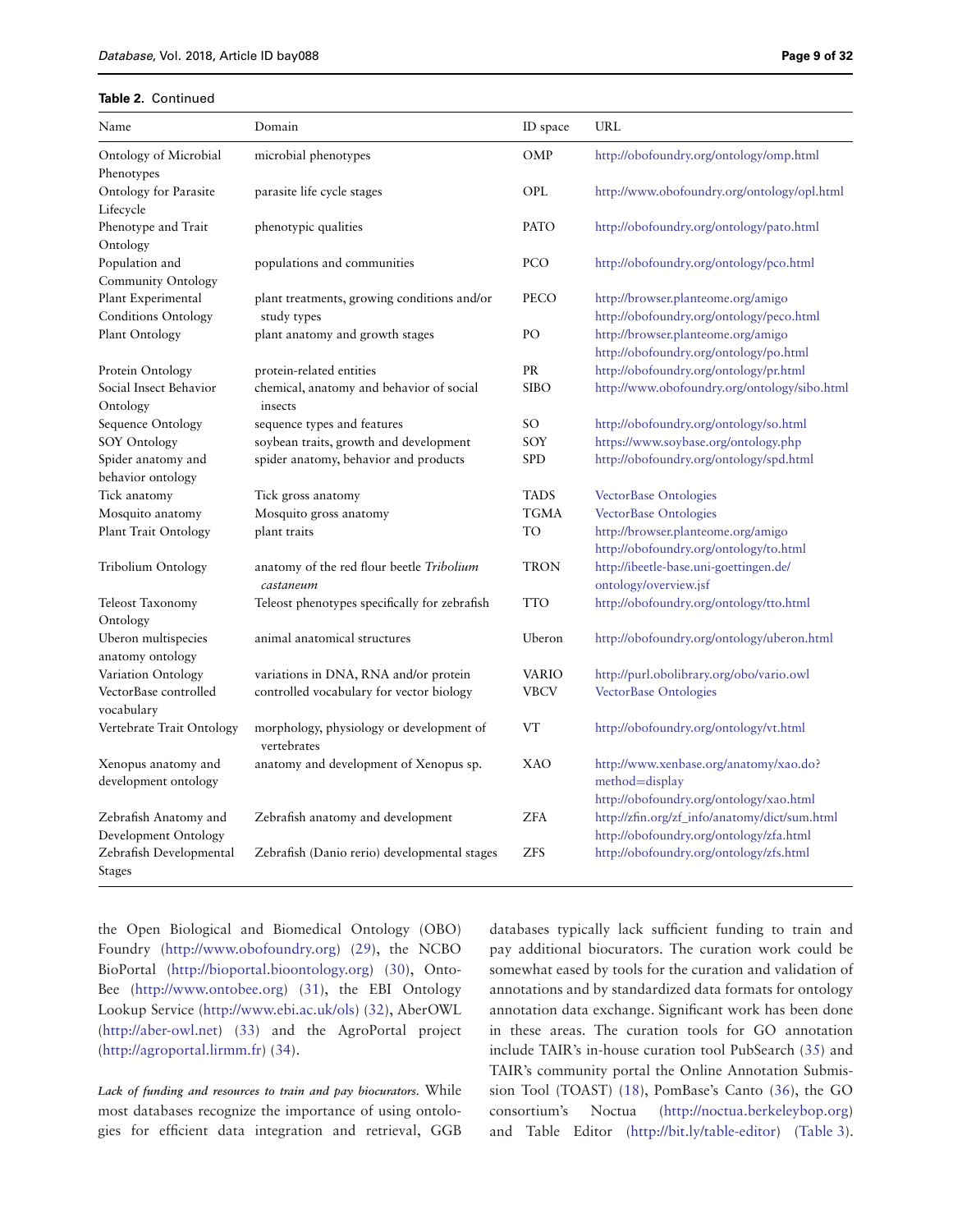**Table 2.** Continued

| Name | Domain | ID space | URL |
|---|---|---|---|
| Ontology of Microbial Phenotypes | microbial phenotypes | OMP | http://obofoundry.org/ontology/omp.html |
| Ontology for Parasite Lifecycle | parasite life cycle stages | OPL | http://www.obofoundry.org/ontology/opl.html |
| Phenotype and Trait Ontology | phenotypic qualities | PATO | http://obofoundry.org/ontology/pato.html |
| Population and Community Ontology | populations and communities | PCO | http://obofoundry.org/ontology/pco.html |
| Plant Experimental Conditions Ontology | plant treatments, growing conditions and/or study types | PECO | http://browser.planteome.org/amigo http://obofoundry.org/ontology/peco.html |
| Plant Ontology | plant anatomy and growth stages | PO | http://browser.planteome.org/amigo http://obofoundry.org/ontology/po.html |
| Protein Ontology | protein-related entities | PR | http://obofoundry.org/ontology/pr.html |
| Social Insect Behavior Ontology | chemical, anatomy and behavior of social insects | SIBO | http://www.obofoundry.org/ontology/sibo.html |
| Sequence Ontology | sequence types and features | SO | http://obofoundry.org/ontology/so.html |
| SOY Ontology | soybean traits, growth and development | SOY | https://www.soybase.org/ontology.php |
| Spider anatomy and behavior ontology | spider anatomy, behavior and products | SPD | http://obofoundry.org/ontology/spd.html |
| Tick anatomy | Tick gross anatomy | TADS | VectorBase Ontologies |
| Mosquito anatomy | Mosquito gross anatomy | TGMA | VectorBase Ontologies |
| Plant Trait Ontology | plant traits | TO | http://browser.planteome.org/amigo http://obofoundry.org/ontology/to.html |
| Tribolium Ontology | anatomy of the red flour beetle *Tribolium castaneum* | TRON | http://ibeetle-base.uni-goettingen.de/ontology/overview.jsf |
| Teleost Taxonomy Ontology | Teleost phenotypes specifically for zebrafish | TTO | http://obofoundry.org/ontology/tto.html |
| Uberon multispecies anatomy ontology | animal anatomical structures | Uberon | http://obofoundry.org/ontology/uberon.html |
| Variation Ontology | variations in DNA, RNA and/or protein | VARIO | http://purl.obolibrary.org/obo/vario.owl |
| VectorBase controlled vocabulary | controlled vocabulary for vector biology | VBCV | VectorBase Ontologies |
| Vertebrate Trait Ontology | morphology, physiology or development of vertebrates | VT | http://obofoundry.org/ontology/vt.html |
| Xenopus anatomy and development ontology | anatomy and development of Xenopus sp. | XAO | http://www.xenbase.org/anatomy/xao.do?method=display http://obofoundry.org/ontology/xao.html |
| Zebrafish Anatomy and Development Ontology | Zebrafish anatomy and development | ZFA | http://zfin.org/zf_info/anatomy/dict/sum.html http://obofoundry.org/ontology/zfa.html |
| Zebrafish Developmental Stages | Zebrafish (Danio rerio) developmental stages | ZFS | http://obofoundry.org/ontology/zfs.html |

the Open Biological and Biomedical Ontology (OBO) Foundry (http://www.obofoundry.org) (29), the NCBO BioPortal (http://bioportal.bioontology.org) (30), OntoBee (http://www.ontobee.org) (31), the EBI Ontology Lookup Service (http://www.ebi.ac.uk/ols) (32), AberOWL (http://aber-owl.net) (33) and the AgroPortal project (http://agroportal.lirmm.fr) (34).

*Lack of funding and resources to train and pay biocurators.* While most databases recognize the importance of using ontologies for efficient data integration and retrieval, GGB databases typically lack sufficient funding to train and pay additional biocurators. The curation work could be somewhat eased by tools for the curation and validation of annotations and by standardized data formats for ontology annotation data exchange. Significant work has been done in these areas. The curation tools for GO annotation include TAIR's in-house curation tool PubSearch (35) and TAIR's community portal the Online Annotation Submission Tool (TOAST) (18), PomBase's Canto (36), the GO consortium's Noctua (http://noctua.berkeleybop.org) and Table Editor (http://bit.ly/table-editor) (Table 3).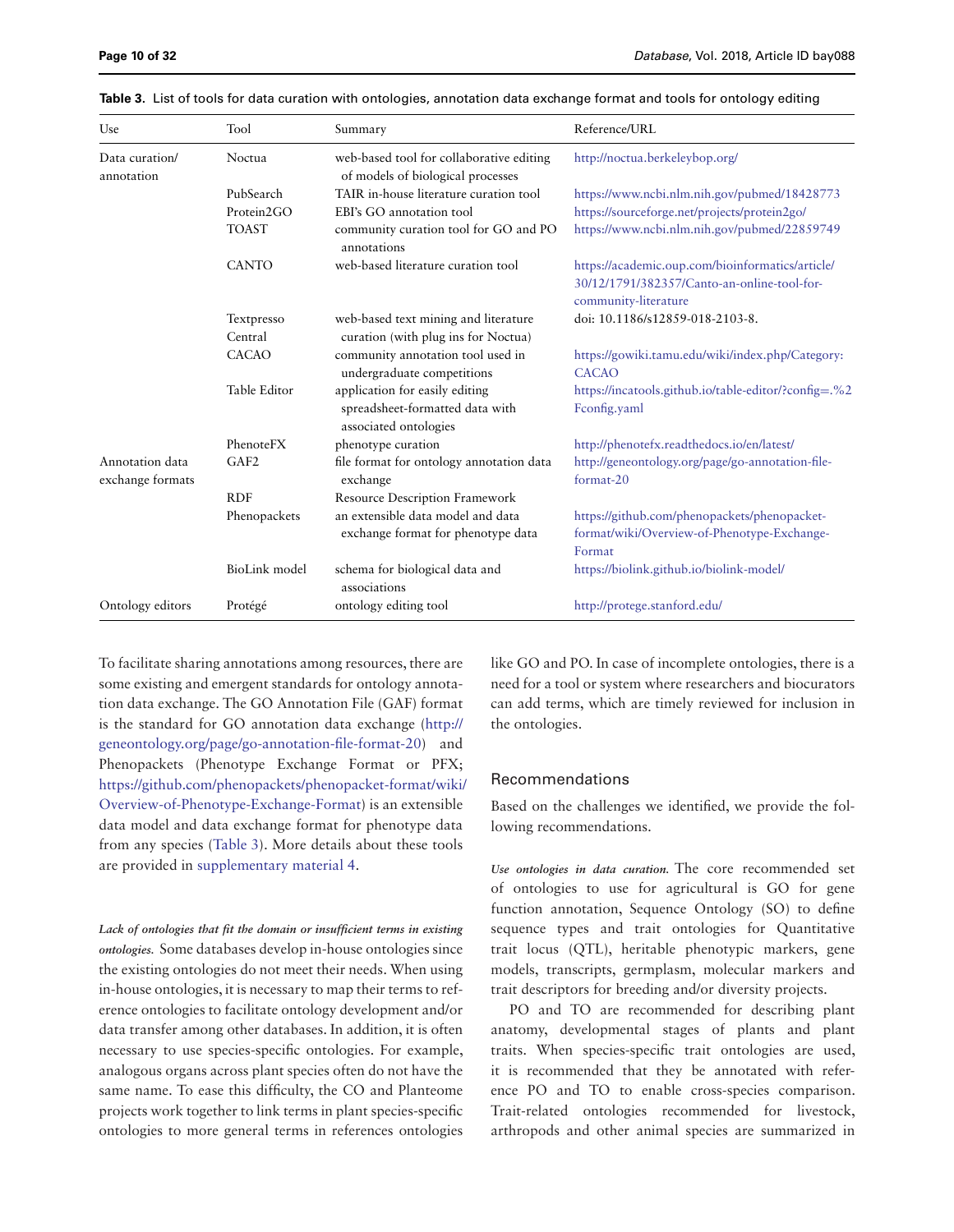**Table 3.** List of tools for data curation with ontologies, annotation data exchange format and tools for ontology editing

| Use | Tool | Summary | Reference/URL |
|---|---|---|---|
| Data curation/ annotation | Noctua | web-based tool for collaborative editing of models of biological processes | http://noctua.berkeleybop.org/ |
| | PubSearch | TAIR in-house literature curation tool | https://www.ncbi.nlm.nih.gov/pubmed/18428773 |
| | Protein2GO | EBI's GO annotation tool | https://sourceforge.net/projects/protein2go/ |
| | TOAST | community curation tool for GO and PO annotations | https://www.ncbi.nlm.nih.gov/pubmed/22859749 |
| | CANTO | web-based literature curation tool | https://academic.oup.com/bioinformatics/article/30/12/1791/382357/Canto-an-online-tool-for-community-literature |
| | Textpresso Central | web-based text mining and literature curation (with plug ins for Noctua) | doi: 10.1186/s12859-018-2103-8. |
| | CACAO | community annotation tool used in undergraduate competitions | https://gowiki.tamu.edu/wiki/index.php/Category:CACAO |
| | Table Editor | application for easily editing spreadsheet-formatted data with associated ontologies | https://incatools.github.io/table-editor/?config=.%2Fconfig.yaml |
| | PhenoteFX | phenotype curation | http://phenotefx.readthedocs.io/en/latest/ |
| Annotation data exchange formats | GAF2 | file format for ontology annotation data exchange | http://geneontology.org/page/go-annotation-file-format-20 |
| | RDF | Resource Description Framework | |
| | Phenopackets | an extensible data model and data exchange format for phenotype data | https://github.com/phenopackets/phenopacket-format/wiki/Overview-of-Phenotype-Exchange-Format |
| | BioLink model | schema for biological data and associations | https://biolink.github.io/biolink-model/ |
| Ontology editors | Protégé | ontology editing tool | http://protege.stanford.edu/ |

To facilitate sharing annotations among resources, there are some existing and emergent standards for ontology annotation data exchange. The GO Annotation File (GAF) format is the standard for GO annotation data exchange (http://geneontology.org/page/go-annotation-file-format-20) and Phenopackets (Phenotype Exchange Format or PFX; https://github.com/phenopackets/phenopacket-format/wiki/Overview-of-Phenotype-Exchange-Format) is an extensible data model and data exchange format for phenotype data from any species (Table 3). More details about these tools are provided in supplementary material 4.

***Lack of ontologies that fit the domain or insufficient terms in existing ontologies.*** Some databases develop in-house ontologies since the existing ontologies do not meet their needs. When using in-house ontologies, it is necessary to map their terms to reference ontologies to facilitate ontology development and/or data transfer among other databases. In addition, it is often necessary to use species-specific ontologies. For example, analogous organs across plant species often do not have the same name. To ease this difficulty, the CO and Planteome projects work together to link terms in plant species-specific ontologies to more general terms in references ontologies like GO and PO. In case of incomplete ontologies, there is a need for a tool or system where researchers and biocurators can add terms, which are timely reviewed for inclusion in the ontologies.

## Recommendations

Based on the challenges we identified, we provide the following recommendations.

***Use ontologies in data curation.*** The core recommended set of ontologies to use for agricultural is GO for gene function annotation, Sequence Ontology (SO) to define sequence types and trait ontologies for Quantitative trait locus (QTL), heritable phenotypic markers, gene models, transcripts, germplasm, molecular markers and trait descriptors for breeding and/or diversity projects.

PO and TO are recommended for describing plant anatomy, developmental stages of plants and plant traits. When species-specific trait ontologies are used, it is recommended that they be annotated with reference PO and TO to enable cross-species comparison. Trait-related ontologies recommended for livestock, arthropods and other animal species are summarized in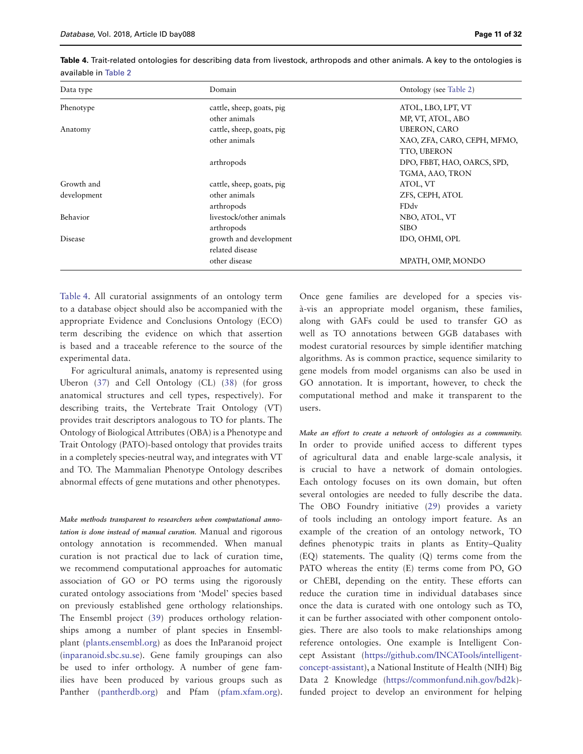**Table 4.** Trait-related ontologies for describing data from livestock, arthropods and other animals. A key to the ontologies is available in Table 2

| Data type | Domain | Ontology (see Table 2) |
|---|---|---|
| Phenotype | cattle, sheep, goats, pig | ATOL, LBO, LPT, VT |
| | other animals | MP, VT, ATOL, ABO |
| Anatomy | cattle, sheep, goats, pig | UBERON, CARO |
| | other animals | XAO, ZFA, CARO, CEPH, MFMO, TTO, UBERON |
| | arthropods | DPO, FBBT, HAO, OARCS, SPD, TGMA, AAO, TRON |
| Growth and development | cattle, sheep, goats, pig | ATOL, VT |
| | other animals | ZFS, CEPH, ATOL |
| | arthropods | FDdv |
| Behavior | livestock/other animals | NBO, ATOL, VT |
| | arthropods | SIBO |
| Disease | growth and development related disease | IDO, OHMI, OPL |
| | other disease | MPATH, OMP, MONDO |

Table 4. All curatorial assignments of an ontology term to a database object should also be accompanied with the appropriate Evidence and Conclusions Ontology (ECO) term describing the evidence on which that assertion is based and a traceable reference to the source of the experimental data.

For agricultural animals, anatomy is represented using Uberon (37) and Cell Ontology (CL) (38) (for gross anatomical structures and cell types, respectively). For describing traits, the Vertebrate Trait Ontology (VT) provides trait descriptors analogous to TO for plants. The Ontology of Biological Attributes (OBA) is a Phenotype and Trait Ontology (PATO)-based ontology that provides traits in a completely species-neutral way, and integrates with VT and TO. The Mammalian Phenotype Ontology describes abnormal effects of gene mutations and other phenotypes.

***Make methods transparent to researchers when computational annotation is done instead of manual curation.*** Manual and rigorous ontology annotation is recommended. When manual curation is not practical due to lack of curation time, we recommend computational approaches for automatic association of GO or PO terms using the rigorously curated ontology associations from 'Model' species based on previously established gene orthology relationships. The Ensembl project (39) produces orthology relationships among a number of plant species in Ensembl-plant (plants.ensembl.org) as does the InParanoid project (inparanoid.sbc.su.se). Gene family groupings can also be used to infer orthology. A number of gene families have been produced by various groups such as Panther (pantherdb.org) and Pfam (pfam.xfam.org). Once gene families are developed for a species vis-à-vis an appropriate model organism, these families, along with GAFs could be used to transfer GO as well as TO annotations between GGB databases with modest curatorial resources by simple identifier matching algorithms. As is common practice, sequence similarity to gene models from model organisms can also be used in GO annotation. It is important, however, to check the computational method and make it transparent to the users.

***Make an effort to create a network of ontologies as a community.*** In order to provide unified access to different types of agricultural data and enable large-scale analysis, it is crucial to have a network of domain ontologies. Each ontology focuses on its own domain, but often several ontologies are needed to fully describe the data. The OBO Foundry initiative (29) provides a variety of tools including an ontology import feature. As an example of the creation of an ontology network, TO defines phenotypic traits in plants as Entity–Quality (EQ) statements. The quality (Q) terms come from the PATO whereas the entity (E) terms come from PO, GO or ChEBI, depending on the entity. These efforts can reduce the curation time in individual databases since once the data is curated with one ontology such as TO, it can be further associated with other component ontologies. There are also tools to make relationships among reference ontologies. One example is Intelligent Concept Assistant (https://github.com/INCATools/intelligent-concept-assistant), a National Institute of Health (NIH) Big Data 2 Knowledge (https://commonfund.nih.gov/bd2k)-funded project to develop an environment for helping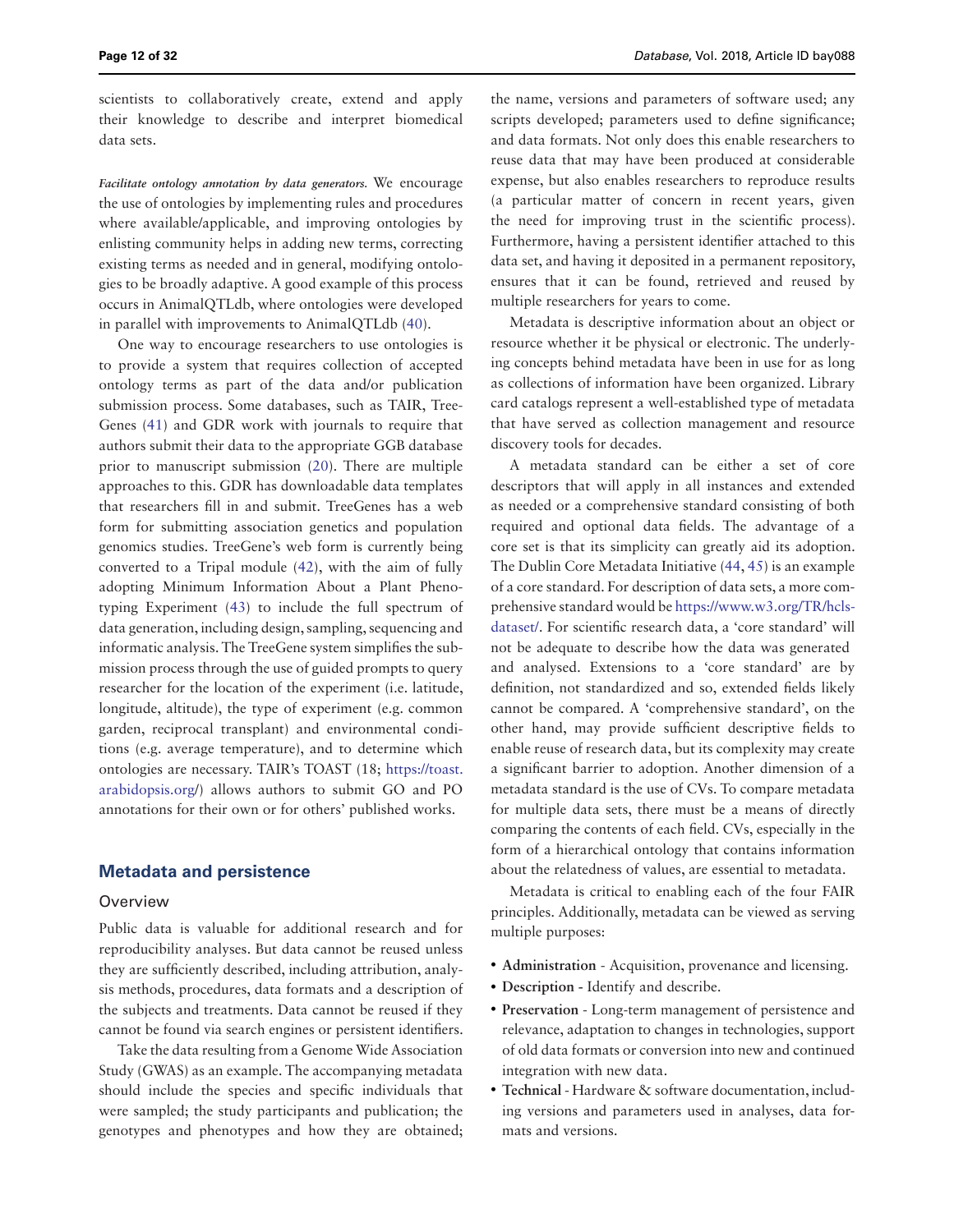scientists to collaboratively create, extend and apply their knowledge to describe and interpret biomedical data sets.

*Facilitate ontology annotation by data generators.* We encourage the use of ontologies by implementing rules and procedures where available/applicable, and improving ontologies by enlisting community helps in adding new terms, correcting existing terms as needed and in general, modifying ontologies to be broadly adaptive. A good example of this process occurs in AnimalQTLdb, where ontologies were developed in parallel with improvements to AnimalQTLdb (40).

One way to encourage researchers to use ontologies is to provide a system that requires collection of accepted ontology terms as part of the data and/or publication submission process. Some databases, such as TAIR, TreeGenes (41) and GDR work with journals to require that authors submit their data to the appropriate GGB database prior to manuscript submission (20). There are multiple approaches to this. GDR has downloadable data templates that researchers fill in and submit. TreeGenes has a web form for submitting association genetics and population genomics studies. TreeGene's web form is currently being converted to a Tripal module (42), with the aim of fully adopting Minimum Information About a Plant Phenotyping Experiment (43) to include the full spectrum of data generation, including design, sampling, sequencing and informatic analysis. The TreeGene system simplifies the submission process through the use of guided prompts to query researcher for the location of the experiment (i.e. latitude, longitude, altitude), the type of experiment (e.g. common garden, reciprocal transplant) and environmental conditions (e.g. average temperature), and to determine which ontologies are necessary. TAIR's TOAST (18; https://toast.arabidopsis.org/) allows authors to submit GO and PO annotations for their own or for others' published works.

## Metadata and persistence

### Overview

Public data is valuable for additional research and for reproducibility analyses. But data cannot be reused unless they are sufficiently described, including attribution, analysis methods, procedures, data formats and a description of the subjects and treatments. Data cannot be reused if they cannot be found via search engines or persistent identifiers.

Take the data resulting from a Genome Wide Association Study (GWAS) as an example. The accompanying metadata should include the species and specific individuals that were sampled; the study participants and publication; the genotypes and phenotypes and how they are obtained; the name, versions and parameters of software used; any scripts developed; parameters used to define significance; and data formats. Not only does this enable researchers to reuse data that may have been produced at considerable expense, but also enables researchers to reproduce results (a particular matter of concern in recent years, given the need for improving trust in the scientific process). Furthermore, having a persistent identifier attached to this data set, and having it deposited in a permanent repository, ensures that it can be found, retrieved and reused by multiple researchers for years to come.

Metadata is descriptive information about an object or resource whether it be physical or electronic. The underlying concepts behind metadata have been in use for as long as collections of information have been organized. Library card catalogs represent a well-established type of metadata that have served as collection management and resource discovery tools for decades.

A metadata standard can be either a set of core descriptors that will apply in all instances and extended as needed or a comprehensive standard consisting of both required and optional data fields. The advantage of a core set is that its simplicity can greatly aid its adoption. The Dublin Core Metadata Initiative (44, 45) is an example of a core standard. For description of data sets, a more comprehensive standard would be https://www.w3.org/TR/hcls-dataset/. For scientific research data, a 'core standard' will not be adequate to describe how the data was generated and analysed. Extensions to a 'core standard' are by definition, not standardized and so, extended fields likely cannot be compared. A 'comprehensive standard', on the other hand, may provide sufficient descriptive fields to enable reuse of research data, but its complexity may create a significant barrier to adoption. Another dimension of a metadata standard is the use of CVs. To compare metadata for multiple data sets, there must be a means of directly comparing the contents of each field. CVs, especially in the form of a hierarchical ontology that contains information about the relatedness of values, are essential to metadata.

Metadata is critical to enabling each of the four FAIR principles. Additionally, metadata can be viewed as serving multiple purposes:

- **Administration** - Acquisition, provenance and licensing.
- **Description** - Identify and describe.
- **Preservation** - Long-term management of persistence and relevance, adaptation to changes in technologies, support of old data formats or conversion into new and continued integration with new data.
- **Technical** - Hardware & software documentation, including versions and parameters used in analyses, data formats and versions.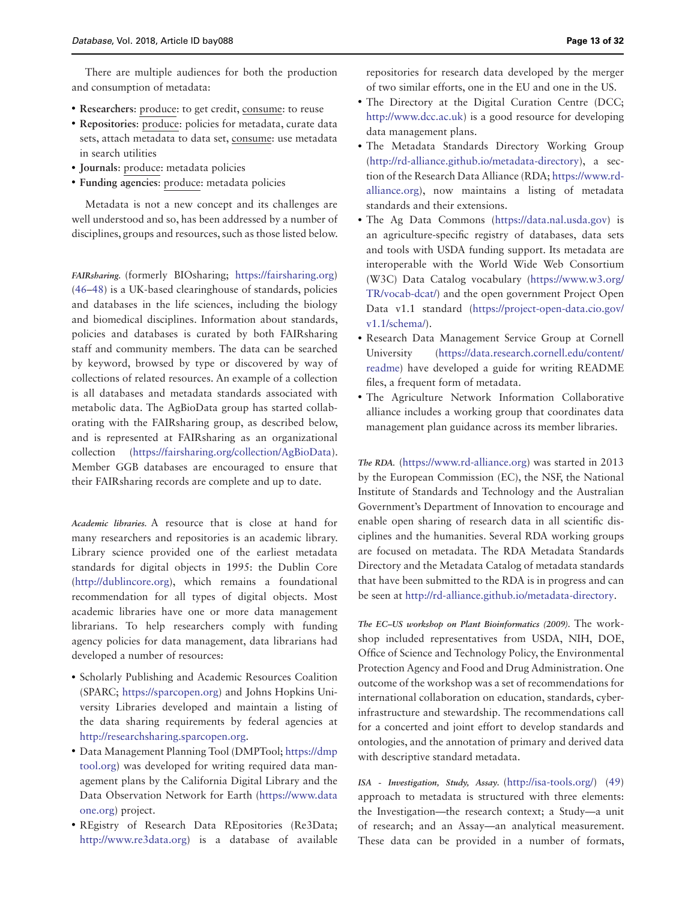There are multiple audiences for both the production and consumption of metadata:

- **Researchers**: produce: to get credit, consume: to reuse
- **Repositories**: produce: policies for metadata, curate data sets, attach metadata to data set, consume: use metadata in search utilities
- **Journals**: produce: metadata policies
- **Funding agencies**: produce: metadata policies

Metadata is not a new concept and its challenges are well understood and so, has been addressed by a number of disciplines, groups and resources, such as those listed below.

*FAIRsharing.* (formerly BIOsharing; https://fairsharing.org) (46–48) is a UK-based clearinghouse of standards, policies and databases in the life sciences, including the biology and biomedical disciplines. Information about standards, policies and databases is curated by both FAIRsharing staff and community members. The data can be searched by keyword, browsed by type or discovered by way of collections of related resources. An example of a collection is all databases and metadata standards associated with metabolic data. The AgBioData group has started collaborating with the FAIRsharing group, as described below, and is represented at FAIRsharing as an organizational collection (https://fairsharing.org/collection/AgBioData). Member GGB databases are encouraged to ensure that their FAIRsharing records are complete and up to date.

*Academic libraries.* A resource that is close at hand for many researchers and repositories is an academic library. Library science provided one of the earliest metadata standards for digital objects in 1995: the Dublin Core (http://dublincore.org), which remains a foundational recommendation for all types of digital objects. Most academic libraries have one or more data management librarians. To help researchers comply with funding agency policies for data management, data librarians had developed a number of resources:

- Scholarly Publishing and Academic Resources Coalition (SPARC; https://sparcopen.org) and Johns Hopkins University Libraries developed and maintain a listing of the data sharing requirements by federal agencies at http://researchsharing.sparcopen.org.
- Data Management Planning Tool (DMPTool; https://dmptool.org) was developed for writing required data management plans by the California Digital Library and the Data Observation Network for Earth (https://www.dataone.org) project.
- REgistry of Research Data REpositories (Re3Data; http://www.re3data.org) is a database of available repositories for research data developed by the merger of two similar efforts, one in the EU and one in the US.
- The Directory at the Digital Curation Centre (DCC; http://www.dcc.ac.uk) is a good resource for developing data management plans.
- The Metadata Standards Directory Working Group (http://rd-alliance.github.io/metadata-directory), a section of the Research Data Alliance (RDA; https://www.rd-alliance.org), now maintains a listing of metadata standards and their extensions.
- The Ag Data Commons (https://data.nal.usda.gov) is an agriculture-specific registry of databases, data sets and tools with USDA funding support. Its metadata are interoperable with the World Wide Web Consortium (W3C) Data Catalog vocabulary (https://www.w3.org/TR/vocab-dcat/) and the open government Project Open Data v1.1 standard (https://project-open-data.cio.gov/v1.1/schema/).
- Research Data Management Service Group at Cornell University (https://data.research.cornell.edu/content/readme) have developed a guide for writing README files, a frequent form of metadata.
- The Agriculture Network Information Collaborative alliance includes a working group that coordinates data management plan guidance across its member libraries.

*The RDA.* (https://www.rd-alliance.org) was started in 2013 by the European Commission (EC), the NSF, the National Institute of Standards and Technology and the Australian Government's Department of Innovation to encourage and enable open sharing of research data in all scientific disciplines and the humanities. Several RDA working groups are focused on metadata. The RDA Metadata Standards Directory and the Metadata Catalog of metadata standards that have been submitted to the RDA is in progress and can be seen at http://rd-alliance.github.io/metadata-directory.

*The EC–US workshop on Plant Bioinformatics (2009).* The workshop included representatives from USDA, NIH, DOE, Office of Science and Technology Policy, the Environmental Protection Agency and Food and Drug Administration. One outcome of the workshop was a set of recommendations for international collaboration on education, standards, cyberinfrastructure and stewardship. The recommendations call for a concerted and joint effort to develop standards and ontologies, and the annotation of primary and derived data with descriptive standard metadata.

*ISA - Investigation, Study, Assay.* (http://isa-tools.org/) (49) approach to metadata is structured with three elements: the Investigation—the research context; a Study—a unit of research; and an Assay—an analytical measurement. These data can be provided in a number of formats,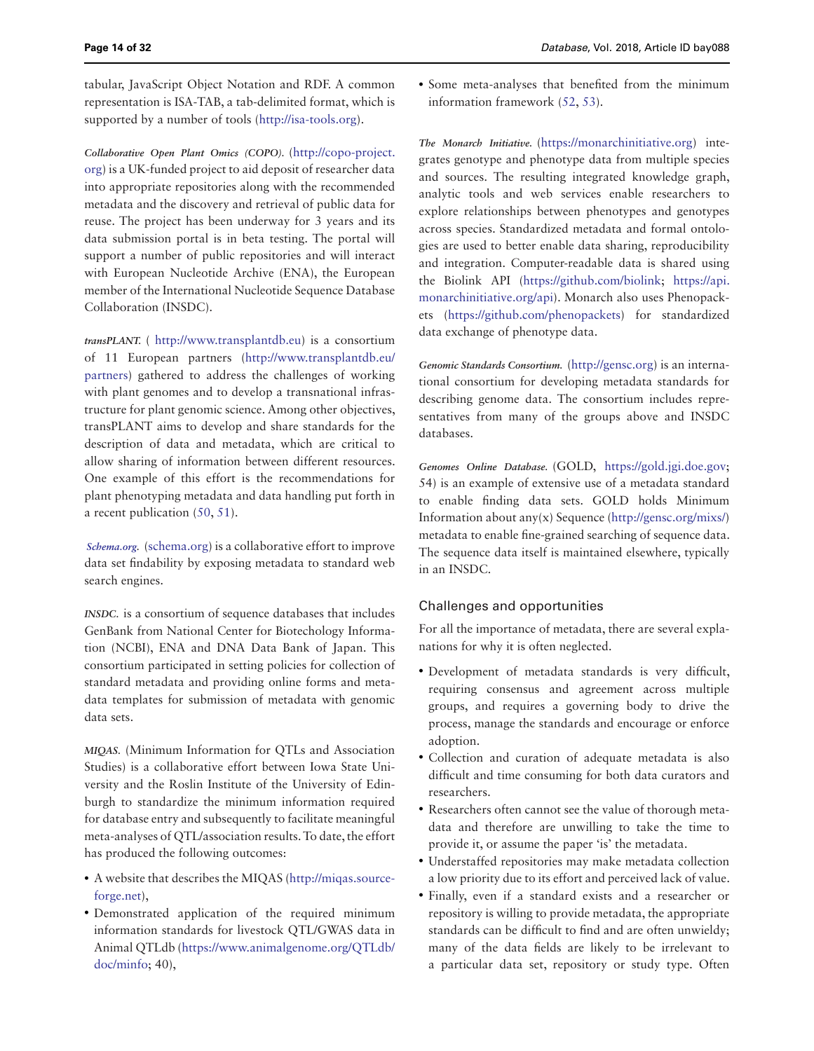tabular, JavaScript Object Notation and RDF. A common representation is ISA-TAB, a tab-delimited format, which is supported by a number of tools (http://isa-tools.org).

*Collaborative Open Plant Omics (COPO).* (http://copo-project.org) is a UK-funded project to aid deposit of researcher data into appropriate repositories along with the recommended metadata and the discovery and retrieval of public data for reuse. The project has been underway for 3 years and its data submission portal is in beta testing. The portal will support a number of public repositories and will interact with European Nucleotide Archive (ENA), the European member of the International Nucleotide Sequence Database Collaboration (INSDC).

*transPLANT.* ( http://www.transplantdb.eu) is a consortium of 11 European partners (http://www.transplantdb.eu/partners) gathered to address the challenges of working with plant genomes and to develop a transnational infrastructure for plant genomic science. Among other objectives, transPLANT aims to develop and share standards for the description of data and metadata, which are critical to allow sharing of information between different resources. One example of this effort is the recommendations for plant phenotyping metadata and data handling put forth in a recent publication (50, 51).

*Schema.org.* (schema.org) is a collaborative effort to improve data set findability by exposing metadata to standard web search engines.

*INSDC.* is a consortium of sequence databases that includes GenBank from National Center for Biotechology Information (NCBI), ENA and DNA Data Bank of Japan. This consortium participated in setting policies for collection of standard metadata and providing online forms and metadata templates for submission of metadata with genomic data sets.

*MIQAS.* (Minimum Information for QTLs and Association Studies) is a collaborative effort between Iowa State University and the Roslin Institute of the University of Edinburgh to standardize the minimum information required for database entry and subsequently to facilitate meaningful meta-analyses of QTL/association results. To date, the effort has produced the following outcomes:

- A website that describes the MIQAS (http://miqas.sourceforge.net),
- Demonstrated application of the required minimum information standards for livestock QTL/GWAS data in Animal QTLdb (https://www.animalgenome.org/QTLdb/doc/minfo; 40),
- Some meta-analyses that benefited from the minimum information framework (52, 53).

*The Monarch Initiative.* (https://monarchinitiative.org) integrates genotype and phenotype data from multiple species and sources. The resulting integrated knowledge graph, analytic tools and web services enable researchers to explore relationships between phenotypes and genotypes across species. Standardized metadata and formal ontologies are used to better enable data sharing, reproducibility and integration. Computer-readable data is shared using the Biolink API (https://github.com/biolink; https://api.monarchinitiative.org/api). Monarch also uses Phenopackets (https://github.com/phenopackets) for standardized data exchange of phenotype data.

*Genomic Standards Consortium.* (http://gensc.org) is an international consortium for developing metadata standards for describing genome data. The consortium includes representatives from many of the groups above and INSDC databases.

*Genomes Online Database.* (GOLD, https://gold.jgi.doe.gov; 54) is an example of extensive use of a metadata standard to enable finding data sets. GOLD holds Minimum Information about any(x) Sequence (http://gensc.org/mixs/) metadata to enable fine-grained searching of sequence data. The sequence data itself is maintained elsewhere, typically in an INSDC.

## Challenges and opportunities

For all the importance of metadata, there are several explanations for why it is often neglected.

- Development of metadata standards is very difficult, requiring consensus and agreement across multiple groups, and requires a governing body to drive the process, manage the standards and encourage or enforce adoption.
- Collection and curation of adequate metadata is also difficult and time consuming for both data curators and researchers.
- Researchers often cannot see the value of thorough metadata and therefore are unwilling to take the time to provide it, or assume the paper 'is' the metadata.
- Understaffed repositories may make metadata collection a low priority due to its effort and perceived lack of value.
- Finally, even if a standard exists and a researcher or repository is willing to provide metadata, the appropriate standards can be difficult to find and are often unwieldy; many of the data fields are likely to be irrelevant to a particular data set, repository or study type. Often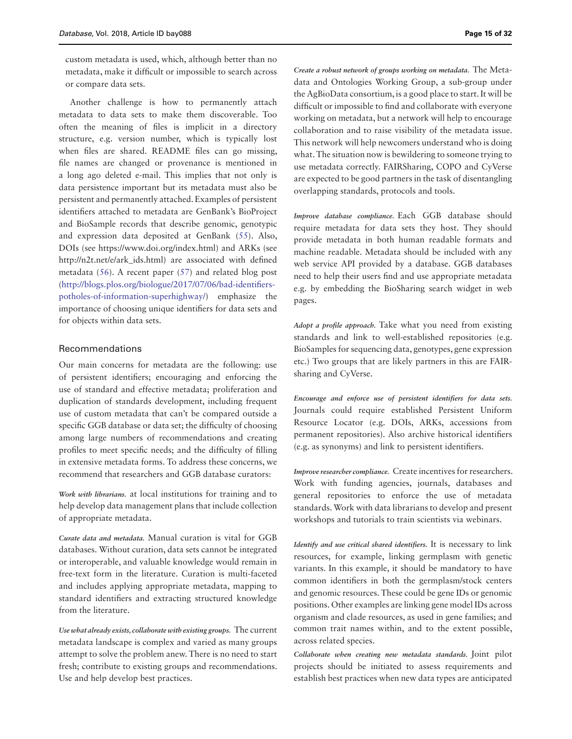custom metadata is used, which, although better than no metadata, make it difficult or impossible to search across or compare data sets.

Another challenge is how to permanently attach metadata to data sets to make them discoverable. Too often the meaning of files is implicit in a directory structure, e.g. version number, which is typically lost when files are shared. README files can go missing, file names are changed or provenance is mentioned in a long ago deleted e-mail. This implies that not only is data persistence important but its metadata must also be persistent and permanently attached. Examples of persistent identifiers attached to metadata are GenBank's BioProject and BioSample records that describe genomic, genotypic and expression data deposited at GenBank (55). Also, DOIs (see https://www.doi.org/index.html) and ARKs (see http://n2t.net/e/ark_ids.html) are associated with defined metadata (56). A recent paper (57) and related blog post (http://blogs.plos.org/biologue/2017/07/06/bad-identifiers-potholes-of-information-superhighway/) emphasize the importance of choosing unique identifiers for data sets and for objects within data sets.

### Recommendations

Our main concerns for metadata are the following: use of persistent identifiers; encouraging and enforcing the use of standard and effective metadata; proliferation and duplication of standards development, including frequent use of custom metadata that can't be compared outside a specific GGB database or data set; the difficulty of choosing among large numbers of recommendations and creating profiles to meet specific needs; and the difficulty of filling in extensive metadata forms. To address these concerns, we recommend that researchers and GGB database curators:

*Work with librarians.* at local institutions for training and to help develop data management plans that include collection of appropriate metadata.

*Curate data and metadata.* Manual curation is vital for GGB databases. Without curation, data sets cannot be integrated or interoperable, and valuable knowledge would remain in free-text form in the literature. Curation is multi-faceted and includes applying appropriate metadata, mapping to standard identifiers and extracting structured knowledge from the literature.

*Use what already exists, collaborate with existing groups.* The current metadata landscape is complex and varied as many groups attempt to solve the problem anew. There is no need to start fresh; contribute to existing groups and recommendations. Use and help develop best practices.

*Create a robust network of groups working on metadata.* The Metadata and Ontologies Working Group, a sub-group under the AgBioData consortium, is a good place to start. It will be difficult or impossible to find and collaborate with everyone working on metadata, but a network will help to encourage collaboration and to raise visibility of the metadata issue. This network will help newcomers understand who is doing what. The situation now is bewildering to someone trying to use metadata correctly. FAIRSharing, COPO and CyVerse are expected to be good partners in the task of disentangling overlapping standards, protocols and tools.

*Improve database compliance.* Each GGB database should require metadata for data sets they host. They should provide metadata in both human readable formats and machine readable. Metadata should be included with any web service API provided by a database. GGB databases need to help their users find and use appropriate metadata e.g. by embedding the BioSharing search widget in web pages.

*Adopt a profile approach.* Take what you need from existing standards and link to well-established repositories (e.g. BioSamples for sequencing data, genotypes, gene expression etc.) Two groups that are likely partners in this are FAIR-sharing and CyVerse.

*Encourage and enforce use of persistent identifiers for data sets.* Journals could require established Persistent Uniform Resource Locator (e.g. DOIs, ARKs, accessions from permanent repositories). Also archive historical identifiers (e.g. as synonyms) and link to persistent identifiers.

*Improve researcher compliance.* Create incentives for researchers. Work with funding agencies, journals, databases and general repositories to enforce the use of metadata standards. Work with data librarians to develop and present workshops and tutorials to train scientists via webinars.

*Identify and use critical shared identifiers.* It is necessary to link resources, for example, linking germplasm with genetic variants. In this example, it should be mandatory to have common identifiers in both the germplasm/stock centers and genomic resources. These could be gene IDs or genomic positions. Other examples are linking gene model IDs across organism and clade resources, as used in gene families; and common trait names within, and to the extent possible, across related species.

*Collaborate when creating new metadata standards.* Joint pilot projects should be initiated to assess requirements and establish best practices when new data types are anticipated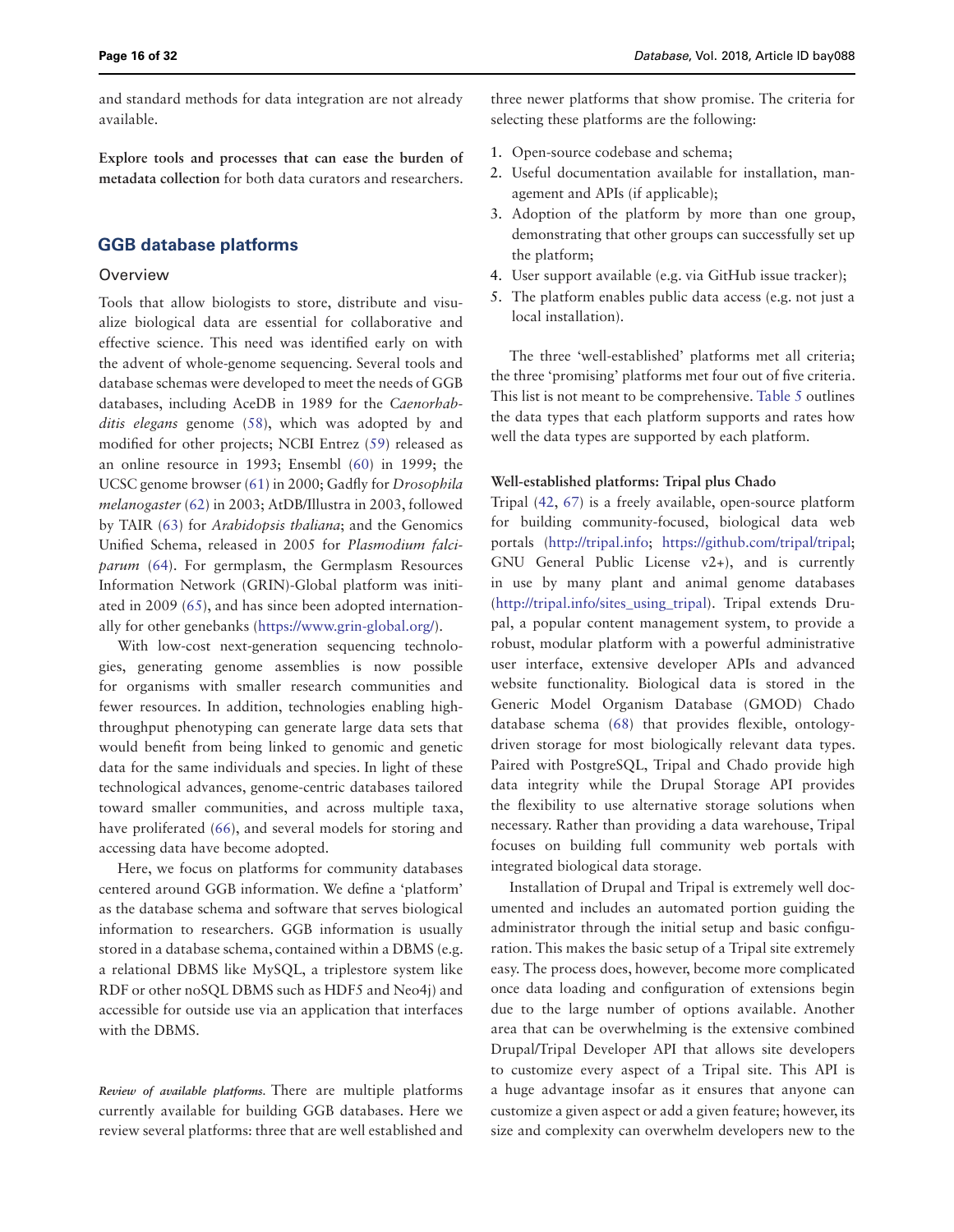and standard methods for data integration are not already available.

**Explore tools and processes that can ease the burden of metadata collection** for both data curators and researchers.

## GGB database platforms

### Overview

Tools that allow biologists to store, distribute and visualize biological data are essential for collaborative and effective science. This need was identified early on with the advent of whole-genome sequencing. Several tools and database schemas were developed to meet the needs of GGB databases, including AceDB in 1989 for the *Caenorhabditis elegans* genome (58), which was adopted by and modified for other projects; NCBI Entrez (59) released as an online resource in 1993; Ensembl (60) in 1999; the UCSC genome browser (61) in 2000; Gadfly for *Drosophila melanogaster* (62) in 2003; AtDB/Illustra in 2003, followed by TAIR (63) for *Arabidopsis thaliana*; and the Genomics Unified Schema, released in 2005 for *Plasmodium falciparum* (64). For germplasm, the Germplasm Resources Information Network (GRIN)-Global platform was initiated in 2009 (65), and has since been adopted internationally for other genebanks (https://www.grin-global.org/).

With low-cost next-generation sequencing technologies, generating genome assemblies is now possible for organisms with smaller research communities and fewer resources. In addition, technologies enabling high-throughput phenotyping can generate large data sets that would benefit from being linked to genomic and genetic data for the same individuals and species. In light of these technological advances, genome-centric databases tailored toward smaller communities, and across multiple taxa, have proliferated (66), and several models for storing and accessing data have become adopted.

Here, we focus on platforms for community databases centered around GGB information. We define a 'platform' as the database schema and software that serves biological information to researchers. GGB information is usually stored in a database schema, contained within a DBMS (e.g. a relational DBMS like MySQL, a triplestore system like RDF or other noSQL DBMS such as HDF5 and Neo4j) and accessible for outside use via an application that interfaces with the DBMS.

***Review of available platforms.*** There are multiple platforms currently available for building GGB databases. Here we review several platforms: three that are well established and three newer platforms that show promise. The criteria for selecting these platforms are the following:

1. Open-source codebase and schema;
2. Useful documentation available for installation, management and APIs (if applicable);
3. Adoption of the platform by more than one group, demonstrating that other groups can successfully set up the platform;
4. User support available (e.g. via GitHub issue tracker);
5. The platform enables public data access (e.g. not just a local installation).

The three 'well-established' platforms met all criteria; the three 'promising' platforms met four out of five criteria. This list is not meant to be comprehensive. Table 5 outlines the data types that each platform supports and rates how well the data types are supported by each platform.

#### Well-established platforms: Tripal plus Chado

Tripal (42, 67) is a freely available, open-source platform for building community-focused, biological data web portals (http://tripal.info; https://github.com/tripal/tripal; GNU General Public License v2+), and is currently in use by many plant and animal genome databases (http://tripal.info/sites_using_tripal). Tripal extends Drupal, a popular content management system, to provide a robust, modular platform with a powerful administrative user interface, extensive developer APIs and advanced website functionality. Biological data is stored in the Generic Model Organism Database (GMOD) Chado database schema (68) that provides flexible, ontology-driven storage for most biologically relevant data types. Paired with PostgreSQL, Tripal and Chado provide high data integrity while the Drupal Storage API provides the flexibility to use alternative storage solutions when necessary. Rather than providing a data warehouse, Tripal focuses on building full community web portals with integrated biological data storage.

Installation of Drupal and Tripal is extremely well documented and includes an automated portion guiding the administrator through the initial setup and basic configuration. This makes the basic setup of a Tripal site extremely easy. The process does, however, become more complicated once data loading and configuration of extensions begin due to the large number of options available. Another area that can be overwhelming is the extensive combined Drupal/Tripal Developer API that allows site developers to customize every aspect of a Tripal site. This API is a huge advantage insofar as it ensures that anyone can customize a given aspect or add a given feature; however, its size and complexity can overwhelm developers new to the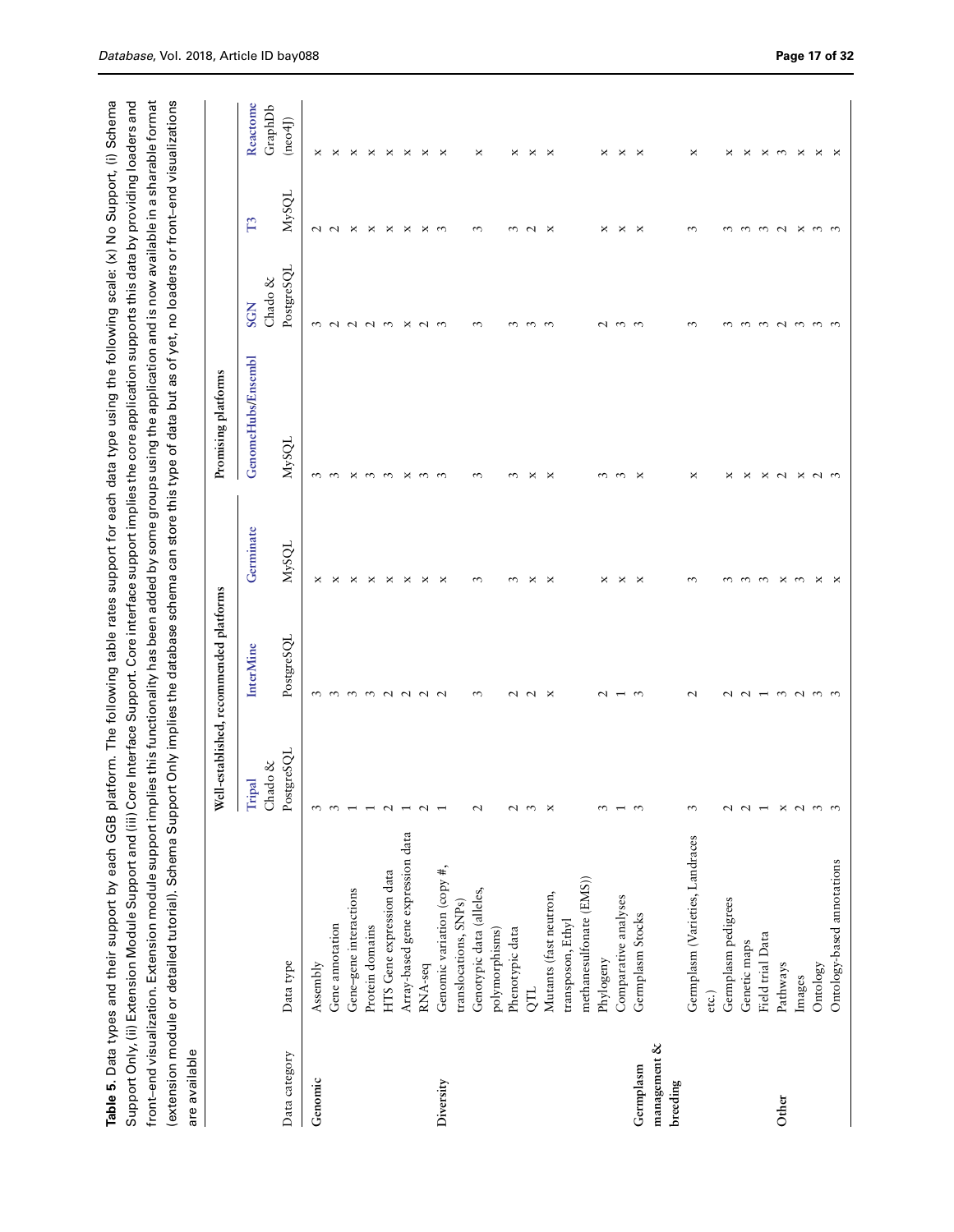**Table 5.** Data types and their support by each GGB platform. The following table rates support for each data type using the following scale: (x) No Support, (i) Schema Support Only, (ii) Extension Module Support and (iii) Core Interface Support. Core interface support implies the core application supports this data by providing loaders and front-end visualization. Extension module support implies this functionality has been added by some groups using the application and is now available in a sharable format (extension module or detailed tutorial). Schema Support Only implies the database schema can store this type of data but as of yet, no loaders or front-end visualizations are available

| | | Well-established, recommended platforms | | | Promising platforms | | | |
|---|---|---|---|---|---|---|---|---|
| Data category | Data type | Tripal Chado & PostgreSQL | InterMine PostgreSQL | Germinate MySQL | GenomeHubs/Ensembl MySQL | SGN Chado & PostgreSQL | T3 MySQL | Reactome GraphDb (neo4J) |
| Genomic | Assembly | 3 | 3 | x | 3 | 3 | 2 | x |
| | Gene annotation | 3 | 3 | x | 3 | 2 | 2 | x |
| | Gene–gene interactions | 1 | 3 | x | x | 2 | x | x |
| | Protein domains | 1 | 3 | x | 3 | 2 | x | x |
| | HTS Gene expression data | 2 | 2 | x | 3 | 3 | x | x |
| | Array-based gene expression data | 1 | 2 | x | x | x | x | x |
| | RNA-seq | 2 | 2 | x | 3 | 2 | x | x |
| Diversity | Genomic variation (copy #, translocations, SNPs) | 1 | 2 | x | 3 | 3 | 3 | x |
| | Genotypic data (alleles, polymorphisms) | 2 | 3 | 3 | 3 | 3 | 3 | x |
| | Phenotypic data | 2 | 2 | 3 | 3 | 3 | 3 | x |
| | QTL | 3 | 2 | x | x | 3 | 2 | x |
| | Mutants (fast neutron, transposon, Ethyl methanesulfonate (EMS)) | x | x | x | x | 3 | x | x |
| | Phylogeny | 3 | 2 | x | 3 | 2 | x | x |
| | Comparative analyses | 1 | 1 | x | 3 | 3 | x | x |
| Germplasm management & breeding | Germplasm Stocks | 3 | 3 | x | x | 3 | x | x |
| | Germplasm (Varieties, Landraces etc.) | 3 | 2 | 3 | x | 3 | 3 | x |
| | Germplasm pedigrees | 2 | 2 | 3 | x | 3 | 3 | x |
| | Genetic maps | 2 | 2 | 3 | x | 3 | 3 | x |
| | Field trial Data | 1 | 1 | 3 | x | 3 | 3 | x |
| Other | Pathways | x | 3 | x | 2 | 2 | 2 | 3 |
| | Images | 2 | 2 | 3 | x | 3 | x | x |
| | Ontology | 3 | 3 | x | 2 | 3 | 3 | x |
| | Ontology-based annotations | 3 | 3 | x | 3 | 3 | 3 | x |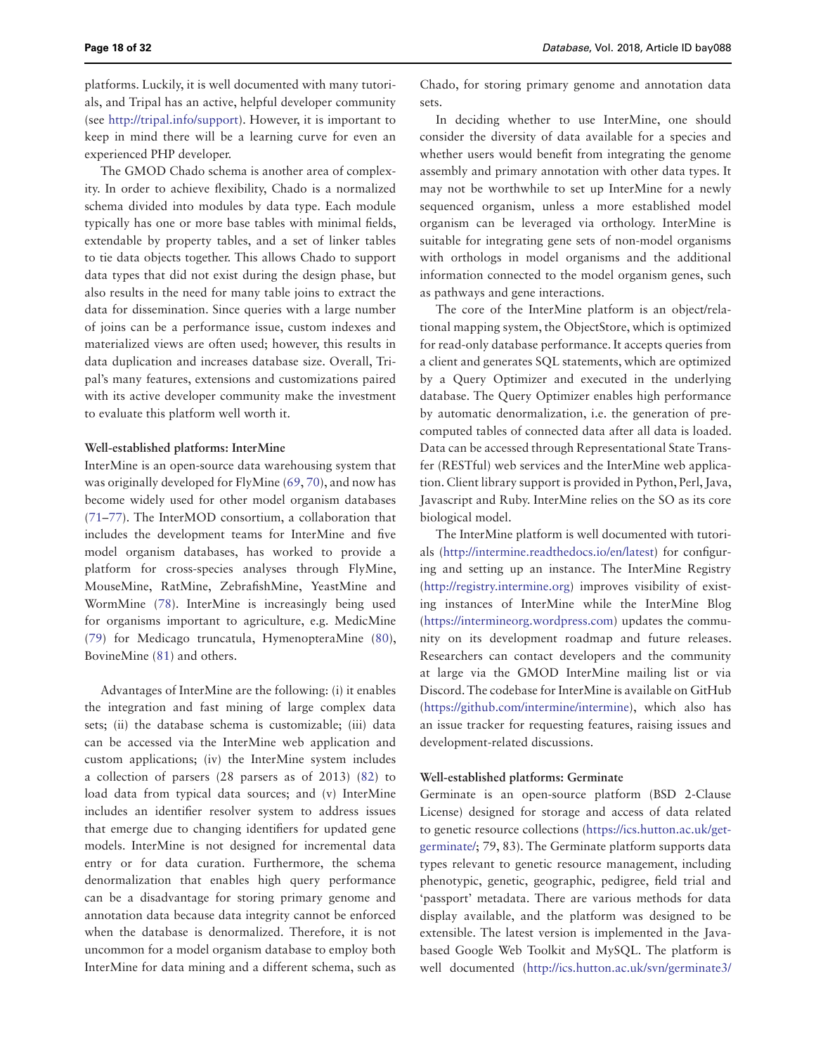platforms. Luckily, it is well documented with many tutorials, and Tripal has an active, helpful developer community (see http://tripal.info/support). However, it is important to keep in mind there will be a learning curve for even an experienced PHP developer.

The GMOD Chado schema is another area of complexity. In order to achieve flexibility, Chado is a normalized schema divided into modules by data type. Each module typically has one or more base tables with minimal fields, extendable by property tables, and a set of linker tables to tie data objects together. This allows Chado to support data types that did not exist during the design phase, but also results in the need for many table joins to extract the data for dissemination. Since queries with a large number of joins can be a performance issue, custom indexes and materialized views are often used; however, this results in data duplication and increases database size. Overall, Tripal's many features, extensions and customizations paired with its active developer community make the investment to evaluate this platform well worth it.

#### Well-established platforms: InterMine

InterMine is an open-source data warehousing system that was originally developed for FlyMine (69, 70), and now has become widely used for other model organism databases (71–77). The InterMOD consortium, a collaboration that includes the development teams for InterMine and five model organism databases, has worked to provide a platform for cross-species analyses through FlyMine, MouseMine, RatMine, ZebrafishMine, YeastMine and WormMine (78). InterMine is increasingly being used for organisms important to agriculture, e.g. MedicMine (79) for Medicago truncatula, HymenopteraMine (80), BovineMine (81) and others.

Advantages of InterMine are the following: (i) it enables the integration and fast mining of large complex data sets; (ii) the database schema is customizable; (iii) data can be accessed via the InterMine web application and custom applications; (iv) the InterMine system includes a collection of parsers (28 parsers as of 2013) (82) to load data from typical data sources; and (v) InterMine includes an identifier resolver system to address issues that emerge due to changing identifiers for updated gene models. InterMine is not designed for incremental data entry or for data curation. Furthermore, the schema denormalization that enables high query performance can be a disadvantage for storing primary genome and annotation data because data integrity cannot be enforced when the database is denormalized. Therefore, it is not uncommon for a model organism database to employ both InterMine for data mining and a different schema, such as Chado, for storing primary genome and annotation data sets.

In deciding whether to use InterMine, one should consider the diversity of data available for a species and whether users would benefit from integrating the genome assembly and primary annotation with other data types. It may not be worthwhile to set up InterMine for a newly sequenced organism, unless a more established model organism can be leveraged via orthology. InterMine is suitable for integrating gene sets of non-model organisms with orthologs in model organisms and the additional information connected to the model organism genes, such as pathways and gene interactions.

The core of the InterMine platform is an object/relational mapping system, the ObjectStore, which is optimized for read-only database performance. It accepts queries from a client and generates SQL statements, which are optimized by a Query Optimizer and executed in the underlying database. The Query Optimizer enables high performance by automatic denormalization, i.e. the generation of precomputed tables of connected data after all data is loaded. Data can be accessed through Representational State Transfer (RESTful) web services and the InterMine web application. Client library support is provided in Python, Perl, Java, Javascript and Ruby. InterMine relies on the SO as its core biological model.

The InterMine platform is well documented with tutorials (http://intermine.readthedocs.io/en/latest) for configuring and setting up an instance. The InterMine Registry (http://registry.intermine.org) improves visibility of existing instances of InterMine while the InterMine Blog (https://intermineorg.wordpress.com) updates the community on its development roadmap and future releases. Researchers can contact developers and the community at large via the GMOD InterMine mailing list or via Discord. The codebase for InterMine is available on GitHub (https://github.com/intermine/intermine), which also has an issue tracker for requesting features, raising issues and development-related discussions.

#### Well-established platforms: Germinate

Germinate is an open-source platform (BSD 2-Clause License) designed for storage and access of data related to genetic resource collections (https://ics.hutton.ac.uk/get-germinate/; 79, 83). The Germinate platform supports data types relevant to genetic resource management, including phenotypic, genetic, geographic, pedigree, field trial and 'passport' metadata. There are various methods for data display available, and the platform was designed to be extensible. The latest version is implemented in the Java-based Google Web Toolkit and MySQL. The platform is well documented (http://ics.hutton.ac.uk/svn/germinate3/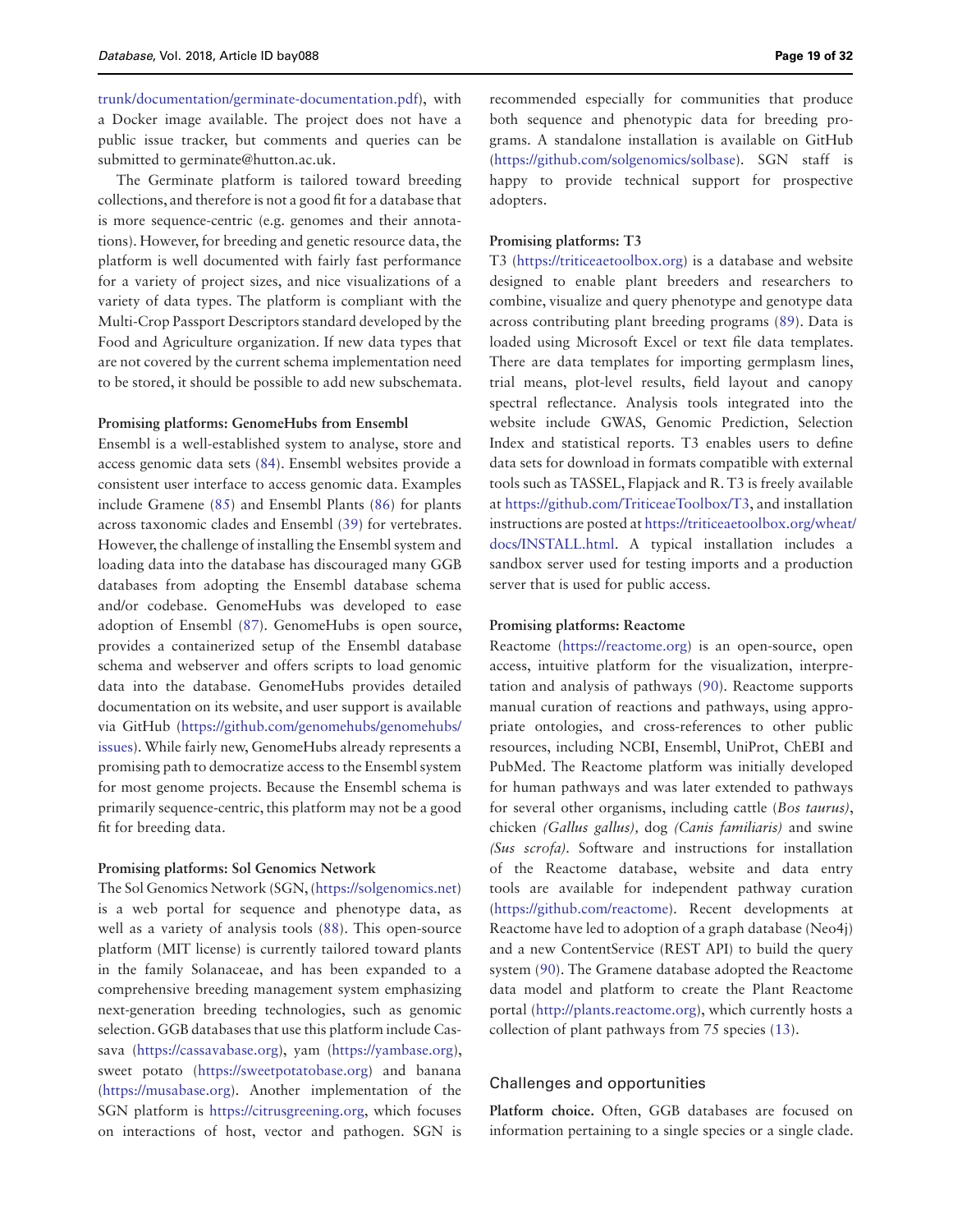trunk/documentation/germinate-documentation.pdf), with a Docker image available. The project does not have a public issue tracker, but comments and queries can be submitted to germinate@hutton.ac.uk.

The Germinate platform is tailored toward breeding collections, and therefore is not a good fit for a database that is more sequence-centric (e.g. genomes and their annotations). However, for breeding and genetic resource data, the platform is well documented with fairly fast performance for a variety of project sizes, and nice visualizations of a variety of data types. The platform is compliant with the Multi-Crop Passport Descriptors standard developed by the Food and Agriculture organization. If new data types that are not covered by the current schema implementation need to be stored, it should be possible to add new subschemata.

**Promising platforms: GenomeHubs from Ensembl**

Ensembl is a well-established system to analyse, store and access genomic data sets (84). Ensembl websites provide a consistent user interface to access genomic data. Examples include Gramene (85) and Ensembl Plants (86) for plants across taxonomic clades and Ensembl (39) for vertebrates. However, the challenge of installing the Ensembl system and loading data into the database has discouraged many GGB databases from adopting the Ensembl database schema and/or codebase. GenomeHubs was developed to ease adoption of Ensembl (87). GenomeHubs is open source, provides a containerized setup of the Ensembl database schema and webserver and offers scripts to load genomic data into the database. GenomeHubs provides detailed documentation on its website, and user support is available via GitHub (https://github.com/genomehubs/genomehubs/issues). While fairly new, GenomeHubs already represents a promising path to democratize access to the Ensembl system for most genome projects. Because the Ensembl schema is primarily sequence-centric, this platform may not be a good fit for breeding data.

**Promising platforms: Sol Genomics Network**

The Sol Genomics Network (SGN, (https://solgenomics.net) is a web portal for sequence and phenotype data, as well as a variety of analysis tools (88). This open-source platform (MIT license) is currently tailored toward plants in the family Solanaceae, and has been expanded to a comprehensive breeding management system emphasizing next-generation breeding technologies, such as genomic selection. GGB databases that use this platform include Cassava (https://cassavabase.org), yam (https://yambase.org), sweet potato (https://sweetpotatobase.org) and banana (https://musabase.org). Another implementation of the SGN platform is https://citrusgreening.org, which focuses on interactions of host, vector and pathogen. SGN is recommended especially for communities that produce both sequence and phenotypic data for breeding programs. A standalone installation is available on GitHub (https://github.com/solgenomics/solbase). SGN staff is happy to provide technical support for prospective adopters.

**Promising platforms: T3**

T3 (https://triticeaetoolbox.org) is a database and website designed to enable plant breeders and researchers to combine, visualize and query phenotype and genotype data across contributing plant breeding programs (89). Data is loaded using Microsoft Excel or text file data templates. There are data templates for importing germplasm lines, trial means, plot-level results, field layout and canopy spectral reflectance. Analysis tools integrated into the website include GWAS, Genomic Prediction, Selection Index and statistical reports. T3 enables users to define data sets for download in formats compatible with external tools such as TASSEL, Flapjack and R. T3 is freely available at https://github.com/TriticeaeToolbox/T3, and installation instructions are posted at https://triticeaetoolbox.org/wheat/docs/INSTALL.html. A typical installation includes a sandbox server used for testing imports and a production server that is used for public access.

**Promising platforms: Reactome**

Reactome (https://reactome.org) is an open-source, open access, intuitive platform for the visualization, interpretation and analysis of pathways (90). Reactome supports manual curation of reactions and pathways, using appropriate ontologies, and cross-references to other public resources, including NCBI, Ensembl, UniProt, ChEBI and PubMed. The Reactome platform was initially developed for human pathways and was later extended to pathways for several other organisms, including cattle (*Bos taurus)*, chicken *(Gallus gallus)*, dog *(Canis familiaris)* and swine *(Sus scrofa)*. Software and instructions for installation of the Reactome database, website and data entry tools are available for independent pathway curation (https://github.com/reactome). Recent developments at Reactome have led to adoption of a graph database (Neo4j) and a new ContentService (REST API) to build the query system (90). The Gramene database adopted the Reactome data model and platform to create the Plant Reactome portal (http://plants.reactome.org), which currently hosts a collection of plant pathways from 75 species (13).

## Challenges and opportunities

**Platform choice.** Often, GGB databases are focused on information pertaining to a single species or a single clade.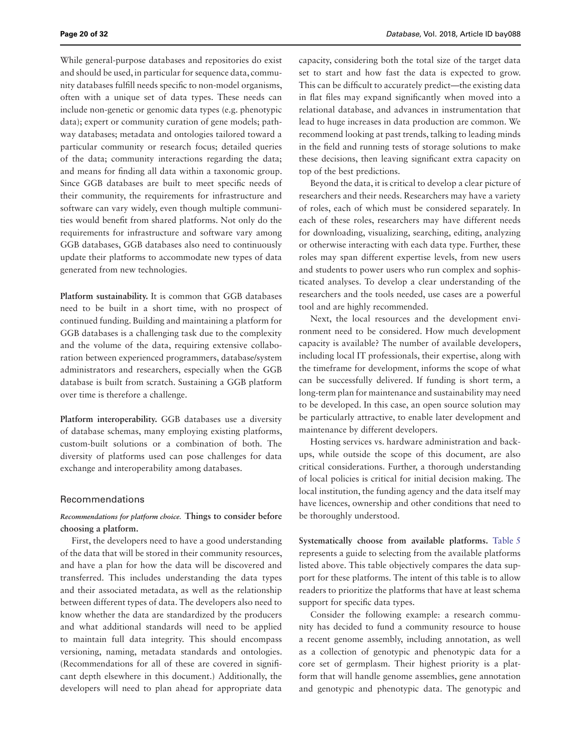While general-purpose databases and repositories do exist and should be used, in particular for sequence data, community databases fulfill needs specific to non-model organisms, often with a unique set of data types. These needs can include non-genetic or genomic data types (e.g. phenotypic data); expert or community curation of gene models; pathway databases; metadata and ontologies tailored toward a particular community or research focus; detailed queries of the data; community interactions regarding the data; and means for finding all data within a taxonomic group. Since GGB databases are built to meet specific needs of their community, the requirements for infrastructure and software can vary widely, even though multiple communities would benefit from shared platforms. Not only do the requirements for infrastructure and software vary among GGB databases, GGB databases also need to continuously update their platforms to accommodate new types of data generated from new technologies.

**Platform sustainability.** It is common that GGB databases need to be built in a short time, with no prospect of continued funding. Building and maintaining a platform for GGB databases is a challenging task due to the complexity and the volume of the data, requiring extensive collaboration between experienced programmers, database/system administrators and researchers, especially when the GGB database is built from scratch. Sustaining a GGB platform over time is therefore a challenge.

**Platform interoperability.** GGB databases use a diversity of database schemas, many employing existing platforms, custom-built solutions or a combination of both. The diversity of platforms used can pose challenges for data exchange and interoperability among databases.

## Recommendations

*Recommendations for platform choice.* **Things to consider before choosing a platform.**

First, the developers need to have a good understanding of the data that will be stored in their community resources, and have a plan for how the data will be discovered and transferred. This includes understanding the data types and their associated metadata, as well as the relationship between different types of data. The developers also need to know whether the data are standardized by the producers and what additional standards will need to be applied to maintain full data integrity. This should encompass versioning, naming, metadata standards and ontologies. (Recommendations for all of these are covered in significant depth elsewhere in this document.) Additionally, the developers will need to plan ahead for appropriate data capacity, considering both the total size of the target data set to start and how fast the data is expected to grow. This can be difficult to accurately predict—the existing data in flat files may expand significantly when moved into a relational database, and advances in instrumentation that lead to huge increases in data production are common. We recommend looking at past trends, talking to leading minds in the field and running tests of storage solutions to make these decisions, then leaving significant extra capacity on top of the best predictions.

Beyond the data, it is critical to develop a clear picture of researchers and their needs. Researchers may have a variety of roles, each of which must be considered separately. In each of these roles, researchers may have different needs for downloading, visualizing, searching, editing, analyzing or otherwise interacting with each data type. Further, these roles may span different expertise levels, from new users and students to power users who run complex and sophisticated analyses. To develop a clear understanding of the researchers and the tools needed, use cases are a powerful tool and are highly recommended.

Next, the local resources and the development environment need to be considered. How much development capacity is available? The number of available developers, including local IT professionals, their expertise, along with the timeframe for development, informs the scope of what can be successfully delivered. If funding is short term, a long-term plan for maintenance and sustainability may need to be developed. In this case, an open source solution may be particularly attractive, to enable later development and maintenance by different developers.

Hosting services vs. hardware administration and backups, while outside the scope of this document, are also critical considerations. Further, a thorough understanding of local policies is critical for initial decision making. The local institution, the funding agency and the data itself may have licences, ownership and other conditions that need to be thoroughly understood.

**Systematically choose from available platforms.** Table 5 represents a guide to selecting from the available platforms listed above. This table objectively compares the data support for these platforms. The intent of this table is to allow readers to prioritize the platforms that have at least schema support for specific data types.

Consider the following example: a research community has decided to fund a community resource to house a recent genome assembly, including annotation, as well as a collection of genotypic and phenotypic data for a core set of germplasm. Their highest priority is a platform that will handle genome assemblies, gene annotation and genotypic and phenotypic data. The genotypic and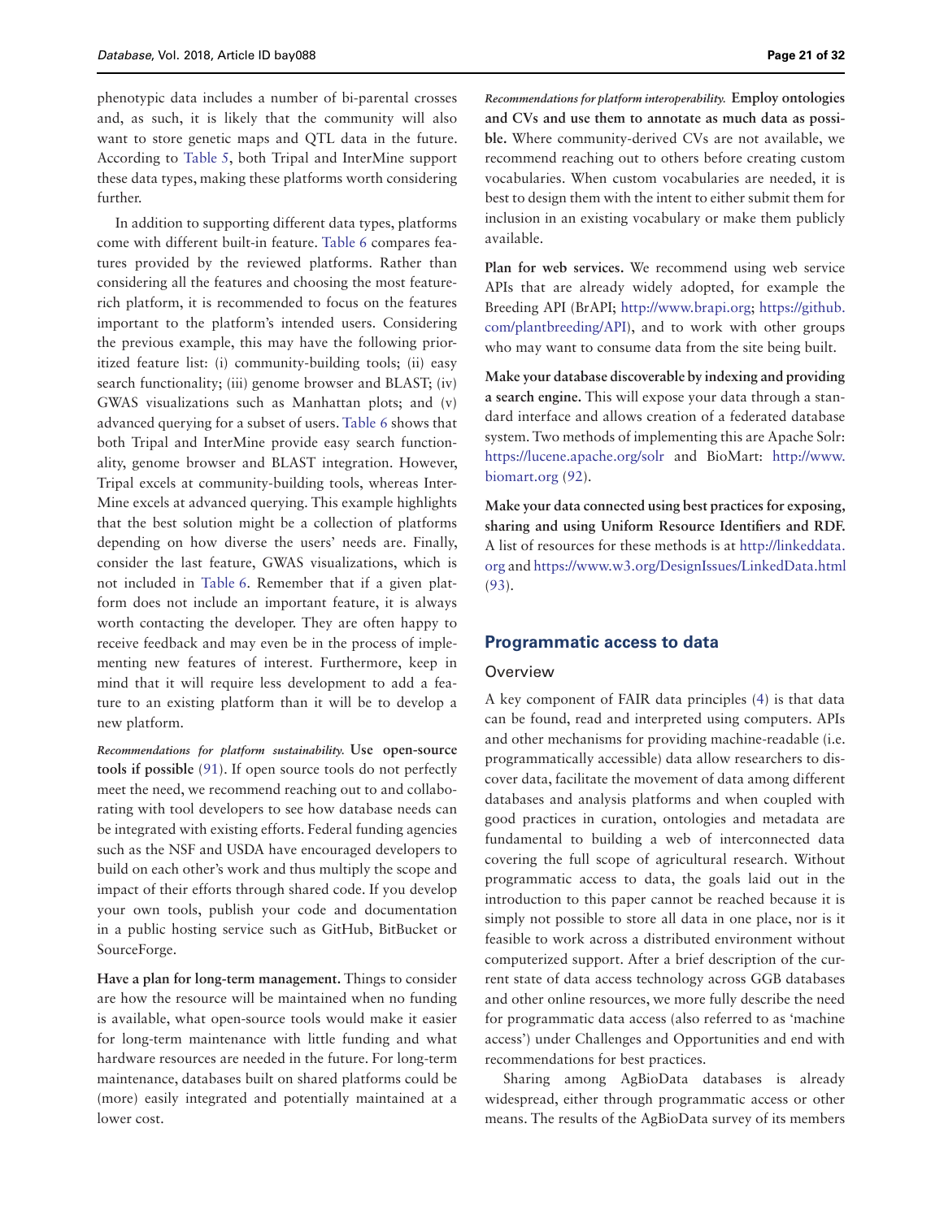phenotypic data includes a number of bi-parental crosses and, as such, it is likely that the community will also want to store genetic maps and QTL data in the future. According to Table 5, both Tripal and InterMine support these data types, making these platforms worth considering further.

In addition to supporting different data types, platforms come with different built-in feature. Table 6 compares features provided by the reviewed platforms. Rather than considering all the features and choosing the most feature-rich platform, it is recommended to focus on the features important to the platform's intended users. Considering the previous example, this may have the following prioritized feature list: (i) community-building tools; (ii) easy search functionality; (iii) genome browser and BLAST; (iv) GWAS visualizations such as Manhattan plots; and (v) advanced querying for a subset of users. Table 6 shows that both Tripal and InterMine provide easy search functionality, genome browser and BLAST integration. However, Tripal excels at community-building tools, whereas InterMine excels at advanced querying. This example highlights that the best solution might be a collection of platforms depending on how diverse the users' needs are. Finally, consider the last feature, GWAS visualizations, which is not included in Table 6. Remember that if a given platform does not include an important feature, it is always worth contacting the developer. They are often happy to receive feedback and may even be in the process of implementing new features of interest. Furthermore, keep in mind that it will require less development to add a feature to an existing platform than it will be to develop a new platform.

*Recommendations for platform sustainability.* **Use open-source tools if possible** (91). If open source tools do not perfectly meet the need, we recommend reaching out to and collaborating with tool developers to see how database needs can be integrated with existing efforts. Federal funding agencies such as the NSF and USDA have encouraged developers to build on each other's work and thus multiply the scope and impact of their efforts through shared code. If you develop your own tools, publish your code and documentation in a public hosting service such as GitHub, BitBucket or SourceForge.

**Have a plan for long-term management.** Things to consider are how the resource will be maintained when no funding is available, what open-source tools would make it easier for long-term maintenance with little funding and what hardware resources are needed in the future. For long-term maintenance, databases built on shared platforms could be (more) easily integrated and potentially maintained at a lower cost.

*Recommendations for platform interoperability.* **Employ ontologies and CVs and use them to annotate as much data as possible.** Where community-derived CVs are not available, we recommend reaching out to others before creating custom vocabularies. When custom vocabularies are needed, it is best to design them with the intent to either submit them for inclusion in an existing vocabulary or make them publicly available.

**Plan for web services.** We recommend using web service APIs that are already widely adopted, for example the Breeding API (BrAPI; http://www.brapi.org; https://github.com/plantbreeding/API), and to work with other groups who may want to consume data from the site being built.

**Make your database discoverable by indexing and providing a search engine.** This will expose your data through a standard interface and allows creation of a federated database system. Two methods of implementing this are Apache Solr: https://lucene.apache.org/solr and BioMart: http://www.biomart.org (92).

**Make your data connected using best practices for exposing, sharing and using Uniform Resource Identifiers and RDF.** A list of resources for these methods is at http://linkeddata.org and https://www.w3.org/DesignIssues/LinkedData.html (93).

## Programmatic access to data

### Overview

A key component of FAIR data principles (4) is that data can be found, read and interpreted using computers. APIs and other mechanisms for providing machine-readable (i.e. programmatically accessible) data allow researchers to discover data, facilitate the movement of data among different databases and analysis platforms and when coupled with good practices in curation, ontologies and metadata are fundamental to building a web of interconnected data covering the full scope of agricultural research. Without programmatic access to data, the goals laid out in the introduction to this paper cannot be reached because it is simply not possible to store all data in one place, nor is it feasible to work across a distributed environment without computerized support. After a brief description of the current state of data access technology across GGB databases and other online resources, we more fully describe the need for programmatic data access (also referred to as 'machine access') under Challenges and Opportunities and end with recommendations for best practices.

Sharing among AgBioData databases is already widespread, either through programmatic access or other means. The results of the AgBioData survey of its members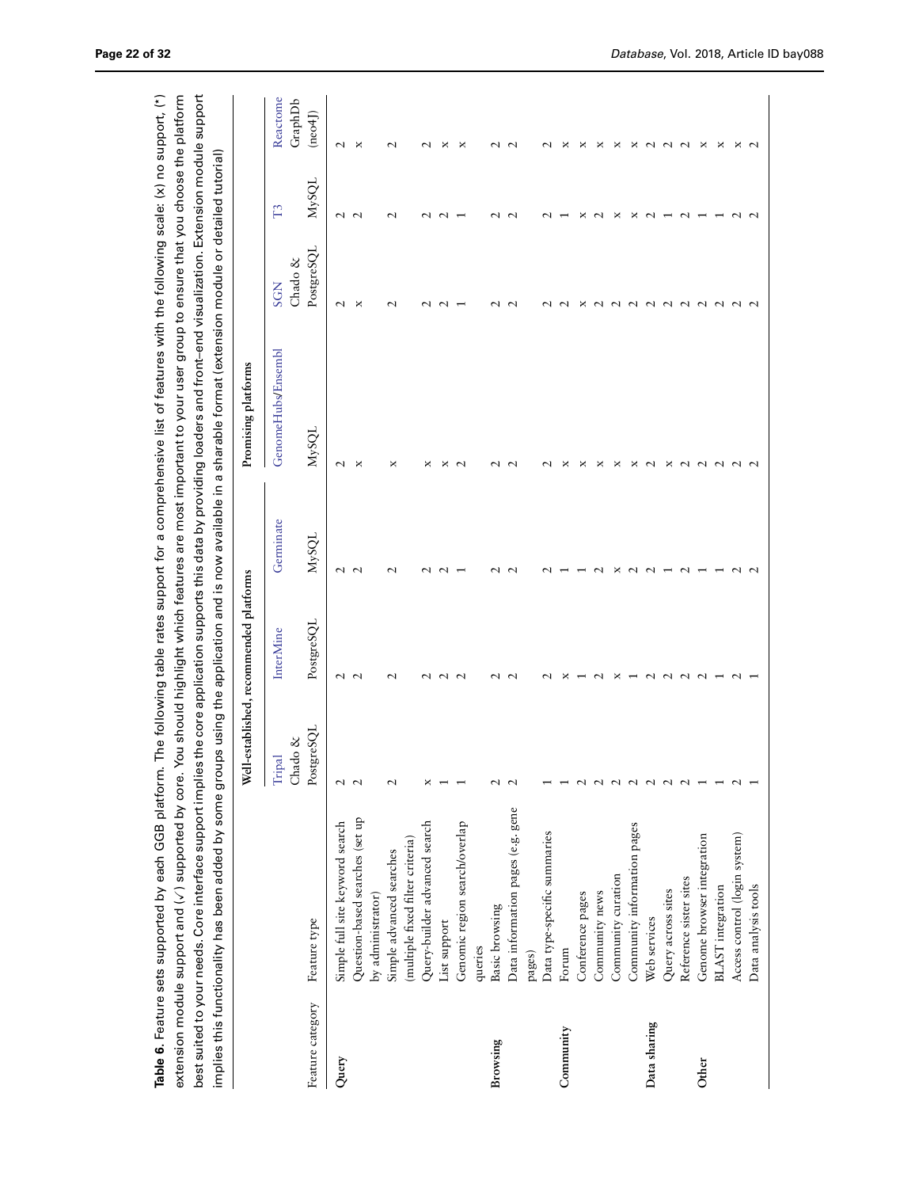**Table 6.** Feature sets supported by each GGB platform. The following table rates support for a comprehensive list of features with the following scale: (x) no support, (*) extension module support and (√) supported by core. You should highlight which features are most important to your user group to ensure that you choose the platform best suited to your needs. Core interface support implies the core application supports this data by providing loaders and front-end visualization. Extension module support implies this functionality has been added by some groups using the application and is now available in a sharable format (extension module or detailed tutorial)

| | | Well-established, recommended platforms | | | Promising platforms | | | |
|---|---|---|---|---|---|---|---|---|
| Feature category | Feature type | Tripal Chado & PostgreSQL | InterMine PostgreSQL | Germinate MySQL | GenomeHubs/Ensembl MySQL | SGN Chado & PostgreSQL | T3 MySQL | Reactome GraphDb (neo4J) |
| Query | Simple full site keyword search | 2 | 2 | 2 | 2 | 2 | 2 | 2 |
| | Question-based searches (set up by administrator) | 2 | 2 | 2 | x | x | 2 | x |
| | Simple advanced searches (multiple fixed filter criteria) | 2 | 2 | 2 | x | 2 | 2 | 2 |
| | Query-builder advanced search | x | 2 | 2 | x | 2 | 2 | 2 |
| | List support | 1 | 2 | 2 | x | 2 | 2 | x |
| | Genomic region search/overlap queries | 1 | 2 | 1 | 2 | 1 | 1 | x |
| Browsing | Basic browsing | 2 | 2 | 2 | 2 | 2 | 2 | 2 |
| | Data information pages (e.g. gene pages) | 2 | 2 | 2 | 2 | 2 | 2 | 2 |
| | Data type-specific summaries | 1 | 2 | 2 | 2 | 2 | 2 | 2 |
| Community | Forum | 1 | x | 1 | x | 2 | 1 | x |
| | Conference pages | 2 | 1 | 1 | x | x | x | x |
| | Community news | 2 | 2 | 2 | x | 2 | 2 | x |
| | Community curation | 2 | x | x | x | 2 | x | x |
| | Community information pages | 2 | 1 | 2 | x | 2 | x | x |
| Data sharing | Web services | 2 | 2 | 2 | 2 | 2 | 2 | 2 |
| | Query across sites | 2 | 2 | 1 | x | 2 | 1 | 2 |
| | Reference sister sites | 2 | 2 | 2 | 2 | 2 | 2 | 2 |
| Other | Genome browser integration | 1 | 2 | 1 | 2 | 2 | 1 | x |
| | BLAST integration | 1 | 1 | 1 | 2 | 2 | 1 | x |
| | Access control (login system) | 2 | 2 | 2 | 2 | 2 | 2 | x |
| | Data analysis tools | 1 | 1 | 2 | 2 | 2 | 2 | 2 |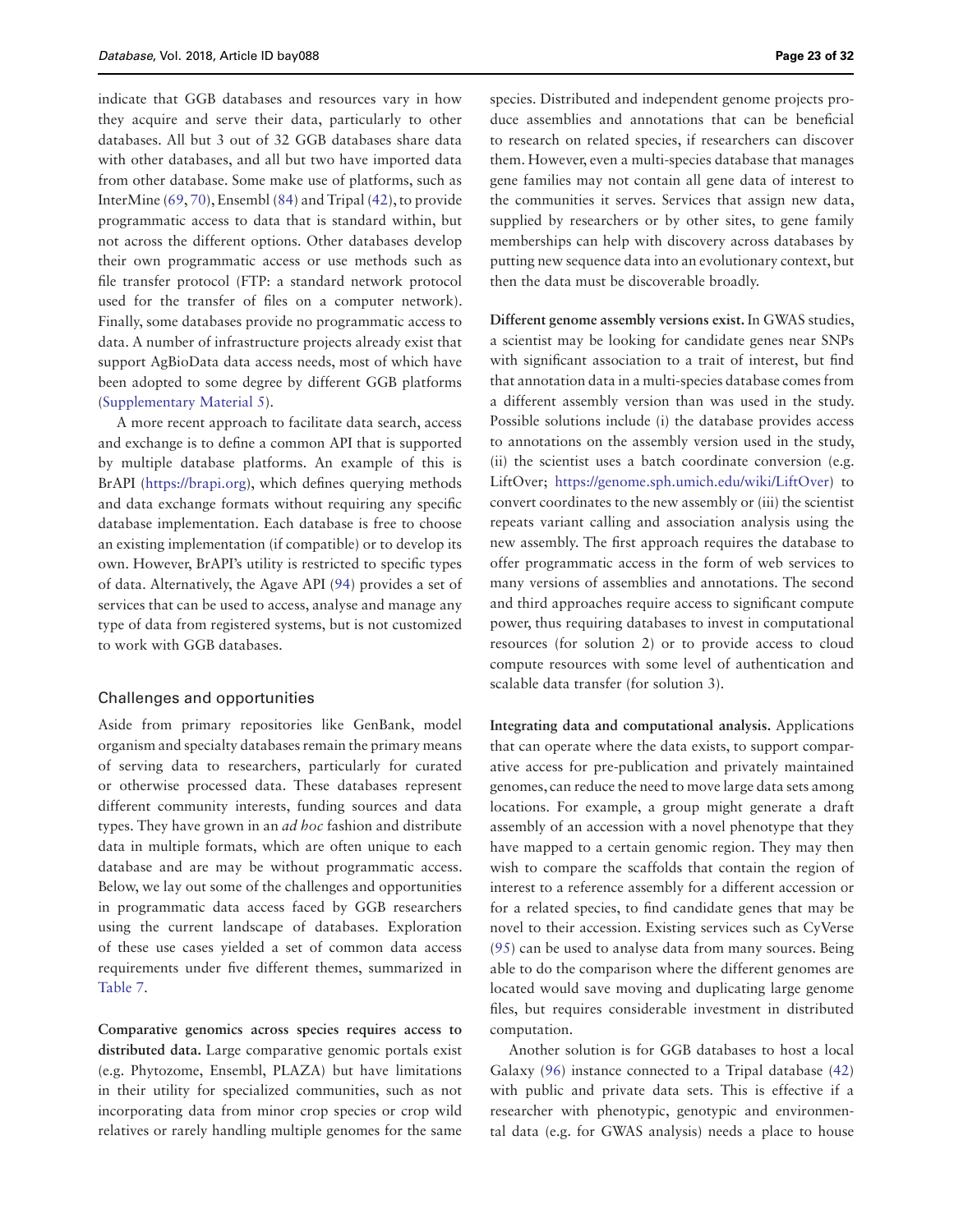indicate that GGB databases and resources vary in how they acquire and serve their data, particularly to other databases. All but 3 out of 32 GGB databases share data with other databases, and all but two have imported data from other database. Some make use of platforms, such as InterMine (69, 70), Ensembl (84) and Tripal (42), to provide programmatic access to data that is standard within, but not across the different options. Other databases develop their own programmatic access or use methods such as file transfer protocol (FTP: a standard network protocol used for the transfer of files on a computer network). Finally, some databases provide no programmatic access to data. A number of infrastructure projects already exist that support AgBioData data access needs, most of which have been adopted to some degree by different GGB platforms (Supplementary Material 5).

A more recent approach to facilitate data search, access and exchange is to define a common API that is supported by multiple database platforms. An example of this is BrAPI (https://brapi.org), which defines querying methods and data exchange formats without requiring any specific database implementation. Each database is free to choose an existing implementation (if compatible) or to develop its own. However, BrAPI's utility is restricted to specific types of data. Alternatively, the Agave API (94) provides a set of services that can be used to access, analyse and manage any type of data from registered systems, but is not customized to work with GGB databases.

## Challenges and opportunities

Aside from primary repositories like GenBank, model organism and specialty databases remain the primary means of serving data to researchers, particularly for curated or otherwise processed data. These databases represent different community interests, funding sources and data types. They have grown in an *ad hoc* fashion and distribute data in multiple formats, which are often unique to each database and are may be without programmatic access. Below, we lay out some of the challenges and opportunities in programmatic data access faced by GGB researchers using the current landscape of databases. Exploration of these use cases yielded a set of common data access requirements under five different themes, summarized in Table 7.

**Comparative genomics across species requires access to distributed data.** Large comparative genomic portals exist (e.g. Phytozome, Ensembl, PLAZA) but have limitations in their utility for specialized communities, such as not incorporating data from minor crop species or crop wild relatives or rarely handling multiple genomes for the same species. Distributed and independent genome projects produce assemblies and annotations that can be beneficial to research on related species, if researchers can discover them. However, even a multi-species database that manages gene families may not contain all gene data of interest to the communities it serves. Services that assign new data, supplied by researchers or by other sites, to gene family memberships can help with discovery across databases by putting new sequence data into an evolutionary context, but then the data must be discoverable broadly.

**Different genome assembly versions exist.** In GWAS studies, a scientist may be looking for candidate genes near SNPs with significant association to a trait of interest, but find that annotation data in a multi-species database comes from a different assembly version than was used in the study. Possible solutions include (i) the database provides access to annotations on the assembly version used in the study, (ii) the scientist uses a batch coordinate conversion (e.g. LiftOver; https://genome.sph.umich.edu/wiki/LiftOver) to convert coordinates to the new assembly or (iii) the scientist repeats variant calling and association analysis using the new assembly. The first approach requires the database to offer programmatic access in the form of web services to many versions of assemblies and annotations. The second and third approaches require access to significant compute power, thus requiring databases to invest in computational resources (for solution 2) or to provide access to cloud compute resources with some level of authentication and scalable data transfer (for solution 3).

**Integrating data and computational analysis.** Applications that can operate where the data exists, to support comparative access for pre-publication and privately maintained genomes, can reduce the need to move large data sets among locations. For example, a group might generate a draft assembly of an accession with a novel phenotype that they have mapped to a certain genomic region. They may then wish to compare the scaffolds that contain the region of interest to a reference assembly for a different accession or for a related species, to find candidate genes that may be novel to their accession. Existing services such as CyVerse (95) can be used to analyse data from many sources. Being able to do the comparison where the different genomes are located would save moving and duplicating large genome files, but requires considerable investment in distributed computation.

Another solution is for GGB databases to host a local Galaxy (96) instance connected to a Tripal database (42) with public and private data sets. This is effective if a researcher with phenotypic, genotypic and environmental data (e.g. for GWAS analysis) needs a place to house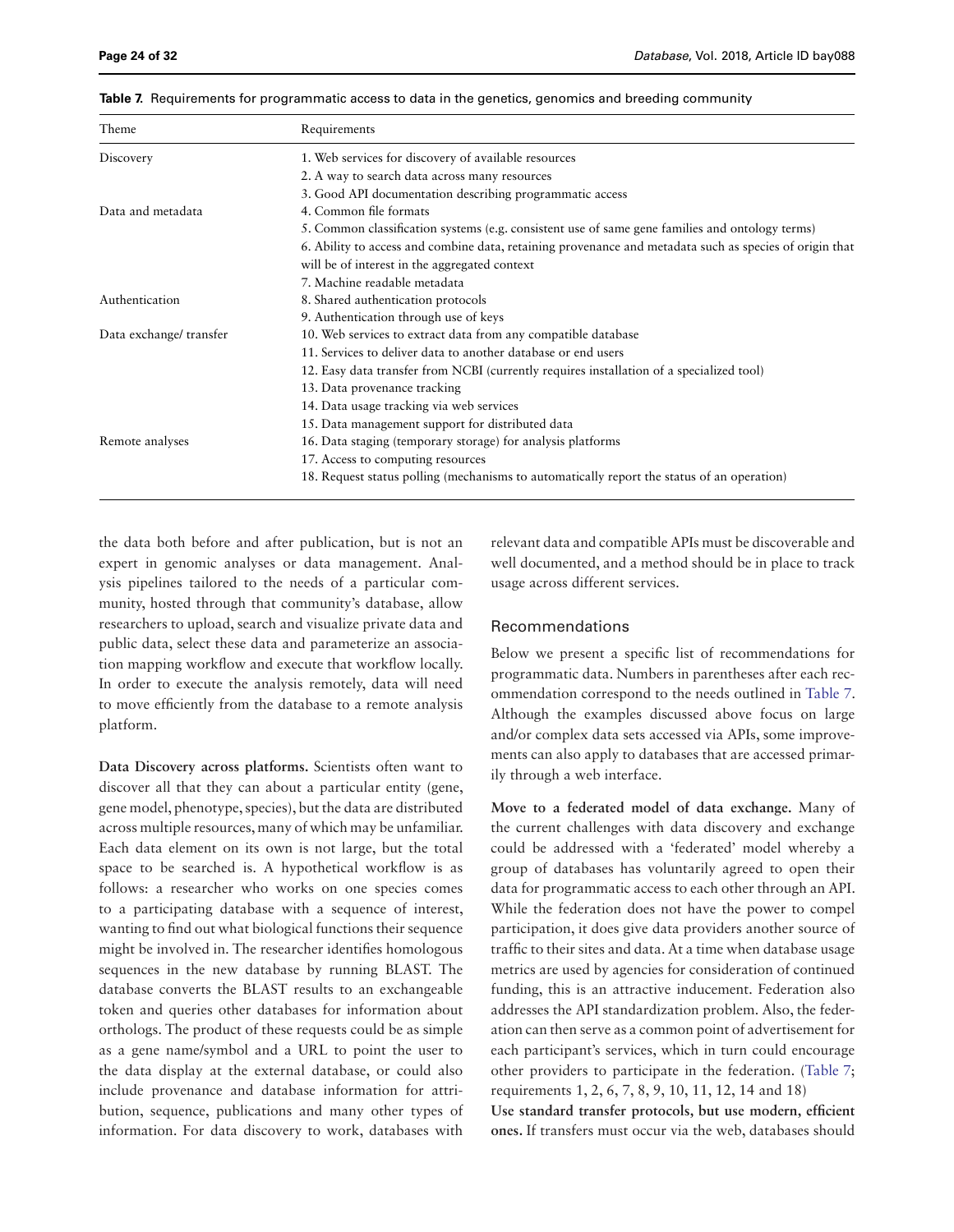**Table 7.** Requirements for programmatic access to data in the genetics, genomics and breeding community

| Theme | Requirements |
| --- | --- |
| Discovery | 1. Web services for discovery of available resources |
| | 2. A way to search data across many resources |
| | 3. Good API documentation describing programmatic access |
| Data and metadata | 4. Common file formats |
| | 5. Common classification systems (e.g. consistent use of same gene families and ontology terms) |
| | 6. Ability to access and combine data, retaining provenance and metadata such as species of origin that will be of interest in the aggregated context |
| | 7. Machine readable metadata |
| Authentication | 8. Shared authentication protocols |
| | 9. Authentication through use of keys |
| Data exchange/ transfer | 10. Web services to extract data from any compatible database |
| | 11. Services to deliver data to another database or end users |
| | 12. Easy data transfer from NCBI (currently requires installation of a specialized tool) |
| | 13. Data provenance tracking |
| | 14. Data usage tracking via web services |
| | 15. Data management support for distributed data |
| Remote analyses | 16. Data staging (temporary storage) for analysis platforms |
| | 17. Access to computing resources |
| | 18. Request status polling (mechanisms to automatically report the status of an operation) |

the data both before and after publication, but is not an expert in genomic analyses or data management. Analysis pipelines tailored to the needs of a particular community, hosted through that community's database, allow researchers to upload, search and visualize private data and public data, select these data and parameterize an association mapping workflow and execute that workflow locally. In order to execute the analysis remotely, data will need to move efficiently from the database to a remote analysis platform.

**Data Discovery across platforms.** Scientists often want to discover all that they can about a particular entity (gene, gene model, phenotype, species), but the data are distributed across multiple resources, many of which may be unfamiliar. Each data element on its own is not large, but the total space to be searched is. A hypothetical workflow is as follows: a researcher who works on one species comes to a participating database with a sequence of interest, wanting to find out what biological functions their sequence might be involved in. The researcher identifies homologous sequences in the new database by running BLAST. The database converts the BLAST results to an exchangeable token and queries other databases for information about orthologs. The product of these requests could be as simple as a gene name/symbol and a URL to point the user to the data display at the external database, or could also include provenance and database information for attribution, sequence, publications and many other types of information. For data discovery to work, databases with relevant data and compatible APIs must be discoverable and well documented, and a method should be in place to track usage across different services.

## Recommendations

Below we present a specific list of recommendations for programmatic data. Numbers in parentheses after each recommendation correspond to the needs outlined in Table 7. Although the examples discussed above focus on large and/or complex data sets accessed via APIs, some improvements can also apply to databases that are accessed primarily through a web interface.

**Move to a federated model of data exchange.** Many of the current challenges with data discovery and exchange could be addressed with a 'federated' model whereby a group of databases has voluntarily agreed to open their data for programmatic access to each other through an API. While the federation does not have the power to compel participation, it does give data providers another source of traffic to their sites and data. At a time when database usage metrics are used by agencies for consideration of continued funding, this is an attractive inducement. Federation also addresses the API standardization problem. Also, the federation can then serve as a common point of advertisement for each participant's services, which in turn could encourage other providers to participate in the federation. (Table 7; requirements 1, 2, 6, 7, 8, 9, 10, 11, 12, 14 and 18)

**Use standard transfer protocols, but use modern, efficient ones.** If transfers must occur via the web, databases should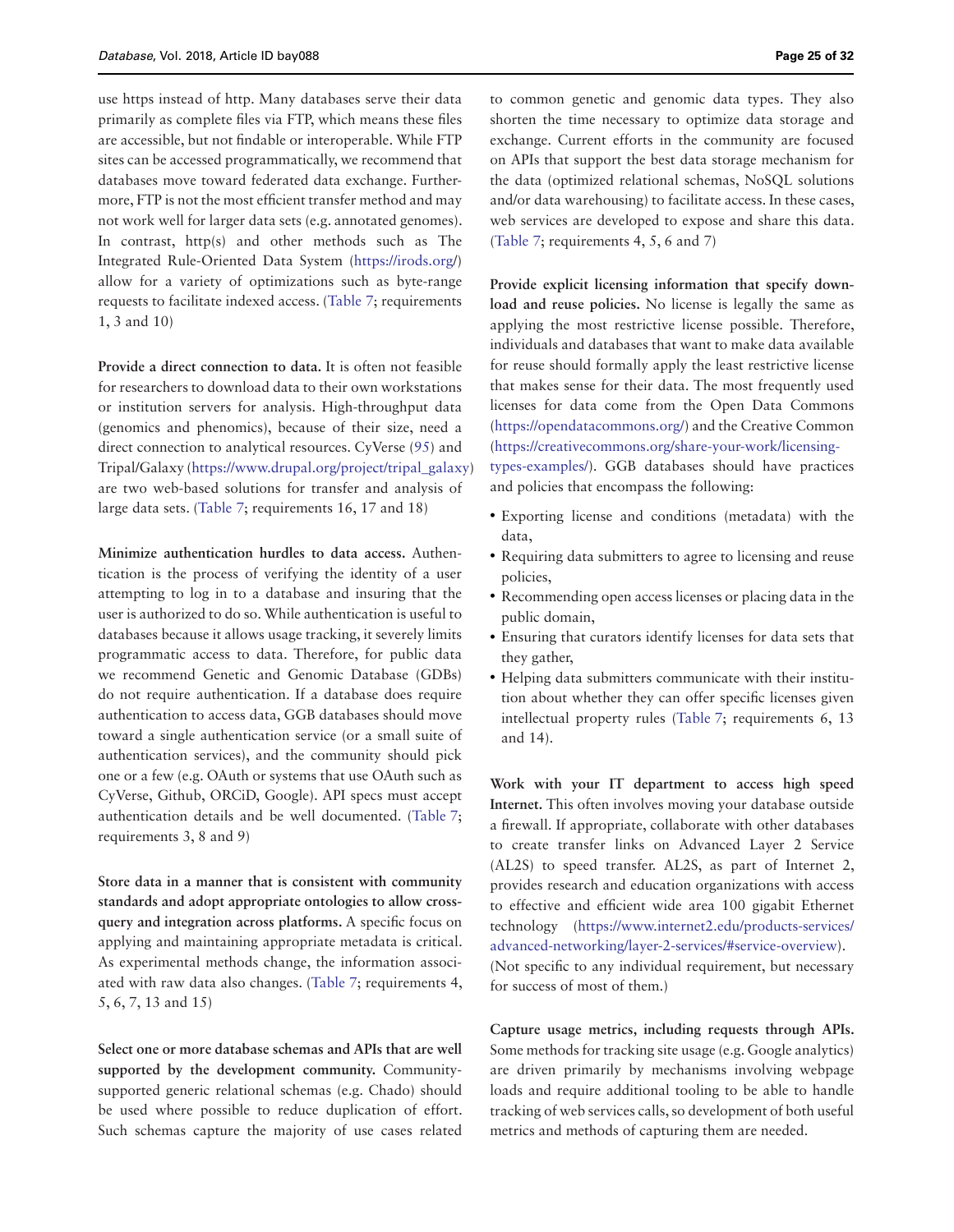use https instead of http. Many databases serve their data primarily as complete files via FTP, which means these files are accessible, but not findable or interoperable. While FTP sites can be accessed programmatically, we recommend that databases move toward federated data exchange. Furthermore, FTP is not the most efficient transfer method and may not work well for larger data sets (e.g. annotated genomes). In contrast, http(s) and other methods such as The Integrated Rule-Oriented Data System (https://irods.org/) allow for a variety of optimizations such as byte-range requests to facilitate indexed access. (Table 7; requirements 1, 3 and 10)

**Provide a direct connection to data.** It is often not feasible for researchers to download data to their own workstations or institution servers for analysis. High-throughput data (genomics and phenomics), because of their size, need a direct connection to analytical resources. CyVerse (95) and Tripal/Galaxy (https://www.drupal.org/project/tripal_galaxy) are two web-based solutions for transfer and analysis of large data sets. (Table 7; requirements 16, 17 and 18)

**Minimize authentication hurdles to data access.** Authentication is the process of verifying the identity of a user attempting to log in to a database and insuring that the user is authorized to do so. While authentication is useful to databases because it allows usage tracking, it severely limits programmatic access to data. Therefore, for public data we recommend Genetic and Genomic Database (GDBs) do not require authentication. If a database does require authentication to access data, GGB databases should move toward a single authentication service (or a small suite of authentication services), and the community should pick one or a few (e.g. OAuth or systems that use OAuth such as CyVerse, Github, ORCiD, Google). API specs must accept authentication details and be well documented. (Table 7; requirements 3, 8 and 9)

**Store data in a manner that is consistent with community standards and adopt appropriate ontologies to allow cross-query and integration across platforms.** A specific focus on applying and maintaining appropriate metadata is critical. As experimental methods change, the information associated with raw data also changes. (Table 7; requirements 4, 5, 6, 7, 13 and 15)

**Select one or more database schemas and APIs that are well supported by the development community.** Community-supported generic relational schemas (e.g. Chado) should be used where possible to reduce duplication of effort. Such schemas capture the majority of use cases related to common genetic and genomic data types. They also shorten the time necessary to optimize data storage and exchange. Current efforts in the community are focused on APIs that support the best data storage mechanism for the data (optimized relational schemas, NoSQL solutions and/or data warehousing) to facilitate access. In these cases, web services are developed to expose and share this data. (Table 7; requirements 4, 5, 6 and 7)

**Provide explicit licensing information that specify download and reuse policies.** No license is legally the same as applying the most restrictive license possible. Therefore, individuals and databases that want to make data available for reuse should formally apply the least restrictive license that makes sense for their data. The most frequently used licenses for data come from the Open Data Commons (https://opendatacommons.org/) and the Creative Common (https://creativecommons.org/share-your-work/licensing-types-examples/). GGB databases should have practices and policies that encompass the following:

- Exporting license and conditions (metadata) with the data,
- Requiring data submitters to agree to licensing and reuse policies,
- Recommending open access licenses or placing data in the public domain,
- Ensuring that curators identify licenses for data sets that they gather,
- Helping data submitters communicate with their institution about whether they can offer specific licenses given intellectual property rules (Table 7; requirements 6, 13 and 14).

**Work with your IT department to access high speed Internet.** This often involves moving your database outside a firewall. If appropriate, collaborate with other databases to create transfer links on Advanced Layer 2 Service (AL2S) to speed transfer. AL2S, as part of Internet 2, provides research and education organizations with access to effective and efficient wide area 100 gigabit Ethernet technology (https://www.internet2.edu/products-services/advanced-networking/layer-2-services/#service-overview). (Not specific to any individual requirement, but necessary for success of most of them.)

**Capture usage metrics, including requests through APIs.** Some methods for tracking site usage (e.g. Google analytics) are driven primarily by mechanisms involving webpage loads and require additional tooling to be able to handle tracking of web services calls, so development of both useful metrics and methods of capturing them are needed.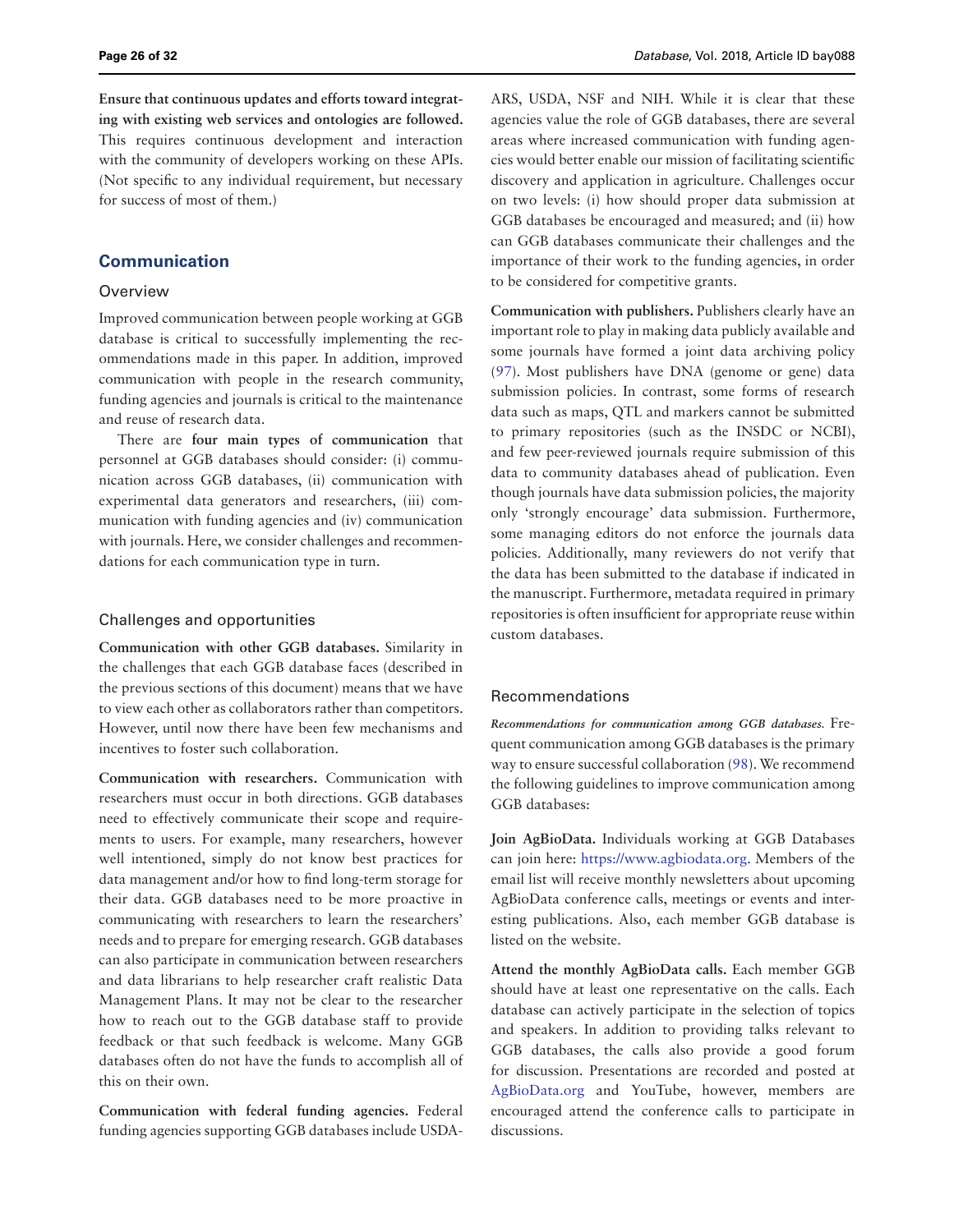**Ensure that continuous updates and efforts toward integrating with existing web services and ontologies are followed.** This requires continuous development and interaction with the community of developers working on these APIs. (Not specific to any individual requirement, but necessary for success of most of them.)

## Communication

### Overview

Improved communication between people working at GGB database is critical to successfully implementing the recommendations made in this paper. In addition, improved communication with people in the research community, funding agencies and journals is critical to the maintenance and reuse of research data.

There are **four main types of communication** that personnel at GGB databases should consider: (i) communication across GGB databases, (ii) communication with experimental data generators and researchers, (iii) communication with funding agencies and (iv) communication with journals. Here, we consider challenges and recommendations for each communication type in turn.

### Challenges and opportunities

**Communication with other GGB databases.** Similarity in the challenges that each GGB database faces (described in the previous sections of this document) means that we have to view each other as collaborators rather than competitors. However, until now there have been few mechanisms and incentives to foster such collaboration.

**Communication with researchers.** Communication with researchers must occur in both directions. GGB databases need to effectively communicate their scope and requirements to users. For example, many researchers, however well intentioned, simply do not know best practices for data management and/or how to find long-term storage for their data. GGB databases need to be more proactive in communicating with researchers to learn the researchers' needs and to prepare for emerging research. GGB databases can also participate in communication between researchers and data librarians to help researcher craft realistic Data Management Plans. It may not be clear to the researcher how to reach out to the GGB database staff to provide feedback or that such feedback is welcome. Many GGB databases often do not have the funds to accomplish all of this on their own.

**Communication with federal funding agencies.** Federal funding agencies supporting GGB databases include USDA-ARS, USDA, NSF and NIH. While it is clear that these agencies value the role of GGB databases, there are several areas where increased communication with funding agencies would better enable our mission of facilitating scientific discovery and application in agriculture. Challenges occur on two levels: (i) how should proper data submission at GGB databases be encouraged and measured; and (ii) how can GGB databases communicate their challenges and the importance of their work to the funding agencies, in order to be considered for competitive grants.

**Communication with publishers.** Publishers clearly have an important role to play in making data publicly available and some journals have formed a joint data archiving policy (97). Most publishers have DNA (genome or gene) data submission policies. In contrast, some forms of research data such as maps, QTL and markers cannot be submitted to primary repositories (such as the INSDC or NCBI), and few peer-reviewed journals require submission of this data to community databases ahead of publication. Even though journals have data submission policies, the majority only 'strongly encourage' data submission. Furthermore, some managing editors do not enforce the journals data policies. Additionally, many reviewers do not verify that the data has been submitted to the database if indicated in the manuscript. Furthermore, metadata required in primary repositories is often insufficient for appropriate reuse within custom databases.

### Recommendations

***Recommendations for communication among GGB databases.*** Frequent communication among GGB databases is the primary way to ensure successful collaboration (98). We recommend the following guidelines to improve communication among GGB databases:

**Join AgBioData.** Individuals working at GGB Databases can join here: https://www.agbiodata.org. Members of the email list will receive monthly newsletters about upcoming AgBioData conference calls, meetings or events and interesting publications. Also, each member GGB database is listed on the website.

**Attend the monthly AgBioData calls.** Each member GGB should have at least one representative on the calls. Each database can actively participate in the selection of topics and speakers. In addition to providing talks relevant to GGB databases, the calls also provide a good forum for discussion. Presentations are recorded and posted at AgBioData.org and YouTube, however, members are encouraged attend the conference calls to participate in discussions.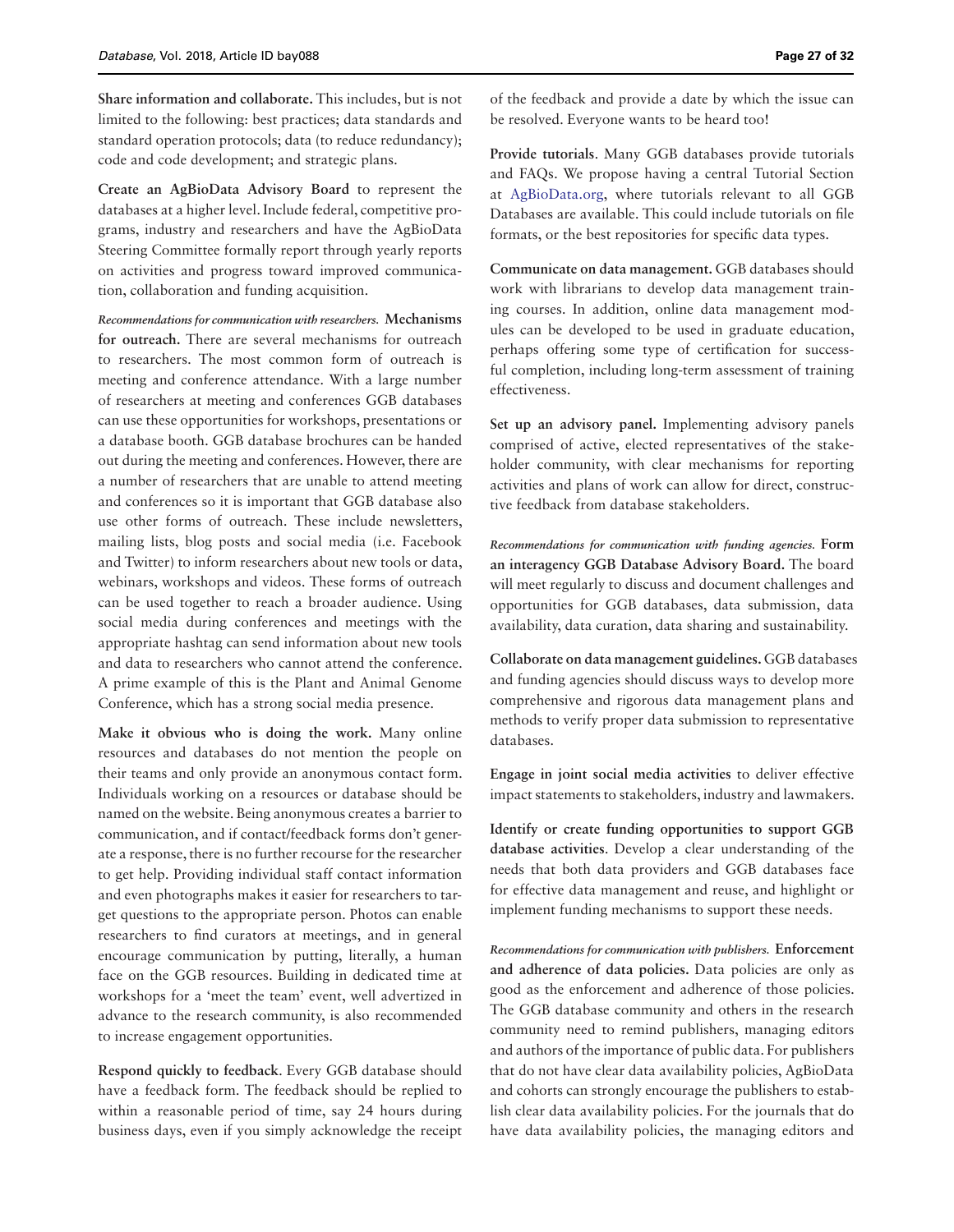**Share information and collaborate.** This includes, but is not limited to the following: best practices; data standards and standard operation protocols; data (to reduce redundancy); code and code development; and strategic plans.

**Create an AgBioData Advisory Board** to represent the databases at a higher level. Include federal, competitive programs, industry and researchers and have the AgBioData Steering Committee formally report through yearly reports on activities and progress toward improved communication, collaboration and funding acquisition.

*Recommendations for communication with researchers.* **Mechanisms for outreach.** There are several mechanisms for outreach to researchers. The most common form of outreach is meeting and conference attendance. With a large number of researchers at meeting and conferences GGB databases can use these opportunities for workshops, presentations or a database booth. GGB database brochures can be handed out during the meeting and conferences. However, there are a number of researchers that are unable to attend meeting and conferences so it is important that GGB database also use other forms of outreach. These include newsletters, mailing lists, blog posts and social media (i.e. Facebook and Twitter) to inform researchers about new tools or data, webinars, workshops and videos. These forms of outreach can be used together to reach a broader audience. Using social media during conferences and meetings with the appropriate hashtag can send information about new tools and data to researchers who cannot attend the conference. A prime example of this is the Plant and Animal Genome Conference, which has a strong social media presence.

**Make it obvious who is doing the work.** Many online resources and databases do not mention the people on their teams and only provide an anonymous contact form. Individuals working on a resources or database should be named on the website. Being anonymous creates a barrier to communication, and if contact/feedback forms don't generate a response, there is no further recourse for the researcher to get help. Providing individual staff contact information and even photographs makes it easier for researchers to target questions to the appropriate person. Photos can enable researchers to find curators at meetings, and in general encourage communication by putting, literally, a human face on the GGB resources. Building in dedicated time at workshops for a 'meet the team' event, well advertized in advance to the research community, is also recommended to increase engagement opportunities.

**Respond quickly to feedback**. Every GGB database should have a feedback form. The feedback should be replied to within a reasonable period of time, say 24 hours during business days, even if you simply acknowledge the receipt of the feedback and provide a date by which the issue can be resolved. Everyone wants to be heard too!

**Provide tutorials**. Many GGB databases provide tutorials and FAQs. We propose having a central Tutorial Section at AgBioData.org, where tutorials relevant to all GGB Databases are available. This could include tutorials on file formats, or the best repositories for specific data types.

**Communicate on data management.** GGB databases should work with librarians to develop data management training courses. In addition, online data management modules can be developed to be used in graduate education, perhaps offering some type of certification for successful completion, including long-term assessment of training effectiveness.

**Set up an advisory panel.** Implementing advisory panels comprised of active, elected representatives of the stakeholder community, with clear mechanisms for reporting activities and plans of work can allow for direct, constructive feedback from database stakeholders.

*Recommendations for communication with funding agencies.* **Form an interagency GGB Database Advisory Board.** The board will meet regularly to discuss and document challenges and opportunities for GGB databases, data submission, data availability, data curation, data sharing and sustainability.

**Collaborate on data management guidelines.** GGB databases and funding agencies should discuss ways to develop more comprehensive and rigorous data management plans and methods to verify proper data submission to representative databases.

**Engage in joint social media activities** to deliver effective impact statements to stakeholders, industry and lawmakers.

**Identify or create funding opportunities to support GGB database activities**. Develop a clear understanding of the needs that both data providers and GGB databases face for effective data management and reuse, and highlight or implement funding mechanisms to support these needs.

*Recommendations for communication with publishers.* **Enforcement and adherence of data policies.** Data policies are only as good as the enforcement and adherence of those policies. The GGB database community and others in the research community need to remind publishers, managing editors and authors of the importance of public data. For publishers that do not have clear data availability policies, AgBioData and cohorts can strongly encourage the publishers to establish clear data availability policies. For the journals that do have data availability policies, the managing editors and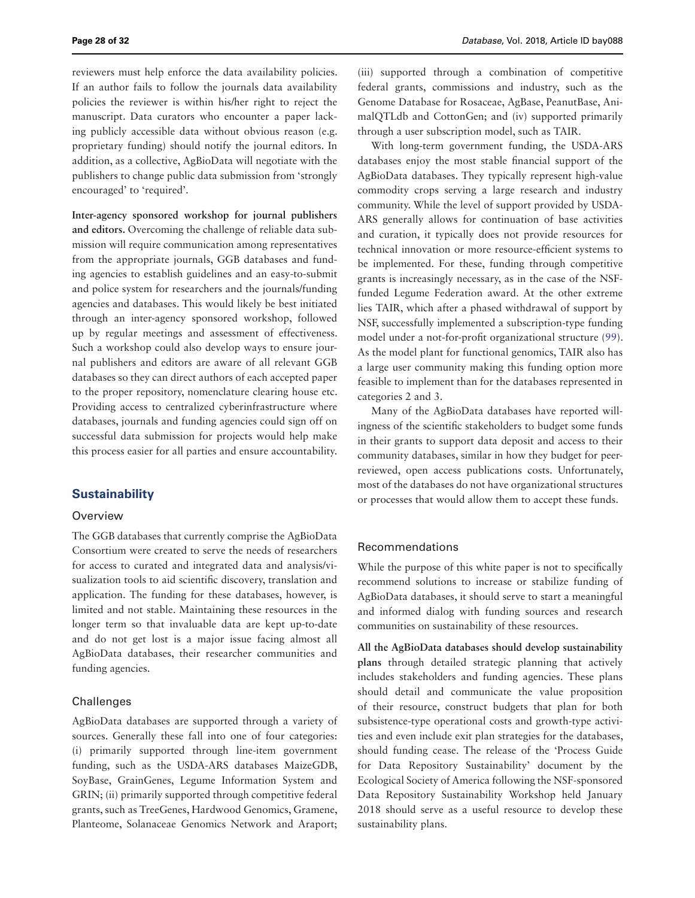reviewers must help enforce the data availability policies. If an author fails to follow the journals data availability policies the reviewer is within his/her right to reject the manuscript. Data curators who encounter a paper lacking publicly accessible data without obvious reason (e.g. proprietary funding) should notify the journal editors. In addition, as a collective, AgBioData will negotiate with the publishers to change public data submission from 'strongly encouraged' to 'required'.

**Inter-agency sponsored workshop for journal publishers and editors.** Overcoming the challenge of reliable data submission will require communication among representatives from the appropriate journals, GGB databases and funding agencies to establish guidelines and an easy-to-submit and police system for researchers and the journals/funding agencies and databases. This would likely be best initiated through an inter-agency sponsored workshop, followed up by regular meetings and assessment of effectiveness. Such a workshop could also develop ways to ensure journal publishers and editors are aware of all relevant GGB databases so they can direct authors of each accepted paper to the proper repository, nomenclature clearing house etc. Providing access to centralized cyberinfrastructure where databases, journals and funding agencies could sign off on successful data submission for projects would help make this process easier for all parties and ensure accountability.

## Sustainability

### Overview

The GGB databases that currently comprise the AgBioData Consortium were created to serve the needs of researchers for access to curated and integrated data and analysis/visualization tools to aid scientific discovery, translation and application. The funding for these databases, however, is limited and not stable. Maintaining these resources in the longer term so that invaluable data are kept up-to-date and do not get lost is a major issue facing almost all AgBioData databases, their researcher communities and funding agencies.

### Challenges

AgBioData databases are supported through a variety of sources. Generally these fall into one of four categories: (i) primarily supported through line-item government funding, such as the USDA-ARS databases MaizeGDB, SoyBase, GrainGenes, Legume Information System and GRIN; (ii) primarily supported through competitive federal grants, such as TreeGenes, Hardwood Genomics, Gramene, Planteome, Solanaceae Genomics Network and Araport; (iii) supported through a combination of competitive federal grants, commissions and industry, such as the Genome Database for Rosaceae, AgBase, PeanutBase, AnimalQTLdb and CottonGen; and (iv) supported primarily through a user subscription model, such as TAIR.

With long-term government funding, the USDA-ARS databases enjoy the most stable financial support of the AgBioData databases. They typically represent high-value commodity crops serving a large research and industry community. While the level of support provided by USDA-ARS generally allows for continuation of base activities and curation, it typically does not provide resources for technical innovation or more resource-efficient systems to be implemented. For these, funding through competitive grants is increasingly necessary, as in the case of the NSF-funded Legume Federation award. At the other extreme lies TAIR, which after a phased withdrawal of support by NSF, successfully implemented a subscription-type funding model under a not-for-profit organizational structure (99). As the model plant for functional genomics, TAIR also has a large user community making this funding option more feasible to implement than for the databases represented in categories 2 and 3.

Many of the AgBioData databases have reported willingness of the scientific stakeholders to budget some funds in their grants to support data deposit and access to their community databases, similar in how they budget for peer-reviewed, open access publications costs. Unfortunately, most of the databases do not have organizational structures or processes that would allow them to accept these funds.

### Recommendations

While the purpose of this white paper is not to specifically recommend solutions to increase or stabilize funding of AgBioData databases, it should serve to start a meaningful and informed dialog with funding sources and research communities on sustainability of these resources.

**All the AgBioData databases should develop sustainability plans** through detailed strategic planning that actively includes stakeholders and funding agencies. These plans should detail and communicate the value proposition of their resource, construct budgets that plan for both subsistence-type operational costs and growth-type activities and even include exit plan strategies for the databases, should funding cease. The release of the 'Process Guide for Data Repository Sustainability' document by the Ecological Society of America following the NSF-sponsored Data Repository Sustainability Workshop held January 2018 should serve as a useful resource to develop these sustainability plans.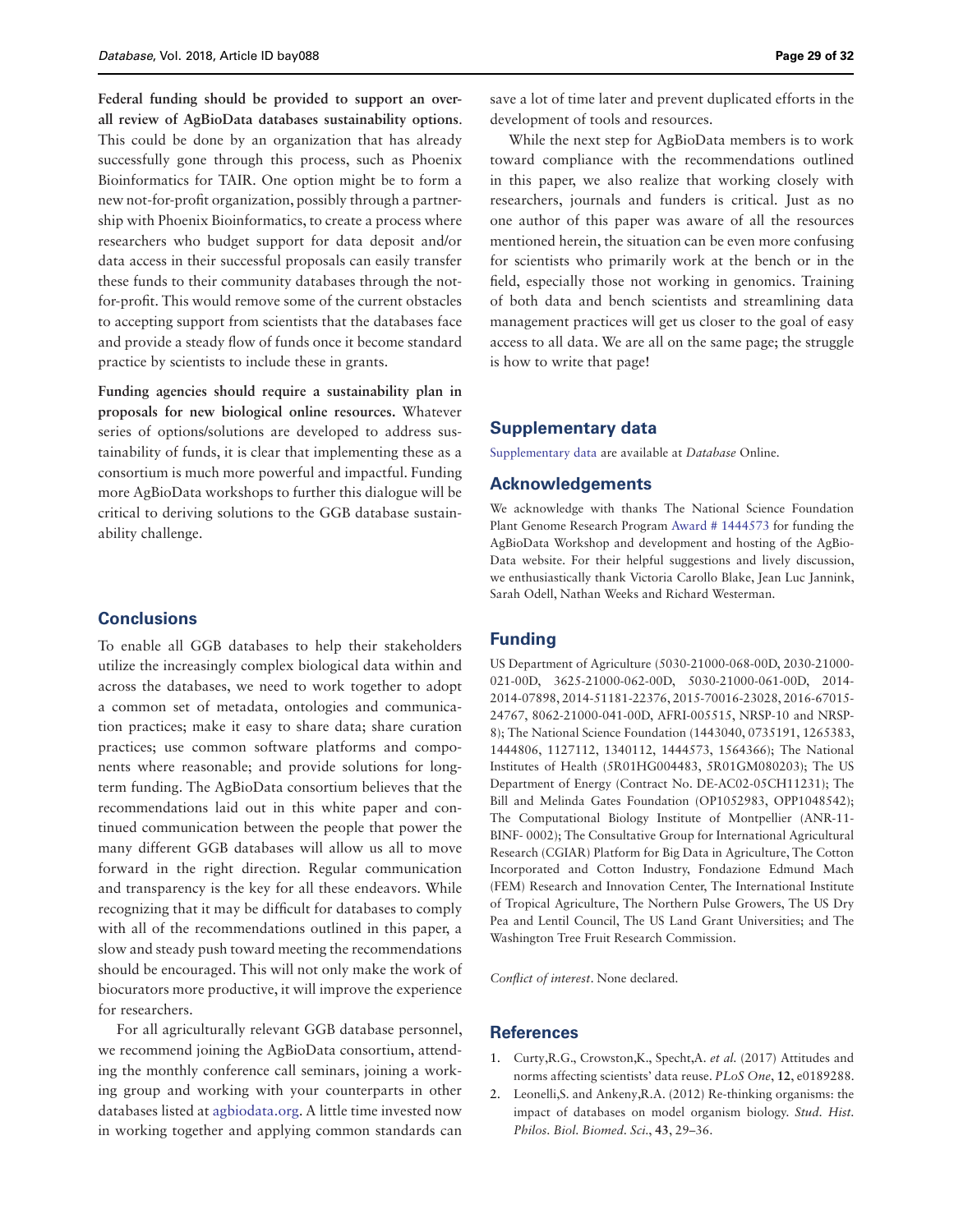**Federal funding should be provided to support an overall review of AgBioData databases sustainability options.** This could be done by an organization that has already successfully gone through this process, such as Phoenix Bioinformatics for TAIR. One option might be to form a new not-for-profit organization, possibly through a partnership with Phoenix Bioinformatics, to create a process where researchers who budget support for data deposit and/or data access in their successful proposals can easily transfer these funds to their community databases through the not-for-profit. This would remove some of the current obstacles to accepting support from scientists that the databases face and provide a steady flow of funds once it become standard practice by scientists to include these in grants.

**Funding agencies should require a sustainability plan in proposals for new biological online resources.** Whatever series of options/solutions are developed to address sustainability of funds, it is clear that implementing these as a consortium is much more powerful and impactful. Funding more AgBioData workshops to further this dialogue will be critical to deriving solutions to the GGB database sustainability challenge.

## Conclusions

To enable all GGB databases to help their stakeholders utilize the increasingly complex biological data within and across the databases, we need to work together to adopt a common set of metadata, ontologies and communication practices; make it easy to share data; share curation practices; use common software platforms and components where reasonable; and provide solutions for long-term funding. The AgBioData consortium believes that the recommendations laid out in this white paper and continued communication between the people that power the many different GGB databases will allow us all to move forward in the right direction. Regular communication and transparency is the key for all these endeavors. While recognizing that it may be difficult for databases to comply with all of the recommendations outlined in this paper, a slow and steady push toward meeting the recommendations should be encouraged. This will not only make the work of biocurators more productive, it will improve the experience for researchers.

For all agriculturally relevant GGB database personnel, we recommend joining the AgBioData consortium, attending the monthly conference call seminars, joining a working group and working with your counterparts in other databases listed at agbiodata.org. A little time invested now in working together and applying common standards can save a lot of time later and prevent duplicated efforts in the development of tools and resources.

While the next step for AgBioData members is to work toward compliance with the recommendations outlined in this paper, we also realize that working closely with researchers, journals and funders is critical. Just as no one author of this paper was aware of all the resources mentioned herein, the situation can be even more confusing for scientists who primarily work at the bench or in the field, especially those not working in genomics. Training of both data and bench scientists and streamlining data management practices will get us closer to the goal of easy access to all data. We are all on the same page; the struggle is how to write that page!

## Supplementary data

Supplementary data are available at *Database* Online.

## Acknowledgements

We acknowledge with thanks The National Science Foundation Plant Genome Research Program Award # 1444573 for funding the AgBioData Workshop and development and hosting of the AgBioData website. For their helpful suggestions and lively discussion, we enthusiastically thank Victoria Carollo Blake, Jean Luc Jannink, Sarah Odell, Nathan Weeks and Richard Westerman.

## Funding

US Department of Agriculture (5030-21000-068-00D, 2030-21000-021-00D, 3625-21000-062-00D, 5030-21000-061-00D, 2014-2014-07898, 2014-51181-22376, 2015-70016-23028, 2016-67015-24767, 8062-21000-041-00D, AFRI-005515, NRSP-10 and NRSP-8); The National Science Foundation (1443040, 0735191, 1265383, 1444806, 1127112, 1340112, 1444573, 1564366); The National Institutes of Health (5R01HG004483, 5R01GM080203); The US Department of Energy (Contract No. DE-AC02-05CH11231); The Bill and Melinda Gates Foundation (OP1052983, OPP1048542); The Computational Biology Institute of Montpellier (ANR-11-BINF- 0002); The Consultative Group for International Agricultural Research (CGIAR) Platform for Big Data in Agriculture, The Cotton Incorporated and Cotton Industry, Fondazione Edmund Mach (FEM) Research and Innovation Center, The International Institute of Tropical Agriculture, The Northern Pulse Growers, The US Dry Pea and Lentil Council, The US Land Grant Universities; and The Washington Tree Fruit Research Commission.

*Conflict of interest*. None declared.

## References

1. Curty,R.G., Crowston,K., Specht,A. *et al.* (2017) Attitudes and norms affecting scientists' data reuse. *PLoS One*, **12**, e0189288.
2. Leonelli,S. and Ankeny,R.A. (2012) Re-thinking organisms: the impact of databases on model organism biology. *Stud. Hist. Philos. Biol. Biomed. Sci.*, **43**, 29–36.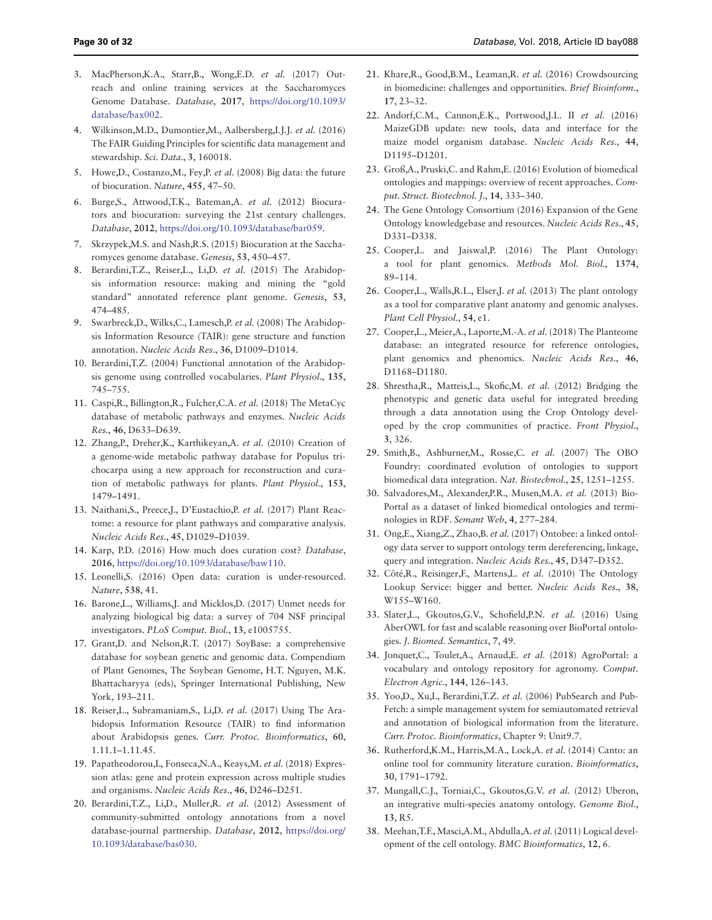3. MacPherson,K.A., Starr,B., Wong,E.D. *et al.* (2017) Outreach and online training services at the Saccharomyces Genome Database. *Database*, **2017**, https://doi.org/10.1093/database/bax002.
4. Wilkinson,M.D., Dumontier,M., Aalbersberg,I.J.J. *et al.* (2016) The FAIR Guiding Principles for scientific data management and stewardship. *Sci. Data.*, **3**, 160018.
5. Howe,D., Costanzo,M., Fey,P. *et al.* (2008) Big data: the future of biocuration. *Nature*, **455**, 47–50.
6. Burge,S., Attwood,T.K., Bateman,A. *et al.* (2012) Biocurators and biocuration: surveying the 21st century challenges. *Database*, **2012**, https://doi.org/10.1093/database/bar059.
7. Skrzypek,M.S. and Nash,R.S. (2015) Biocuration at the Saccharomyces genome database. *Genesis*, **53**, 450–457.
8. Berardini,T.Z., Reiser,L., Li,D. *et al.* (2015) The Arabidopsis information resource: making and mining the "gold standard" annotated reference plant genome. *Genesis*, **53**, 474–485.
9. Swarbreck,D., Wilks,C., Lamesch,P. *et al.* (2008) The Arabidopsis Information Resource (TAIR): gene structure and function annotation. *Nucleic Acids Res.*, **36**, D1009–D1014.
10. Berardini,T.Z. (2004) Functional annotation of the Arabidopsis genome using controlled vocabularies. *Plant Physiol.*, **135**, 745–755.
11. Caspi,R., Billington,R., Fulcher,C.A. *et al.* (2018) The MetaCyc database of metabolic pathways and enzymes. *Nucleic Acids Res.*, **46**, D633–D639.
12. Zhang,P., Dreher,K., Karthikeyan,A. *et al.* (2010) Creation of a genome-wide metabolic pathway database for Populus trichocarpa using a new approach for reconstruction and curation of metabolic pathways for plants. *Plant Physiol.*, **153**, 1479–1491.
13. Naithani,S., Preece,J., D'Eustachio,P. *et al.* (2017) Plant Reactome: a resource for plant pathways and comparative analysis. *Nucleic Acids Res.*, **45**, D1029–D1039.
14. Karp, P.D. (2016) How much does curation cost? *Database*, **2016**, https://doi.org/10.1093/database/baw110.
15. Leonelli,S. (2016) Open data: curation is under-resourced. *Nature*, **538**, 41.
16. Barone,L., Williams,J. and Micklos,D. (2017) Unmet needs for analyzing biological big data: a survey of 704 NSF principal investigators. *PLoS Comput. Biol.*, **13**, e1005755.
17. Grant,D. and Nelson,R.T. (2017) SoyBase: a comprehensive database for soybean genetic and genomic data. Compendium of Plant Genomes, The Soybean Genome, H.T. Nguyen, M.K. Bhattacharyya (eds), Springer International Publishing, New York, 193–211.
18. Reiser,L., Subramaniam,S., Li,D. *et al.* (2017) Using The Arabidopsis Information Resource (TAIR) to find information about Arabidopsis genes. *Curr. Protoc. Bioinformatics*, **60**, 1.11.1–1.11.45.
19. Papatheodorou,I., Fonseca,N.A., Keays,M. *et al.* (2018) Expression atlas: gene and protein expression across multiple studies and organisms. *Nucleic Acids Res.*, **46**, D246–D251.
20. Berardini,T.Z., Li,D., Muller,R. *et al.* (2012) Assessment of community-submitted ontology annotations from a novel database-journal partnership. *Database*, **2012**, https://doi.org/10.1093/database/bas030.
21. Khare,R., Good,B.M., Leaman,R. *et al.* (2016) Crowdsourcing in biomedicine: challenges and opportunities. *Brief Bioinform.*, **17**, 23–32.
22. Andorf,C.M., Cannon,E.K., Portwood,J.L. II *et al.* (2016) MaizeGDB update: new tools, data and interface for the maize model organism database. *Nucleic Acids Res.*, **44**, D1195–D1201.
23. Groß,A., Pruski,C. and Rahm,E. (2016) Evolution of biomedical ontologies and mappings: overview of recent approaches. *Comput. Struct. Biotechnol. J.*, **14**, 333–340.
24. The Gene Ontology Consortium (2016) Expansion of the Gene Ontology knowledgebase and resources. *Nucleic Acids Res.*, **45**, D331–D338.
25. Cooper,L. and Jaiswal,P. (2016) The Plant Ontology: a tool for plant genomics. *Methods Mol. Biol.*, **1374**, 89–114.
26. Cooper,L., Walls,R.L., Elser,J. *et al.* (2013) The plant ontology as a tool for comparative plant anatomy and genomic analyses. *Plant Cell Physiol.*, **54**, e1.
27. Cooper,L., Meier,A., Laporte,M.-A. *et al.* (2018) The Planteome database: an integrated resource for reference ontologies, plant genomics and phenomics. *Nucleic Acids Res.*, **46**, D1168–D1180.
28. Shrestha,R., Matteis,L., Skofic,M. *et al.* (2012) Bridging the phenotypic and genetic data useful for integrated breeding through a data annotation using the Crop Ontology developed by the crop communities of practice. *Front Physiol.*, **3**, 326.
29. Smith,B., Ashburner,M., Rosse,C. *et al.* (2007) The OBO Foundry: coordinated evolution of ontologies to support biomedical data integration. *Nat. Biotechnol.*, **25**, 1251–1255.
30. Salvadores,M., Alexander,P.R., Musen,M.A. *et al.* (2013) BioPortal as a dataset of linked biomedical ontologies and terminologies in RDF. *Semant Web*, **4**, 277–284.
31. Ong,E., Xiang,Z., Zhao,B. *et al.* (2017) Ontobee: a linked ontology data server to support ontology term dereferencing, linkage, query and integration. *Nucleic Acids Res.*, **45**, D347–D352.
32. Côté,R., Reisinger,F., Martens,L. *et al.* (2010) The Ontology Lookup Service: bigger and better. *Nucleic Acids Res.*, **38**, W155–W160.
33. Slater,L., Gkoutos,G.V., Schofield,P.N. *et al.* (2016) Using AberOWL for fast and scalable reasoning over BioPortal ontologies. *J. Biomed. Semantics*, **7**, 49.
34. Jonquet,C., Toulet,A., Arnaud,E. *et al.* (2018) AgroPortal: a vocabulary and ontology repository for agronomy. *Comput. Electron Agric.*, **144**, 126–143.
35. Yoo,D., Xu,I., Berardini,T.Z. *et al.* (2006) PubSearch and PubFetch: a simple management system for semiautomated retrieval and annotation of biological information from the literature. *Curr. Protoc. Bioinformatics*, Chapter 9: Unit9.7.
36. Rutherford,K.M., Harris,M.A., Lock,A. *et al.* (2014) Canto: an online tool for community literature curation. *Bioinformatics*, **30**, 1791–1792.
37. Mungall,C.J., Torniai,C., Gkoutos,G.V. *et al.* (2012) Uberon, an integrative multi-species anatomy ontology. *Genome Biol.*, **13**, R5.
38. Meehan,T.F., Masci,A.M., Abdulla,A. *et al.* (2011) Logical development of the cell ontology. *BMC Bioinformatics*, **12**, 6.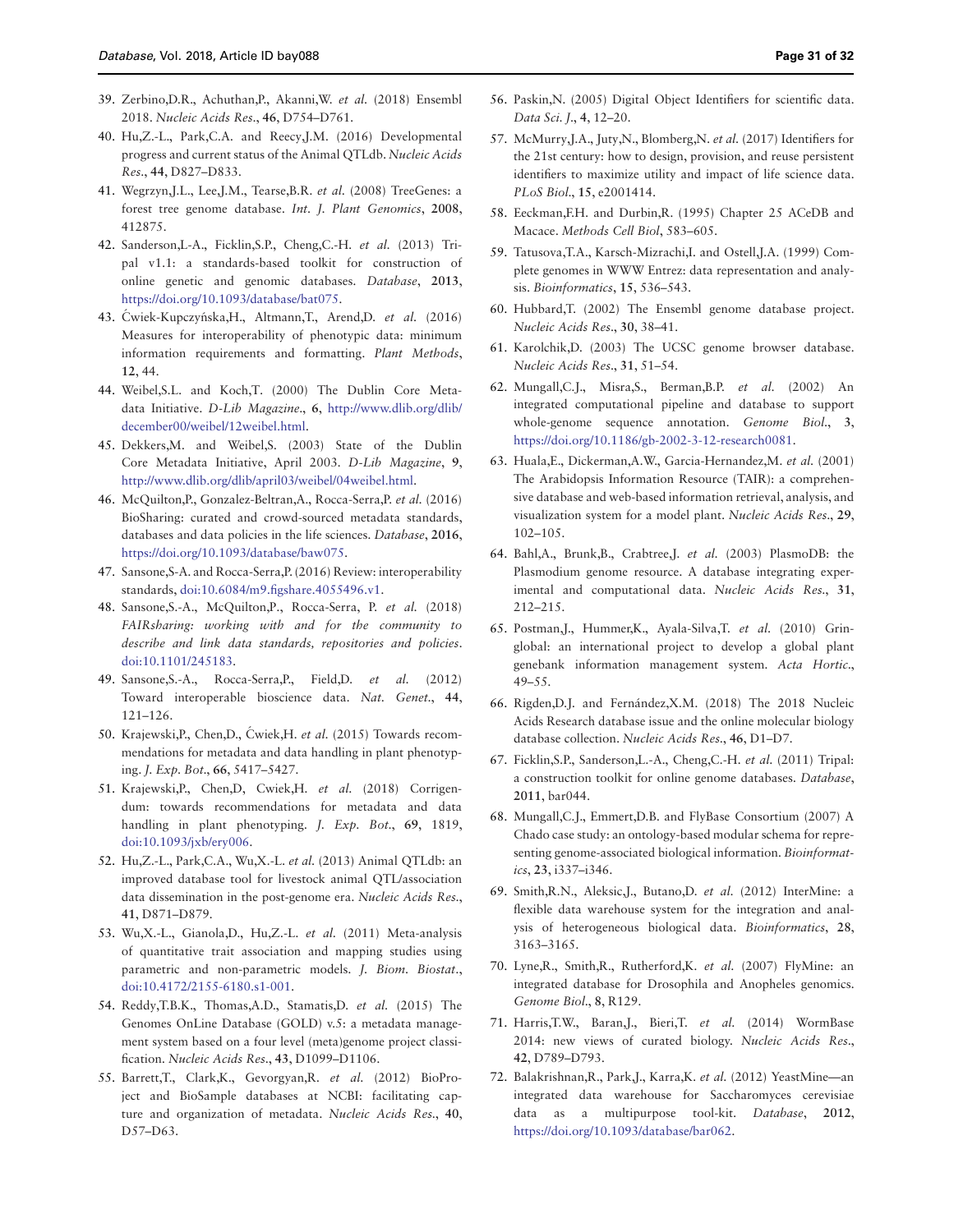39. Zerbino,D.R., Achuthan,P., Akanni,W. *et al.* (2018) Ensembl 2018. *Nucleic Acids Res.*, **46**, D754–D761.
40. Hu,Z.-L., Park,C.A. and Reecy,J.M. (2016) Developmental progress and current status of the Animal QTLdb. *Nucleic Acids Res.*, **44**, D827–D833.
41. Wegrzyn,J.L., Lee,J.M., Tearse,B.R. *et al.* (2008) TreeGenes: a forest tree genome database. *Int. J. Plant Genomics*, **2008**, 412875.
42. Sanderson,L-A., Ficklin,S.P., Cheng,C.-H. *et al.* (2013) Tripal v1.1: a standards-based toolkit for construction of online genetic and genomic databases. *Database*, **2013**, https://doi.org/10.1093/database/bat075.
43. Ćwiek-Kupczyńska,H., Altmann,T., Arend,D. *et al.* (2016) Measures for interoperability of phenotypic data: minimum information requirements and formatting. *Plant Methods*, **12**, 44.
44. Weibel,S.L. and Koch,T. (2000) The Dublin Core Metadata Initiative. *D-Lib Magazine.*, **6**, http://www.dlib.org/dlib/december00/weibel/12weibel.html.
45. Dekkers,M. and Weibel,S. (2003) State of the Dublin Core Metadata Initiative, April 2003. *D-Lib Magazine*, **9**, http://www.dlib.org/dlib/april03/weibel/04weibel.html.
46. McQuilton,P., Gonzalez-Beltran,A., Rocca-Serra,P. *et al.* (2016) BioSharing: curated and crowd-sourced metadata standards, databases and data policies in the life sciences. *Database*, **2016**, https://doi.org/10.1093/database/baw075.
47. Sansone,S-A. and Rocca-Serra,P. (2016) Review: interoperability standards, doi:10.6084/m9.figshare.4055496.v1.
48. Sansone,S.-A., McQuilton,P., Rocca-Serra, P. *et al.* (2018) *FAIRsharing: working with and for the community to describe and link data standards, repositories and policies.* doi:10.1101/245183.
49. Sansone,S.-A., Rocca-Serra,P., Field,D. *et al.* (2012) Toward interoperable bioscience data. *Nat. Genet.*, **44**, 121–126.
50. Krajewski,P., Chen,D., Ćwiek,H. *et al.* (2015) Towards recommendations for metadata and data handling in plant phenotyping. *J. Exp. Bot.*, **66**, 5417–5427.
51. Krajewski,P., Chen,D, Cwiek,H. *et al.* (2018) Corrigendum: towards recommendations for metadata and data handling in plant phenotyping. *J. Exp. Bot.*, **69**, 1819, doi:10.1093/jxb/ery006.
52. Hu,Z.-L., Park,C.A., Wu,X.-L. *et al.* (2013) Animal QTLdb: an improved database tool for livestock animal QTL/association data dissemination in the post-genome era. *Nucleic Acids Res.*, **41**, D871–D879.
53. Wu,X.-L., Gianola,D., Hu,Z.-L. *et al.* (2011) Meta-analysis of quantitative trait association and mapping studies using parametric and non-parametric models. *J. Biom. Biostat.*, doi:10.4172/2155-6180.s1-001.
54. Reddy,T.B.K., Thomas,A.D., Stamatis,D. *et al.* (2015) The Genomes OnLine Database (GOLD) v.5: a metadata management system based on a four level (meta)genome project classification. *Nucleic Acids Res.*, **43**, D1099–D1106.
55. Barrett,T., Clark,K., Gevorgyan,R. *et al.* (2012) BioProject and BioSample databases at NCBI: facilitating capture and organization of metadata. *Nucleic Acids Res.*, **40**, D57–D63.
56. Paskin,N. (2005) Digital Object Identifiers for scientific data. *Data Sci. J.*, **4**, 12–20.
57. McMurry,J.A., Juty,N., Blomberg,N. *et al.* (2017) Identifiers for the 21st century: how to design, provision, and reuse persistent identifiers to maximize utility and impact of life science data. *PLoS Biol.*, **15**, e2001414.
58. Eeckman,F.H. and Durbin,R. (1995) Chapter 25 ACeDB and Macace. *Methods Cell Biol*, 583–605.
59. Tatusova,T.A., Karsch-Mizrachi,I. and Ostell,J.A. (1999) Complete genomes in WWW Entrez: data representation and analysis. *Bioinformatics*, **15**, 536–543.
60. Hubbard,T. (2002) The Ensembl genome database project. *Nucleic Acids Res.*, **30**, 38–41.
61. Karolchik,D. (2003) The UCSC genome browser database. *Nucleic Acids Res.*, **31**, 51–54.
62. Mungall,C.J., Misra,S., Berman,B.P. *et al.* (2002) An integrated computational pipeline and database to support whole-genome sequence annotation. *Genome Biol.*, **3**, https://doi.org/10.1186/gb-2002-3-12-research0081.
63. Huala,E., Dickerman,A.W., Garcia-Hernandez,M. *et al.* (2001) The Arabidopsis Information Resource (TAIR): a comprehensive database and web-based information retrieval, analysis, and visualization system for a model plant. *Nucleic Acids Res.*, **29**, 102–105.
64. Bahl,A., Brunk,B., Crabtree,J. *et al.* (2003) PlasmoDB: the Plasmodium genome resource. A database integrating experimental and computational data. *Nucleic Acids Res.*, **31**, 212–215.
65. Postman,J., Hummer,K., Ayala-Silva,T. *et al.* (2010) Grin-global: an international project to develop a global plant genebank information management system. *Acta Hortic.*, 49–55.
66. Rigden,D.J. and Fernández,X.M. (2018) The 2018 Nucleic Acids Research database issue and the online molecular biology database collection. *Nucleic Acids Res.*, **46**, D1–D7.
67. Ficklin,S.P., Sanderson,L.-A., Cheng,C.-H. *et al.* (2011) Tripal: a construction toolkit for online genome databases. *Database*, **2011**, bar044.
68. Mungall,C.J., Emmert,D.B. and FlyBase Consortium (2007) A Chado case study: an ontology-based modular schema for representing genome-associated biological information. *Bioinformatics*, **23**, i337–i346.
69. Smith,R.N., Aleksic,J., Butano,D. *et al.* (2012) InterMine: a flexible data warehouse system for the integration and analysis of heterogeneous biological data. *Bioinformatics*, **28**, 3163–3165.
70. Lyne,R., Smith,R., Rutherford,K. *et al.* (2007) FlyMine: an integrated database for Drosophila and Anopheles genomics. *Genome Biol.*, **8**, R129.
71. Harris,T.W., Baran,J., Bieri,T. *et al.* (2014) WormBase 2014: new views of curated biology. *Nucleic Acids Res.*, **42**, D789–D793.
72. Balakrishnan,R., Park,J., Karra,K. *et al.* (2012) YeastMine—an integrated data warehouse for Saccharomyces cerevisiae data as a multipurpose tool-kit. *Database*, **2012**, https://doi.org/10.1093/database/bar062.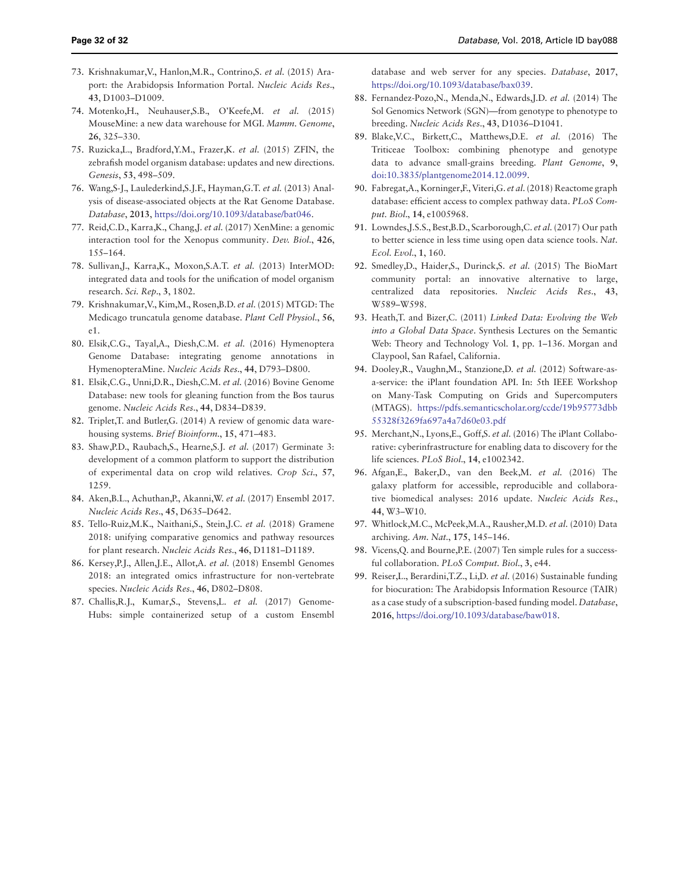73. Krishnakumar,V., Hanlon,M.R., Contrino,S. *et al.* (2015) Araport: the Arabidopsis Information Portal. *Nucleic Acids Res.*, **43**, D1003–D1009.
74. Motenko,H., Neuhauser,S.B., O'Keefe,M. *et al.* (2015) MouseMine: a new data warehouse for MGI. *Mamm. Genome*, **26**, 325–330.
75. Ruzicka,L., Bradford,Y.M., Frazer,K. *et al.* (2015) ZFIN, the zebrafish model organism database: updates and new directions. *Genesis*, **53**, 498–509.
76. Wang,S-J., Laulederkind,S.J.F., Hayman,G.T. *et al.* (2013) Analysis of disease-associated objects at the Rat Genome Database. *Database*, **2013**, https://doi.org/10.1093/database/bat046.
77. Reid,C.D., Karra,K., Chang,J. *et al.* (2017) XenMine: a genomic interaction tool for the Xenopus community. *Dev. Biol.*, **426**, 155–164.
78. Sullivan,J., Karra,K., Moxon,S.A.T. *et al.* (2013) InterMOD: integrated data and tools for the unification of model organism research. *Sci. Rep.*, **3**, 1802.
79. Krishnakumar,V., Kim,M., Rosen,B.D. *et al.* (2015) MTGD: The Medicago truncatula genome database. *Plant Cell Physiol.*, **56**, e1.
80. Elsik,C.G., Tayal,A., Diesh,C.M. *et al.* (2016) Hymenoptera Genome Database: integrating genome annotations in HymenopteraMine. *Nucleic Acids Res.*, **44**, D793–D800.
81. Elsik,C.G., Unni,D.R., Diesh,C.M. *et al.* (2016) Bovine Genome Database: new tools for gleaning function from the Bos taurus genome. *Nucleic Acids Res.*, **44**, D834–D839.
82. Triplet,T. and Butler,G. (2014) A review of genomic data warehousing systems. *Brief Bioinform.*, **15**, 471–483.
83. Shaw,P.D., Raubach,S., Hearne,S.J. *et al.* (2017) Germinate 3: development of a common platform to support the distribution of experimental data on crop wild relatives. *Crop Sci.*, **57**, 1259.
84. Aken,B.L., Achuthan,P., Akanni,W. *et al.* (2017) Ensembl 2017. *Nucleic Acids Res.*, **45**, D635–D642.
85. Tello-Ruiz,M.K., Naithani,S., Stein,J.C. *et al.* (2018) Gramene 2018: unifying comparative genomics and pathway resources for plant research. *Nucleic Acids Res.*, **46**, D1181–D1189.
86. Kersey,P.J., Allen,J.E., Allot,A. *et al.* (2018) Ensembl Genomes 2018: an integrated omics infrastructure for non-vertebrate species. *Nucleic Acids Res.*, **46**, D802–D808.
87. Challis,R.J., Kumar,S., Stevens,L. *et al.* (2017) GenomeHubs: simple containerized setup of a custom Ensembl database and web server for any species. *Database*, **2017**, https://doi.org/10.1093/database/bax039.
88. Fernandez-Pozo,N., Menda,N., Edwards,J.D. *et al.* (2014) The Sol Genomics Network (SGN)—from genotype to phenotype to breeding. *Nucleic Acids Res.*, **43**, D1036–D1041.
89. Blake,V.C., Birkett,C., Matthews,D.E. *et al.* (2016) The Triticeae Toolbox: combining phenotype and genotype data to advance small-grains breeding. *Plant Genome*, **9**, doi:10.3835/plantgenome2014.12.0099.
90. Fabregat,A., Korninger,F., Viteri,G. *et al.* (2018) Reactome graph database: efficient access to complex pathway data. *PLoS Comput. Biol.*, **14**, e1005968.
91. Lowndes,J.S.S., Best,B.D., Scarborough,C. *et al.* (2017) Our path to better science in less time using open data science tools. *Nat. Ecol. Evol.*, **1**, 160.
92. Smedley,D., Haider,S., Durinck,S. *et al.* (2015) The BioMart community portal: an innovative alternative to large, centralized data repositories. *Nucleic Acids Res.*, **43**, W589–W598.
93. Heath,T. and Bizer,C. (2011) *Linked Data: Evolving the Web into a Global Data Space*. Synthesis Lectures on the Semantic Web: Theory and Technology Vol. **1**, pp. 1–136. Morgan and Claypool, San Rafael, California.
94. Dooley,R., Vaughn,M., Stanzione,D. *et al.* (2012) Software-as-a-service: the iPlant foundation API. In: 5th IEEE Workshop on Many-Task Computing on Grids and Supercomputers (MTAGS). https://pdfs.semanticscholar.org/ccde/19b95773dbb55328f3269fa697a4a7d60e03.pdf
95. Merchant,N., Lyons,E., Goff,S. *et al.* (2016) The iPlant Collaborative: cyberinfrastructure for enabling data to discovery for the life sciences. *PLoS Biol.*, **14**, e1002342.
96. Afgan,E., Baker,D., van den Beek,M. *et al.* (2016) The galaxy platform for accessible, reproducible and collaborative biomedical analyses: 2016 update. *Nucleic Acids Res.*, **44**, W3–W10.
97. Whitlock,M.C., McPeek,M.A., Rausher,M.D. *et al.* (2010) Data archiving. *Am. Nat.*, **175**, 145–146.
98. Vicens,Q. and Bourne,P.E. (2007) Ten simple rules for a successful collaboration. *PLoS Comput. Biol.*, **3**, e44.
99. Reiser,L., Berardini,T.Z., Li,D. *et al.* (2016) Sustainable funding for biocuration: The Arabidopsis Information Resource (TAIR) as a case study of a subscription-based funding model. *Database*, **2016**, https://doi.org/10.1093/database/baw018.